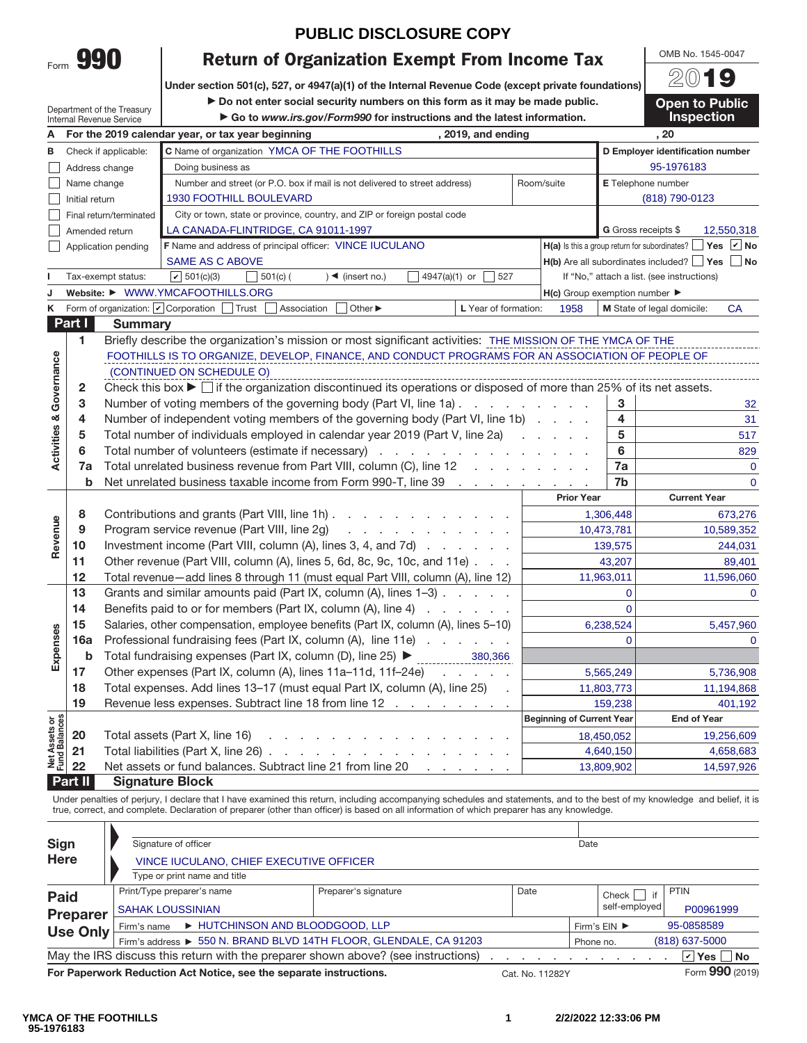# PUBLIC DISCLOSURE COPY

Form **990**

## Return of Organization Exempt From Income Tax

Under section 501(c), 527, or 4947(a)(1) of the Internal Revenue Code (except private foundations)

▶ Do not enter social security numbers on this form as it may be made public.

▶ Go to *www.irs.gov/Form990* for instructions and the latest information.

Department of the Treasury
Internal Revenue Service

OMB No. 1545-0047

**2019**

**Open to Public Inspection**

**A** For the 2019 calendar year, or tax year beginning , 2019, and ending , 20

**B** Check if applicable:
- ☐ Address change
- ☐ Name change
- ☐ Initial return
- ☐ Final return/terminated
- ☐ Amended return
- ☐ Application pending

**C** Name of organization: YMCA OF THE FOOTHILLS

Doing business as

Number and street (or P.O. box if mail is not delivered to street address): 1930 FOOTHILL BOULEVARD | Room/suite

City or town, state or province, country, and ZIP or foreign postal code: LA CANADA-FLINTRIDGE, CA 91011-1997

**D** Employer identification number: 95-1976183

**E** Telephone number: (818) 790-0123

**G** Gross receipts $ 12,550,318

**F** Name and address of principal officer: VINCE IUCULANO
SAME AS C ABOVE

**H(a)** Is this a group return for subordinates? ☐ Yes ☑ No

**H(b)** Are all subordinates included? ☐ Yes ☐ No
If "No," attach a list. (see instructions)

**I** Tax-exempt status: ☑ 501(c)(3) ☐ 501(c) ( ) ◀ (insert no.) ☐ 4947(a)(1) or ☐ 527

**J** Website: ▶ WWW.YMCAFOOTHILLS.ORG

**H(c)** Group exemption number ▶

**K** Form of organization: ☑ Corporation ☐ Trust ☐ Association ☐ Other ▶

**L** Year of formation: 1958

**M** State of legal domicile: CA

## Part I Summary

**Activities & Governance**

1 Briefly describe the organization's mission or most significant activities: THE MISSION OF THE YMCA OF THE FOOTHILLS IS TO ORGANIZE, DEVELOP, FINANCE, AND CONDUCT PROGRAMS FOR AN ASSOCIATION OF PEOPLE OF (CONTINUED ON SCHEDULE O)

2 Check this box ▶ ☐ if the organization discontinued its operations or disposed of more than 25% of its net assets.

| | | | |
|---|---|---|---|
| 3 | Number of voting members of the governing body (Part VI, line 1a) | 3 | 32 |
| 4 | Number of independent voting members of the governing body (Part VI, line 1b) | 4 | 31 |
| 5 | Total number of individuals employed in calendar year 2019 (Part V, line 2a) | 5 | 517 |
| 6 | Total number of volunteers (estimate if necessary) | 6 | 829 |
| 7a | Total unrelated business revenue from Part VIII, column (C), line 12 | 7a | 0 |
| b | Net unrelated business taxable income from Form 990-T, line 39 | 7b | 0 |

| | | | Prior Year | Current Year |
|---|---|---|---|---|
| **Revenue** | 8 | Contributions and grants (Part VIII, line 1h) | 1,306,448 | 673,276 |
| | 9 | Program service revenue (Part VIII, line 2g) | 10,473,781 | 10,589,352 |
| | 10 | Investment income (Part VIII, column (A), lines 3, 4, and 7d) | 139,575 | 244,031 |
| | 11 | Other revenue (Part VIII, column (A), lines 5, 6d, 8c, 9c, 10c, and 11e) | 43,207 | 89,401 |
| | 12 | Total revenue—add lines 8 through 11 (must equal Part VIII, column (A), line 12) | 11,963,011 | 11,596,060 |
| **Expenses** | 13 | Grants and similar amounts paid (Part IX, column (A), lines 1–3) | 0 | 0 |
| | 14 | Benefits paid to or for members (Part IX, column (A), line 4) | 0 | |
| | 15 | Salaries, other compensation, employee benefits (Part IX, column (A), lines 5–10) | 6,238,524 | 5,457,960 |
| | 16a | Professional fundraising fees (Part IX, column (A), line 11e) | 0 | 0 |
| | b | Total fundraising expenses (Part IX, column (D), line 25) ▶ 380,366 | | |
| | 17 | Other expenses (Part IX, column (A), lines 11a–11d, 11f–24e) | 5,565,249 | 5,736,908 |
| | 18 | Total expenses. Add lines 13–17 (must equal Part IX, column (A), line 25) | 11,803,773 | 11,194,868 |
| | 19 | Revenue less expenses. Subtract line 18 from line 12 | 159,238 | 401,192 |
| | | | **Beginning of Current Year** | **End of Year** |
| **Net Assets or Fund Balances** | 20 | Total assets (Part X, line 16) | 18,450,052 | 19,256,609 |
| | 21 | Total liabilities (Part X, line 26) | 4,640,150 | 4,658,683 |
| | 22 | Net assets or fund balances. Subtract line 21 from line 20 | 13,809,902 | 14,597,926 |

## Part II Signature Block

Under penalties of perjury, I declare that I have examined this return, including accompanying schedules and statements, and to the best of my knowledge and belief, it is true, correct, and complete. Declaration of preparer (other than officer) is based on all information of which preparer has any knowledge.

**Sign Here**

Signature of officer | Date

VINCE IUCULANO, CHIEF EXECUTIVE OFFICER
Type or print name and title

**Paid Preparer Use Only**

| Print/Type preparer's name | Preparer's signature | Date | Check ☐ if self-employed | PTIN |
|---|---|---|---|---|
| SAHAK LOUSSINIAN | | | | P00961999 |

Firm's name ▶ HUTCHINSON AND BLOODGOOD, LLP | Firm's EIN ▶ 95-0858589

Firm's address ▶ 550 N. BRAND BLVD 14TH FLOOR, GLENDALE, CA 91203 | Phone no. (818) 637-5000

May the IRS discuss this return with the preparer shown above? (see instructions) ☑ Yes ☐ No

**For Paperwork Reduction Act Notice, see the separate instructions.** Cat. No. 11282Y Form **990** (2019)

YMCA OF THE FOOTHILLS
95-1976183 2/2/2022 12:33:06 PM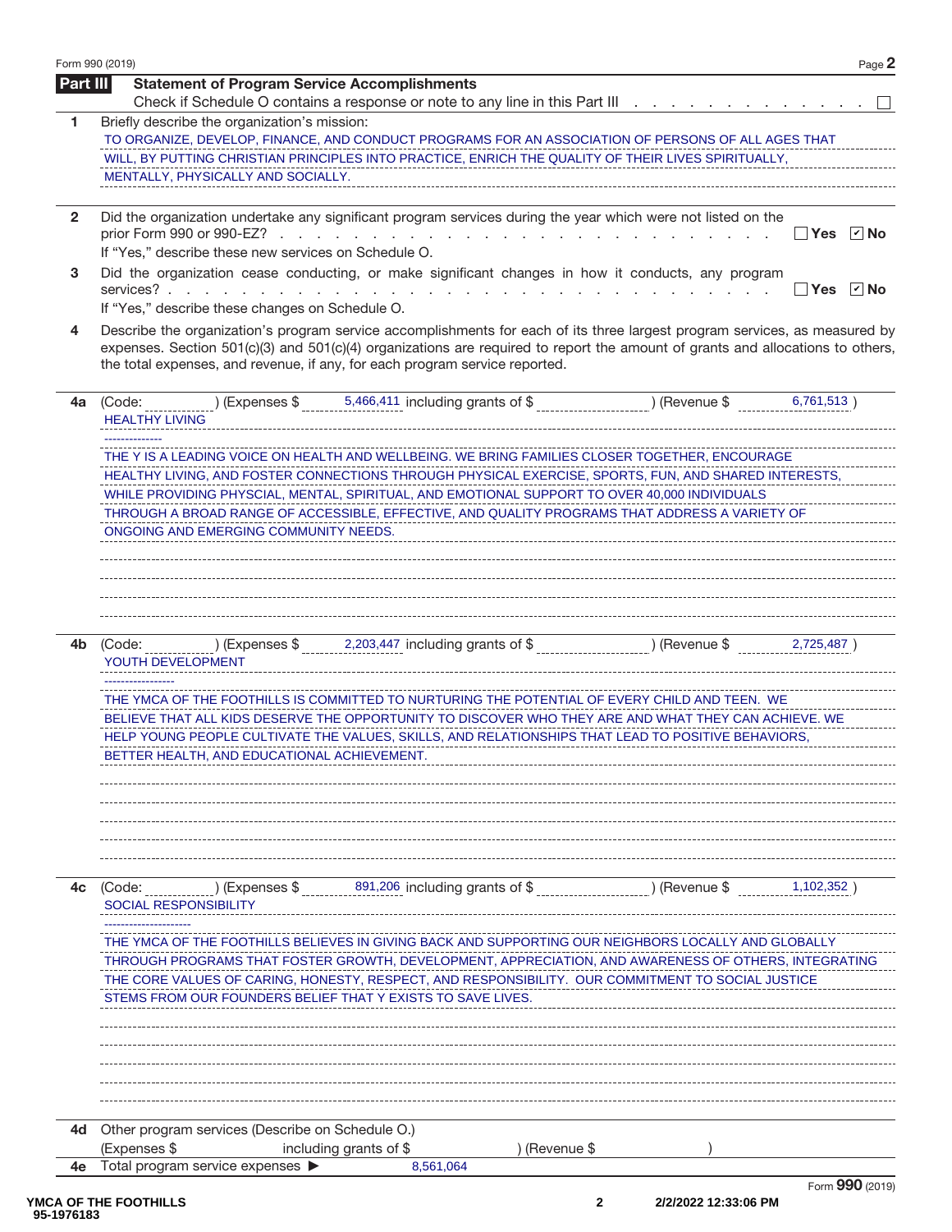## Part III Statement of Program Service Accomplishments

Check if Schedule O contains a response or note to any line in this Part III . . . . . . . . . . . . . . ☐

**1** Briefly describe the organization's mission:

TO ORGANIZE, DEVELOP, FINANCE, AND CONDUCT PROGRAMS FOR AN ASSOCIATION OF PERSONS OF ALL AGES THAT WILL, BY PUTTING CHRISTIAN PRINCIPLES INTO PRACTICE, ENRICH THE QUALITY OF THEIR LIVES SPIRITUALLY, MENTALLY, PHYSICALLY AND SOCIALLY.

**2** Did the organization undertake any significant program services during the year which were not listed on the prior Form 990 or 990-EZ? . . . . . . . . . . . . . . . . . . . . ☐ Yes ☑ No

If "Yes," describe these new services on Schedule O.

**3** Did the organization cease conducting, or make significant changes in how it conducts, any program services? . . . . . . . . . . . . . . . . . . . . . . . . ☐ Yes ☑ No

If "Yes," describe these changes on Schedule O.

**4** Describe the organization's program service accomplishments for each of its three largest program services, as measured by expenses. Section 501(c)(3) and 501(c)(4) organizations are required to report the amount of grants and allocations to others, the total expenses, and revenue, if any, for each program service reported.

**4a** (Code: ) (Expenses $ 5,466,411 including grants of $ ) (Revenue $ 6,761,513 )

HEALTHY LIVING

--------------

THE Y IS A LEADING VOICE ON HEALTH AND WELLBEING. WE BRING FAMILIES CLOSER TOGETHER, ENCOURAGE HEALTHY LIVING, AND FOSTER CONNECTIONS THROUGH PHYSICAL EXERCISE, SPORTS, FUN, AND SHARED INTERESTS, WHILE PROVIDING PHYSCIAL, MENTAL, SPIRITUAL, AND EMOTIONAL SUPPORT TO OVER 40,000 INDIVIDUALS THROUGH A BROAD RANGE OF ACCESSIBLE, EFFECTIVE, AND QUALITY PROGRAMS THAT ADDRESS A VARIETY OF ONGOING AND EMERGING COMMUNITY NEEDS.

**4b** (Code: ) (Expenses $ 2,203,447 including grants of $ ) (Revenue $ 2,725,487 )

YOUTH DEVELOPMENT

-----------------

THE YMCA OF THE FOOTHILLS IS COMMITTED TO NURTURING THE POTENTIAL OF EVERY CHILD AND TEEN. WE BELIEVE THAT ALL KIDS DESERVE THE OPPORTUNITY TO DISCOVER WHO THEY ARE AND WHAT THEY CAN ACHIEVE. WE HELP YOUNG PEOPLE CULTIVATE THE VALUES, SKILLS, AND RELATIONSHIPS THAT LEAD TO POSITIVE BEHAVIORS, BETTER HEALTH, AND EDUCATIONAL ACHIEVEMENT.

**4c** (Code: ) (Expenses $ 891,206 including grants of $ ) (Revenue $ 1,102,352 )

SOCIAL RESPONSIBILITY

---------------------

THE YMCA OF THE FOOTHILLS BELIEVES IN GIVING BACK AND SUPPORTING OUR NEIGHBORS LOCALLY AND GLOBALLY THROUGH PROGRAMS THAT FOSTER GROWTH, DEVELOPMENT, APPRECIATION, AND AWARENESS OF OTHERS, INTEGRATING THE CORE VALUES OF CARING, HONESTY, RESPECT, AND RESPONSIBILITY. OUR COMMITMENT TO SOCIAL JUSTICE STEMS FROM OUR FOUNDERS BELIEF THAT Y EXISTS TO SAVE LIVES.

**4d** Other program services (Describe on Schedule O.)

(Expenses $ including grants of $ ) (Revenue $ )

**4e** Total program service expenses ▶ 8,561,064

Form **990** (2019)

YMCA OF THE FOOTHILLS
95-1976183

2/2/2022 12:33:06 PM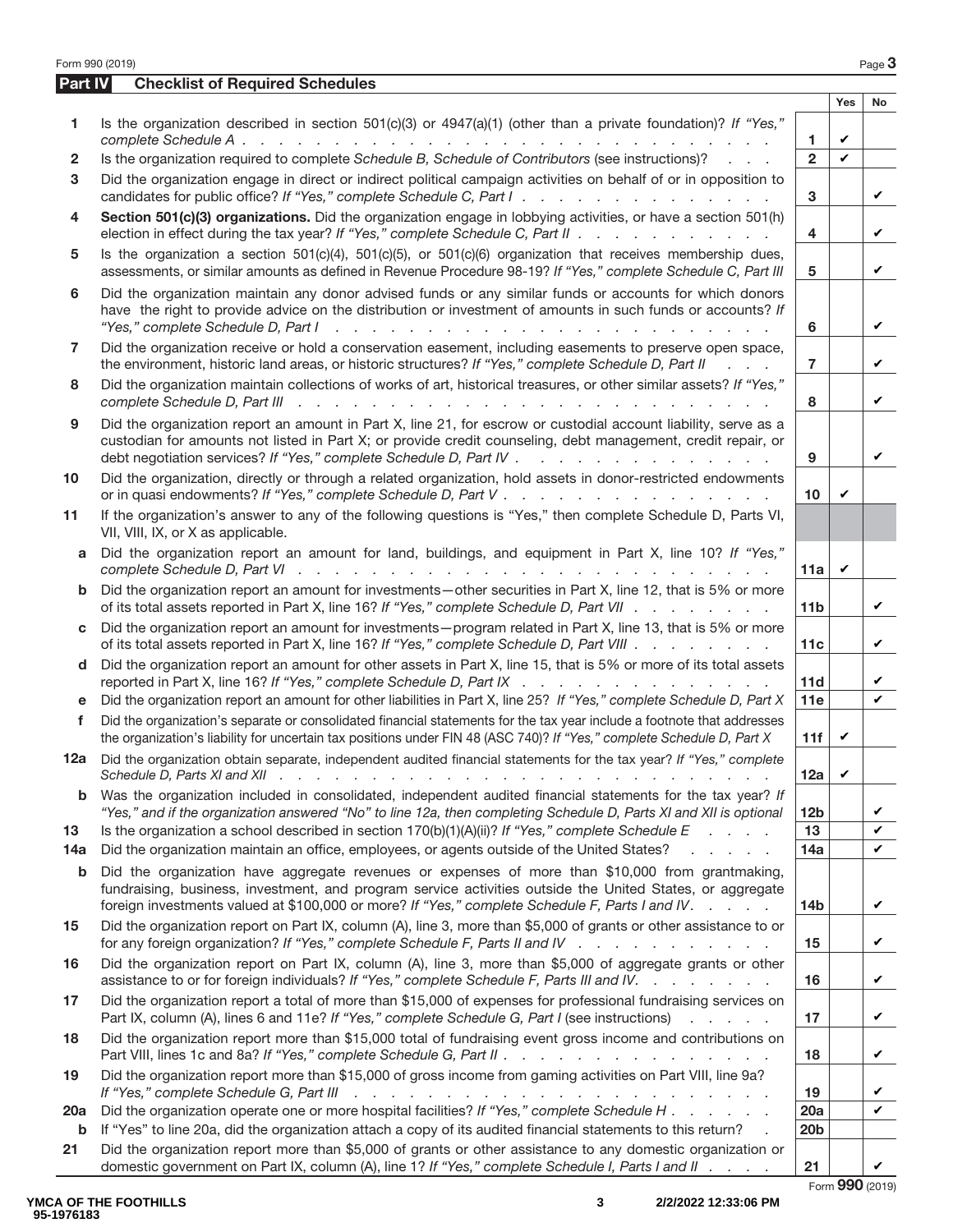## Part IV Checklist of Required Schedules

| | | | Yes | No |
|---|---|---|---|---|
| 1 | Is the organization described in section 501(c)(3) or 4947(a)(1) (other than a private foundation)? *If "Yes," complete Schedule A* | 1 | ✔ | |
| 2 | Is the organization required to complete *Schedule B, Schedule of Contributors* (see instructions)? | 2 | ✔ | |
| 3 | Did the organization engage in direct or indirect political campaign activities on behalf of or in opposition to candidates for public office? *If "Yes," complete Schedule C, Part I* | 3 | | ✔ |
| 4 | **Section 501(c)(3) organizations.** Did the organization engage in lobbying activities, or have a section 501(h) election in effect during the tax year? *If "Yes," complete Schedule C, Part II* | 4 | | ✔ |
| 5 | Is the organization a section 501(c)(4), 501(c)(5), or 501(c)(6) organization that receives membership dues, assessments, or similar amounts as defined in Revenue Procedure 98-19? *If "Yes," complete Schedule C, Part III* | 5 | | ✔ |
| 6 | Did the organization maintain any donor advised funds or any similar funds or accounts for which donors have the right to provide advice on the distribution or investment of amounts in such funds or accounts? *If "Yes," complete Schedule D, Part I* | 6 | | ✔ |
| 7 | Did the organization receive or hold a conservation easement, including easements to preserve open space, the environment, historic land areas, or historic structures? *If "Yes," complete Schedule D, Part II* | 7 | | ✔ |
| 8 | Did the organization maintain collections of works of art, historical treasures, or other similar assets? *If "Yes," complete Schedule D, Part III* | 8 | | ✔ |
| 9 | Did the organization report an amount in Part X, line 21, for escrow or custodial account liability, serve as a custodian for amounts not listed in Part X; or provide credit counseling, debt management, credit repair, or debt negotiation services? *If "Yes," complete Schedule D, Part IV* | 9 | | ✔ |
| 10 | Did the organization, directly or through a related organization, hold assets in donor-restricted endowments or in quasi endowments? *If "Yes," complete Schedule D, Part V* | 10 | ✔ | |
| 11 | If the organization's answer to any of the following questions is "Yes," then complete Schedule D, Parts VI, VII, VIII, IX, or X as applicable. | | | |
| a | Did the organization report an amount for land, buildings, and equipment in Part X, line 10? *If "Yes," complete Schedule D, Part VI* | 11a | ✔ | |
| b | Did the organization report an amount for investments—other securities in Part X, line 12, that is 5% or more of its total assets reported in Part X, line 16? *If "Yes," complete Schedule D, Part VII* | 11b | | ✔ |
| c | Did the organization report an amount for investments—program related in Part X, line 13, that is 5% or more of its total assets reported in Part X, line 16? *If "Yes," complete Schedule D, Part VIII* | 11c | | ✔ |
| d | Did the organization report an amount for other assets in Part X, line 15, that is 5% or more of its total assets reported in Part X, line 16? *If "Yes," complete Schedule D, Part IX* | 11d | | ✔ |
| e | Did the organization report an amount for other liabilities in Part X, line 25? *If "Yes," complete Schedule D, Part X* | 11e | | ✔ |
| f | Did the organization's separate or consolidated financial statements for the tax year include a footnote that addresses the organization's liability for uncertain tax positions under FIN 48 (ASC 740)? *If "Yes," complete Schedule D, Part X* | 11f | ✔ | |
| 12a | Did the organization obtain separate, independent audited financial statements for the tax year? *If "Yes," complete Schedule D, Parts XI and XII* | 12a | ✔ | |
| b | Was the organization included in consolidated, independent audited financial statements for the tax year? *If "Yes," and if the organization answered "No" to line 12a, then completing Schedule D, Parts XI and XII is optional* | 12b | | ✔ |
| 13 | Is the organization a school described in section 170(b)(1)(A)(ii)? *If "Yes," complete Schedule E* | 13 | | ✔ |
| 14a | Did the organization maintain an office, employees, or agents outside of the United States? | 14a | | ✔ |
| b | Did the organization have aggregate revenues or expenses of more than $10,000 from grantmaking, fundraising, business, investment, and program service activities outside the United States, or aggregate foreign investments valued at $100,000 or more? *If "Yes," complete Schedule F, Parts I and IV* | 14b | | ✔ |
| 15 | Did the organization report on Part IX, column (A), line 3, more than $5,000 of grants or other assistance to or for any foreign organization? *If "Yes," complete Schedule F, Parts II and IV* | 15 | | ✔ |
| 16 | Did the organization report on Part IX, column (A), line 3, more than $5,000 of aggregate grants or other assistance to or for foreign individuals? *If "Yes," complete Schedule F, Parts III and IV.* | 16 | | ✔ |
| 17 | Did the organization report a total of more than $15,000 of expenses for professional fundraising services on Part IX, column (A), lines 6 and 11e? *If "Yes," complete Schedule G, Part I* (see instructions) | 17 | | ✔ |
| 18 | Did the organization report more than $15,000 total of fundraising event gross income and contributions on Part VIII, lines 1c and 8a? *If "Yes," complete Schedule G, Part II* | 18 | | ✔ |
| 19 | Did the organization report more than $15,000 of gross income from gaming activities on Part VIII, line 9a? *If "Yes," complete Schedule G, Part III* | 19 | | ✔ |
| 20a | Did the organization operate one or more hospital facilities? *If "Yes," complete Schedule H* | 20a | | ✔ |
| b | If "Yes" to line 20a, did the organization attach a copy of its audited financial statements to this return? | 20b | | |
| 21 | Did the organization report more than $5,000 of grants or other assistance to any domestic organization or domestic government on Part IX, column (A), line 1? *If "Yes," complete Schedule I, Parts I and II* | 21 | | ✔ |

YMCA OF THE FOOTHILLS
95-1976183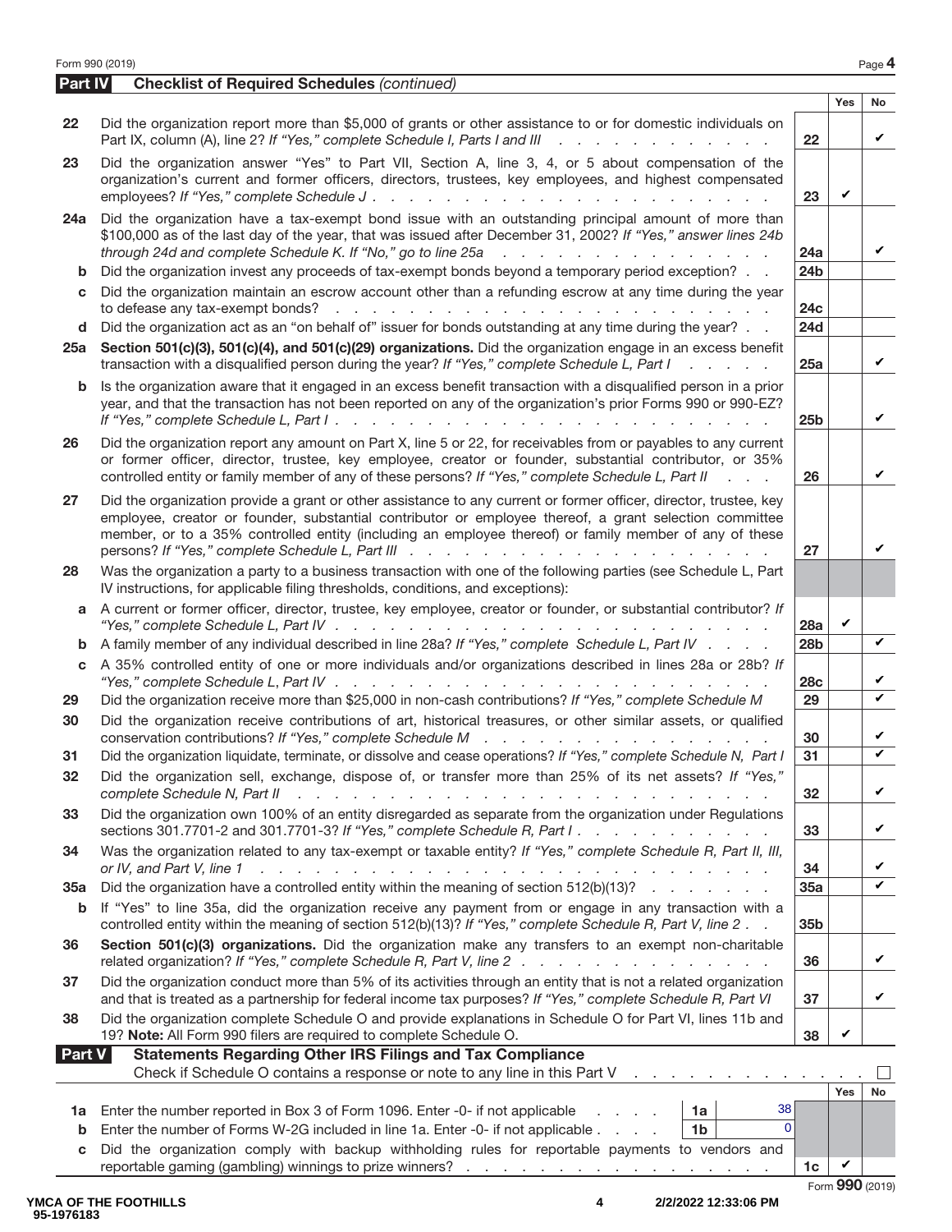## Part IV Checklist of Required Schedules *(continued)*

| | | | Yes | No |
|---|---|---|---|---|
| 22 | Did the organization report more than $5,000 of grants or other assistance to or for domestic individuals on Part IX, column (A), line 2? *If "Yes," complete Schedule I, Parts I and III* | 22 | | ✔ |
| 23 | Did the organization answer "Yes" to Part VII, Section A, line 3, 4, or 5 about compensation of the organization's current and former officers, directors, trustees, key employees, and highest compensated employees? *If "Yes," complete Schedule J* | 23 | ✔ | |
| 24a | Did the organization have a tax-exempt bond issue with an outstanding principal amount of more than $100,000 as of the last day of the year, that was issued after December 31, 2002? *If "Yes," answer lines 24b through 24d and complete Schedule K. If "No," go to line 25a* | 24a | | ✔ |
| b | Did the organization invest any proceeds of tax-exempt bonds beyond a temporary period exception? | 24b | | |
| c | Did the organization maintain an escrow account other than a refunding escrow at any time during the year to defease any tax-exempt bonds? | 24c | | |
| d | Did the organization act as an "on behalf of" issuer for bonds outstanding at any time during the year? | 24d | | |
| 25a | **Section 501(c)(3), 501(c)(4), and 501(c)(29) organizations.** Did the organization engage in an excess benefit transaction with a disqualified person during the year? *If "Yes," complete Schedule L, Part I* | 25a | | ✔ |
| b | Is the organization aware that it engaged in an excess benefit transaction with a disqualified person in a prior year, and that the transaction has not been reported on any of the organization's prior Forms 990 or 990-EZ? *If "Yes," complete Schedule L, Part I* | 25b | | ✔ |
| 26 | Did the organization report any amount on Part X, line 5 or 22, for receivables from or payables to any current or former officer, director, trustee, key employee, creator or founder, substantial contributor, or 35% controlled entity or family member of any of these persons? *If "Yes," complete Schedule L, Part II* | 26 | | ✔ |
| 27 | Did the organization provide a grant or other assistance to any current or former officer, director, trustee, key employee, creator or founder, substantial contributor or employee thereof, a grant selection committee member, or to a 35% controlled entity (including an employee thereof) or family member of any of these persons? *If "Yes," complete Schedule L, Part III* | 27 | | ✔ |
| 28 | Was the organization a party to a business transaction with one of the following parties (see Schedule L, Part IV instructions, for applicable filing thresholds, conditions, and exceptions): | | | |
| a | A current or former officer, director, trustee, key employee, creator or founder, or substantial contributor? *If "Yes," complete Schedule L, Part IV* | 28a | ✔ | |
| b | A family member of any individual described in line 28a? *If "Yes," complete Schedule L, Part IV* | 28b | | ✔ |
| c | A 35% controlled entity of one or more individuals and/or organizations described in lines 28a or 28b? *If "Yes," complete Schedule L, Part IV* | 28c | | ✔ |
| 29 | Did the organization receive more than $25,000 in non-cash contributions? *If "Yes," complete Schedule M* | 29 | | ✔ |
| 30 | Did the organization receive contributions of art, historical treasures, or other similar assets, or qualified conservation contributions? *If "Yes," complete Schedule M* | 30 | | ✔ |
| 31 | Did the organization liquidate, terminate, or dissolve and cease operations? *If "Yes," complete Schedule N, Part I* | 31 | | ✔ |
| 32 | Did the organization sell, exchange, dispose of, or transfer more than 25% of its net assets? *If "Yes," complete Schedule N, Part II* | 32 | | ✔ |
| 33 | Did the organization own 100% of an entity disregarded as separate from the organization under Regulations sections 301.7701-2 and 301.7701-3? *If "Yes," complete Schedule R, Part I* | 33 | | ✔ |
| 34 | Was the organization related to any tax-exempt or taxable entity? *If "Yes," complete Schedule R, Part II, III, or IV, and Part V, line 1* | 34 | | ✔ |
| 35a | Did the organization have a controlled entity within the meaning of section 512(b)(13)? | 35a | | ✔ |
| b | If "Yes" to line 35a, did the organization receive any payment from or engage in any transaction with a controlled entity within the meaning of section 512(b)(13)? *If "Yes," complete Schedule R, Part V, line 2* | 35b | | |
| 36 | **Section 501(c)(3) organizations.** Did the organization make any transfers to an exempt non-charitable related organization? *If "Yes," complete Schedule R, Part V, line 2* | 36 | | ✔ |
| 37 | Did the organization conduct more than 5% of its activities through an entity that is not a related organization and that is treated as a partnership for federal income tax purposes? *If "Yes," complete Schedule R, Part VI* | 37 | | ✔ |
| 38 | Did the organization complete Schedule O and provide explanations in Schedule O for Part VI, lines 11b and 19? **Note:** All Form 990 filers are required to complete Schedule O. | 38 | ✔ | |

## Part V Statements Regarding Other IRS Filings and Tax Compliance

Check if Schedule O contains a response or note to any line in this Part V ☐

| | | | | | Yes | No |
|---|---|---|---|---|---|---|
| 1a | Enter the number reported in Box 3 of Form 1096. Enter -0- if not applicable | 1a | 38 | | | |
| b | Enter the number of Forms W-2G included in line 1a. Enter -0- if not applicable | 1b | 0 | | | |
| c | Did the organization comply with backup withholding rules for reportable payments to vendors and reportable gaming (gambling) winnings to prize winners? | | | 1c | ✔ | |

Form **990** (2019)

YMCA OF THE FOOTHILLS
95-1976183

2/2/2022 12:33:06 PM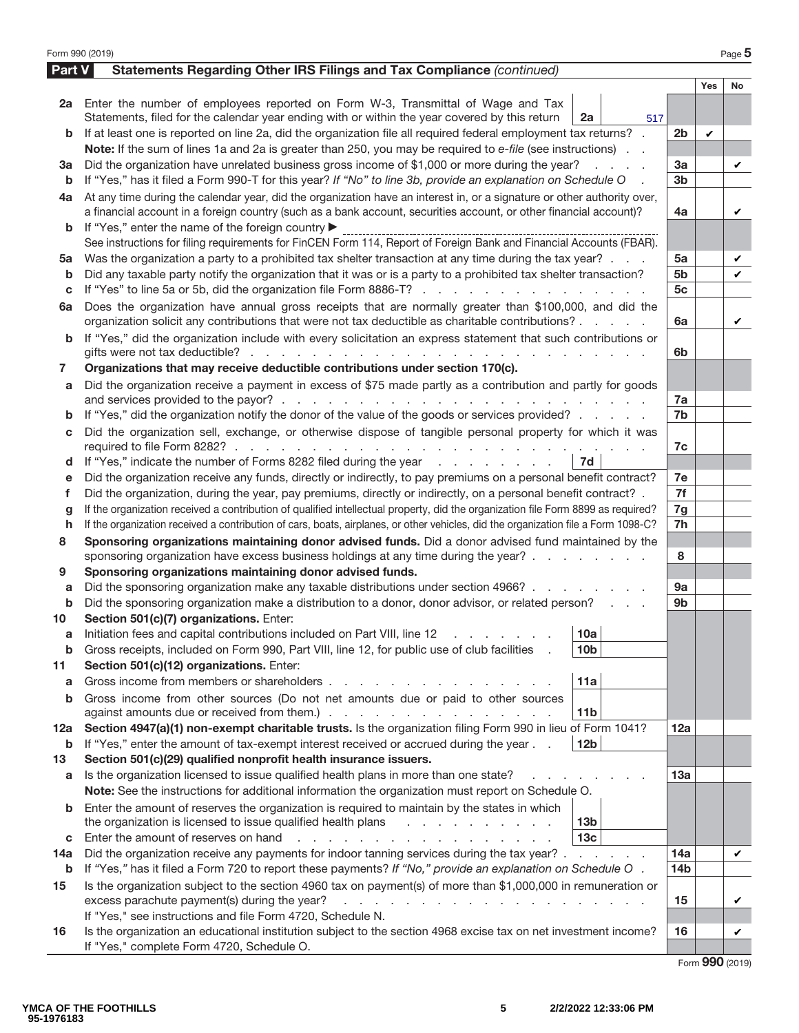Form 990 (2019)

## Part V Statements Regarding Other IRS Filings and Tax Compliance *(continued)*

| | | | | Line | Yes | No |
|---|---|---|---|---|---|---|
| **2a** | Enter the number of employees reported on Form W-3, Transmittal of Wage and Tax Statements, filed for the calendar year ending with or within the year covered by this return | 2a | 517 | | | |
| **b** | If at least one is reported on line 2a, did the organization file all required federal employment tax returns? | | | 2b | ✔ | |
| | **Note:** If the sum of lines 1a and 2a is greater than 250, you may be required to *e-file* (see instructions) | | | | | |
| **3a** | Did the organization have unrelated business gross income of $1,000 or more during the year? | | | 3a | | ✔ |
| **b** | If "Yes," has it filed a Form 990-T for this year? *If "No" to line 3b, provide an explanation on Schedule O* | | | 3b | | |
| **4a** | At any time during the calendar year, did the organization have an interest in, or a signature or other authority over, a financial account in a foreign country (such as a bank account, securities account, or other financial account)? | | | 4a | | ✔ |
| **b** | If "Yes," enter the name of the foreign country ▶ | | | | | |
| | See instructions for filing requirements for FinCEN Form 114, Report of Foreign Bank and Financial Accounts (FBAR). | | | | | |
| **5a** | Was the organization a party to a prohibited tax shelter transaction at any time during the tax year? | | | 5a | | ✔ |
| **b** | Did any taxable party notify the organization that it was or is a party to a prohibited tax shelter transaction? | | | 5b | | ✔ |
| **c** | If "Yes" to line 5a or 5b, did the organization file Form 8886-T? | | | 5c | | |
| **6a** | Does the organization have annual gross receipts that are normally greater than $100,000, and did the organization solicit any contributions that were not tax deductible as charitable contributions? | | | 6a | | ✔ |
| **b** | If "Yes," did the organization include with every solicitation an express statement that such contributions or gifts were not tax deductible? | | | 6b | | |
| **7** | **Organizations that may receive deductible contributions under section 170(c).** | | | | | |
| **a** | Did the organization receive a payment in excess of $75 made partly as a contribution and partly for goods and services provided to the payor? | | | 7a | | |
| **b** | If "Yes," did the organization notify the donor of the value of the goods or services provided? | | | 7b | | |
| **c** | Did the organization sell, exchange, or otherwise dispose of tangible personal property for which it was required to file Form 8282? | | | 7c | | |
| **d** | If "Yes," indicate the number of Forms 8282 filed during the year | 7d | | | | |
| **e** | Did the organization receive any funds, directly or indirectly, to pay premiums on a personal benefit contract? | | | 7e | | |
| **f** | Did the organization, during the year, pay premiums, directly or indirectly, on a personal benefit contract? | | | 7f | | |
| **g** | If the organization received a contribution of qualified intellectual property, did the organization file Form 8899 as required? | | | 7g | | |
| **h** | If the organization received a contribution of cars, boats, airplanes, or other vehicles, did the organization file a Form 1098-C? | | | 7h | | |
| **8** | **Sponsoring organizations maintaining donor advised funds.** Did a donor advised fund maintained by the sponsoring organization have excess business holdings at any time during the year? | | | 8 | | |
| **9** | **Sponsoring organizations maintaining donor advised funds.** | | | | | |
| **a** | Did the sponsoring organization make any taxable distributions under section 4966? | | | 9a | | |
| **b** | Did the sponsoring organization make a distribution to a donor, donor advisor, or related person? | | | 9b | | |
| **10** | **Section 501(c)(7) organizations.** Enter: | | | | | |
| **a** | Initiation fees and capital contributions included on Part VIII, line 12 | 10a | | | | |
| **b** | Gross receipts, included on Form 990, Part VIII, line 12, for public use of club facilities | 10b | | | | |
| **11** | **Section 501(c)(12) organizations.** Enter: | | | | | |
| **a** | Gross income from members or shareholders | 11a | | | | |
| **b** | Gross income from other sources (Do not net amounts due or paid to other sources against amounts due or received from them.) | 11b | | | | |
| **12a** | **Section 4947(a)(1) non-exempt charitable trusts.** Is the organization filing Form 990 in lieu of Form 1041? | | | 12a | | |
| **b** | If "Yes," enter the amount of tax-exempt interest received or accrued during the year | 12b | | | | |
| **13** | **Section 501(c)(29) qualified nonprofit health insurance issuers.** | | | | | |
| **a** | Is the organization licensed to issue qualified health plans in more than one state? | | | 13a | | |
| | **Note:** See the instructions for additional information the organization must report on Schedule O. | | | | | |
| **b** | Enter the amount of reserves the organization is required to maintain by the states in which the organization is licensed to issue qualified health plans | 13b | | | | |
| **c** | Enter the amount of reserves on hand | 13c | | | | |
| **14a** | Did the organization receive any payments for indoor tanning services during the tax year? | | | 14a | | ✔ |
| **b** | If "Yes," has it filed a Form 720 to report these payments? *If "No," provide an explanation on Schedule O* | | | 14b | | |
| **15** | Is the organization subject to the section 4960 tax on payment(s) of more than $1,000,000 in remuneration or excess parachute payment(s) during the year? | | | 15 | | ✔ |
| | If "Yes," see instructions and file Form 4720, Schedule N. | | | | | |
| **16** | Is the organization an educational institution subject to the section 4968 excise tax on net investment income? | | | 16 | | ✔ |
| | If "Yes," complete Form 4720, Schedule O. | | | | | |

Form **990** (2019)

YMCA OF THE FOOTHILLS
95-1976183

2/2/2022 12:33:06 PM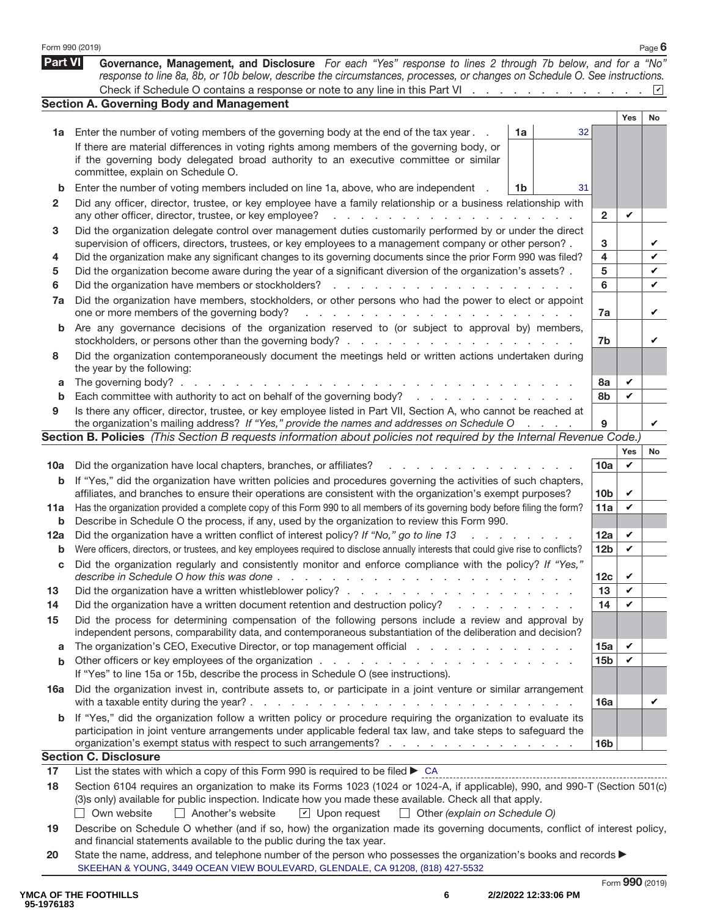Form 990 (2019) Page 6

**Part VI** **Governance, Management, and Disclosure** *For each "Yes" response to lines 2 through 7b below, and for a "No" response to line 8a, 8b, or 10b below, describe the circumstances, processes, or changes on Schedule O. See instructions.*

Check if Schedule O contains a response or note to any line in this Part VI . . . . . . . . . . . . . ☑

## Section A. Governing Body and Management

| | | | | | Yes | No |
|---|---|---|---|---|---|---|
| **1a** | Enter the number of voting members of the governing body at the end of the tax year . . If there are material differences in voting rights among members of the governing body, or if the governing body delegated broad authority to an executive committee or similar committee, explain on Schedule O. | 1a | 32 | | | |
| **b** | Enter the number of voting members included on line 1a, above, who are independent . | 1b | 31 | | | |
| **2** | Did any officer, director, trustee, or key employee have a family relationship or a business relationship with any other officer, director, trustee, or key employee? | | | 2 | ✔ | |
| **3** | Did the organization delegate control over management duties customarily performed by or under the direct supervision of officers, directors, trustees, or key employees to a management company or other person? . | | | 3 | | ✔ |
| **4** | Did the organization make any significant changes to its governing documents since the prior Form 990 was filed? | | | 4 | | ✔ |
| **5** | Did the organization become aware during the year of a significant diversion of the organization's assets? . | | | 5 | | ✔ |
| **6** | Did the organization have members or stockholders? | | | 6 | | ✔ |
| **7a** | Did the organization have members, stockholders, or other persons who had the power to elect or appoint one or more members of the governing body? | | | 7a | | ✔ |
| **b** | Are any governance decisions of the organization reserved to (or subject to approval by) members, stockholders, or persons other than the governing body? | | | 7b | | ✔ |
| **8** | Did the organization contemporaneously document the meetings held or written actions undertaken during the year by the following: | | | | | |
| **a** | The governing body? | | | 8a | ✔ | |
| **b** | Each committee with authority to act on behalf of the governing body? | | | 8b | ✔ | |
| **9** | Is there any officer, director, trustee, or key employee listed in Part VII, Section A, who cannot be reached at the organization's mailing address? *If "Yes," provide the names and addresses on Schedule O* | | | 9 | | ✔ |

## Section B. Policies *(This Section B requests information about policies not required by the Internal Revenue Code.)*

| | | | Yes | No |
|---|---|---|---|---|
| **10a** | Did the organization have local chapters, branches, or affiliates? | 10a | ✔ | |
| **b** | If "Yes," did the organization have written policies and procedures governing the activities of such chapters, affiliates, and branches to ensure their operations are consistent with the organization's exempt purposes? | 10b | ✔ | |
| **11a** | Has the organization provided a complete copy of this Form 990 to all members of its governing body before filing the form? | 11a | ✔ | |
| **b** | Describe in Schedule O the process, if any, used by the organization to review this Form 990. | | | |
| **12a** | Did the organization have a written conflict of interest policy? *If "No," go to line 13* | 12a | ✔ | |
| **b** | Were officers, directors, or trustees, and key employees required to disclose annually interests that could give rise to conflicts? | 12b | ✔ | |
| **c** | Did the organization regularly and consistently monitor and enforce compliance with the policy? *If "Yes," describe in Schedule O how this was done* | 12c | ✔ | |
| **13** | Did the organization have a written whistleblower policy? | 13 | ✔ | |
| **14** | Did the organization have a written document retention and destruction policy? | 14 | ✔ | |
| **15** | Did the process for determining compensation of the following persons include a review and approval by independent persons, comparability data, and contemporaneous substantiation of the deliberation and decision? | | | |
| **a** | The organization's CEO, Executive Director, or top management official | 15a | ✔ | |
| **b** | Other officers or key employees of the organization | 15b | ✔ | |
| | If "Yes" to line 15a or 15b, describe the process in Schedule O (see instructions). | | | |
| **16a** | Did the organization invest in, contribute assets to, or participate in a joint venture or similar arrangement with a taxable entity during the year? | 16a | | ✔ |
| **b** | If "Yes," did the organization follow a written policy or procedure requiring the organization to evaluate its participation in joint venture arrangements under applicable federal tax law, and take steps to safeguard the organization's exempt status with respect to such arrangements? | 16b | | |

## Section C. Disclosure

**17** List the states with which a copy of this Form 990 is required to be filed ▶ CA

**18** Section 6104 requires an organization to make its Forms 1023 (1024 or 1024-A, if applicable), 990, and 990-T (Section 501(c)(3)s only) available for public inspection. Indicate how you made these available. Check all that apply.

☐ Own website ☐ Another's website ☑ Upon request ☐ Other *(explain on Schedule O)*

**19** Describe on Schedule O whether (and if so, how) the organization made its governing documents, conflict of interest policy, and financial statements available to the public during the tax year.

**20** State the name, address, and telephone number of the person who possesses the organization's books and records ▶
SKEEHAN & YOUNG, 3449 OCEAN VIEW BOULEVARD, GLENDALE, CA 91208, (818) 427-5532

Form **990** (2019)

YMCA OF THE FOOTHILLS
95-1976183

2/2/2022 12:33:06 PM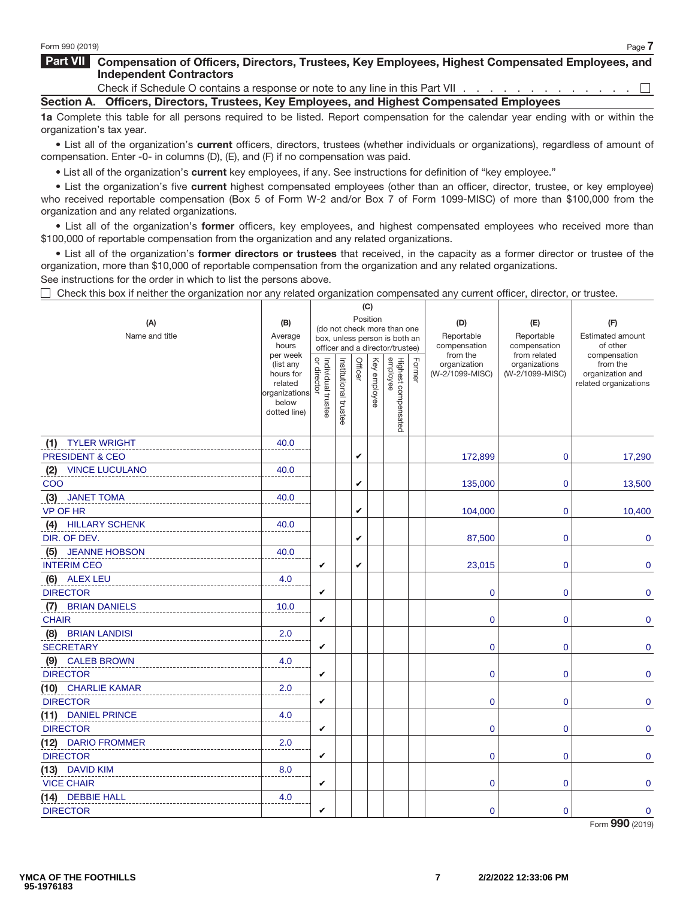Form 990 (2019) Page **7**

## Part VII Compensation of Officers, Directors, Trustees, Key Employees, Highest Compensated Employees, and Independent Contractors

Check if Schedule O contains a response or note to any line in this Part VII . . . . . . . . . . . . . . ☐

### Section A. Officers, Directors, Trustees, Key Employees, and Highest Compensated Employees

**1a** Complete this table for all persons required to be listed. Report compensation for the calendar year ending with or within the organization's tax year.

- List all of the organization's **current** officers, directors, trustees (whether individuals or organizations), regardless of amount of compensation. Enter -0- in columns (D), (E), and (F) if no compensation was paid.
- List all of the organization's **current** key employees, if any. See instructions for definition of "key employee."
- List the organization's five **current** highest compensated employees (other than an officer, director, trustee, or key employee) who received reportable compensation (Box 5 of Form W-2 and/or Box 7 of Form 1099-MISC) of more than $100,000 from the organization and any related organizations.
- List all of the organization's **former** officers, key employees, and highest compensated employees who received more than $100,000 of reportable compensation from the organization and any related organizations.
- List all of the organization's **former directors or trustees** that received, in the capacity as a former director or trustee of the organization, more than $10,000 of reportable compensation from the organization and any related organizations.

See instructions for the order in which to list the persons above.

☐ Check this box if neither the organization nor any related organization compensated any current officer, director, or trustee.

| (A) Name and title | (B) Average hours per week (list any hours for related organizations below dotted line) | (C) Position (do not check more than one box, unless person is both an officer and a director/trustee) | | | | | | (D) Reportable compensation from the organization (W-2/1099-MISC) | (E) Reportable compensation from related organizations (W-2/1099-MISC) | (F) Estimated amount of other compensation from the organization and related organizations |
|---|---|---|---|---|---|---|---|---|---|---|
| | | Individual trustee or director | Institutional trustee | Officer | Key employee | Highest compensated employee | Former | | | |
| (1) TYLER WRIGHT<br>PRESIDENT & CEO | 40.0 | | | ✔ | | | | 172,899 | 0 | 17,290 |
| (2) VINCE LUCULANO<br>COO | 40.0 | | | ✔ | | | | 135,000 | 0 | 13,500 |
| (3) JANET TOMA<br>VP OF HR | 40.0 | | | ✔ | | | | 104,000 | 0 | 10,400 |
| (4) HILLARY SCHENK<br>DIR. OF DEV. | 40.0 | | | ✔ | | | | 87,500 | 0 | 0 |
| (5) JEANNE HOBSON<br>INTERIM CEO | 40.0 | ✔ | | ✔ | | | | 23,015 | 0 | 0 |
| (6) ALEX LEU<br>DIRECTOR | 4.0 | ✔ | | | | | | 0 | 0 | 0 |
| (7) BRIAN DANIELS<br>CHAIR | 10.0 | ✔ | | | | | | 0 | 0 | 0 |
| (8) BRIAN LANDISI<br>SECRETARY | 2.0 | ✔ | | | | | | 0 | 0 | 0 |
| (9) CALEB BROWN<br>DIRECTOR | 4.0 | ✔ | | | | | | 0 | 0 | 0 |
| (10) CHARLIE KAMAR<br>DIRECTOR | 2.0 | ✔ | | | | | | 0 | 0 | 0 |
| (11) DANIEL PRINCE<br>DIRECTOR | 4.0 | ✔ | | | | | | 0 | 0 | 0 |
| (12) DARIO FROMMER<br>DIRECTOR | 2.0 | ✔ | | | | | | 0 | 0 | 0 |
| (13) DAVID KIM<br>VICE CHAIR | 8.0 | ✔ | | | | | | 0 | 0 | 0 |
| (14) DEBBIE HALL<br>DIRECTOR | 4.0 | ✔ | | | | | | 0 | 0 | 0 |

Form **990** (2019)

YMCA OF THE FOOTHILLS
95-1976183 2/2/2022 12:33:06 PM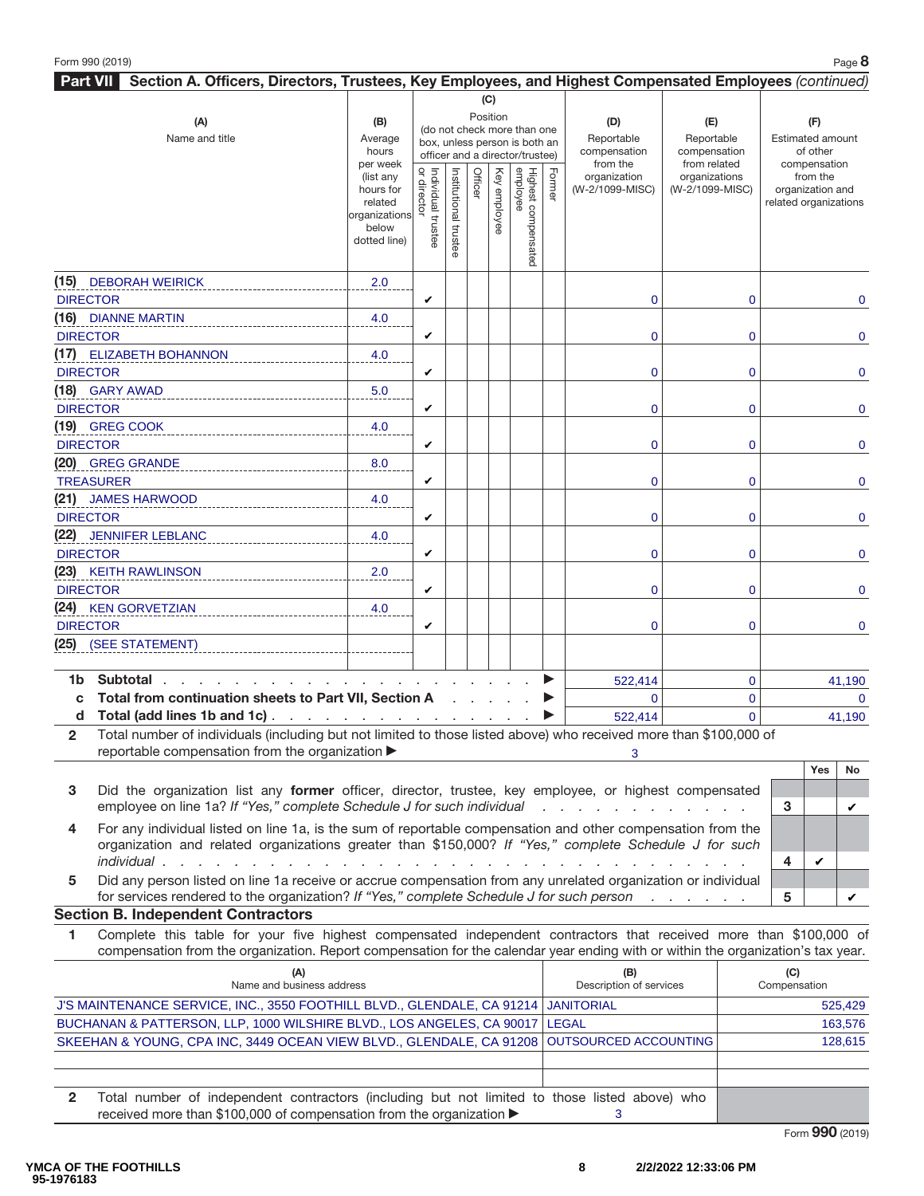Form 990 (2019)

## Part VII Section A. Officers, Directors, Trustees, Key Employees, and Highest Compensated Employees *(continued)*

| (A) Name and title | (B) Average hours per week (list any hours for related organizations below dotted line) | (C) Position: Individual trustee or director | Institutional trustee | Officer | Key employee | Highest compensated employee | Former | (D) Reportable compensation from the organization (W-2/1099-MISC) | (E) Reportable compensation from related organizations (W-2/1099-MISC) | (F) Estimated amount of other compensation from the organization and related organizations |
|---|---|---|---|---|---|---|---|---|---|---|
| (15) DEBORAH WEIRICK<br>DIRECTOR | 2.0 | ✔ | | | | | | 0 | 0 | 0 |
| (16) DIANNE MARTIN<br>DIRECTOR | 4.0 | ✔ | | | | | | 0 | 0 | 0 |
| (17) ELIZABETH BOHANNON<br>DIRECTOR | 4.0 | ✔ | | | | | | 0 | 0 | 0 |
| (18) GARY AWAD<br>DIRECTOR | 5.0 | ✔ | | | | | | 0 | 0 | 0 |
| (19) GREG COOK<br>DIRECTOR | 4.0 | ✔ | | | | | | 0 | 0 | 0 |
| (20) GREG GRANDE<br>TREASURER | 8.0 | ✔ | | | | | | 0 | 0 | 0 |
| (21) JAMES HARWOOD<br>DIRECTOR | 4.0 | ✔ | | | | | | 0 | 0 | 0 |
| (22) JENNIFER LEBLANC<br>DIRECTOR | 4.0 | ✔ | | | | | | 0 | 0 | 0 |
| (23) KEITH RAWLINSON<br>DIRECTOR | 2.0 | ✔ | | | | | | 0 | 0 | 0 |
| (24) KEN GORVETZIAN<br>DIRECTOR | 4.0 | ✔ | | | | | | 0 | 0 | 0 |
| (25) (SEE STATEMENT) | | | | | | | | | | |
| **1b Subtotal** | | | | | | | ▶ | 522,414 | 0 | 41,190 |
| **c Total from continuation sheets to Part VII, Section A** | | | | | | | ▶ | 0 | 0 | 0 |
| **d Total (add lines 1b and 1c)** | | | | | | | ▶ | 522,414 | 0 | 41,190 |

**2** Total number of individuals (including but not limited to those listed above) who received more than $100,000 of reportable compensation from the organization ▶ 3

| | | | Yes | No |
|---|---|---|---|---|
| **3** | Did the organization list any **former** officer, director, trustee, key employee, or highest compensated employee on line 1a? *If "Yes," complete Schedule J for such individual* | 3 | | ✔ |
| **4** | For any individual listed on line 1a, is the sum of reportable compensation and other compensation from the organization and related organizations greater than $150,000? *If "Yes," complete Schedule J for such individual* | 4 | ✔ | |
| **5** | Did any person listed on line 1a receive or accrue compensation from any unrelated organization or individual for services rendered to the organization? *If "Yes," complete Schedule J for such person* | 5 | | ✔ |

### Section B. Independent Contractors

**1** Complete this table for your five highest compensated independent contractors that received more than $100,000 of compensation from the organization. Report compensation for the calendar year ending with or within the organization's tax year.

| (A) Name and business address | (B) Description of services | (C) Compensation |
|---|---|---|
| J'S MAINTENANCE SERVICE, INC., 3550 FOOTHILL BLVD., GLENDALE, CA 91214 | JANITORIAL | 525,429 |
| BUCHANAN & PATTERSON, LLP, 1000 WILSHIRE BLVD., LOS ANGELES, CA 90017 | LEGAL | 163,576 |
| SKEEHAN & YOUNG, CPA INC, 3449 OCEAN VIEW BLVD., GLENDALE, CA 91208 | OUTSOURCED ACCOUNTING | 128,615 |
| | | |
| | | |

**2** Total number of independent contractors (including but not limited to those listed above) who received more than $100,000 of compensation from the organization ▶ 3

Form **990** (2019)

YMCA OF THE FOOTHILLS
95-1976183
2/2/2022 12:33:06 PM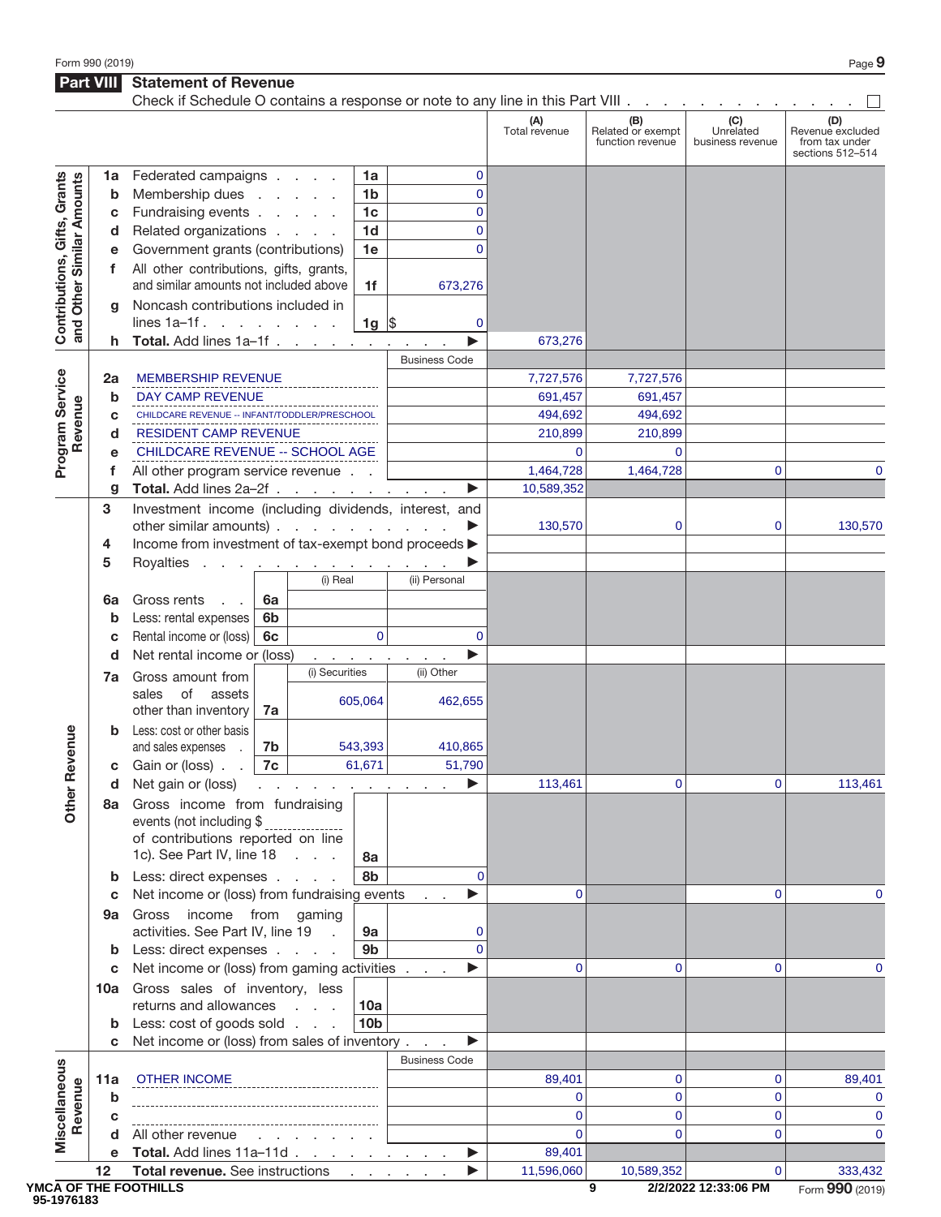Form 990 (2019)

## Part VIII Statement of Revenue

Check if Schedule O contains a response or note to any line in this Part VIII . . . . . . . . . . . . . . ☐

| | | | | | (A) Total revenue | (B) Related or exempt function revenue | (C) Unrelated business revenue | (D) Revenue excluded from tax under sections 512–514 |
|---|---|---|---|---|---|---|---|---|
| **Contributions, Gifts, Grants and Other Similar Amounts** | 1a | Federated campaigns | 1a | 0 | | | | |
| | b | Membership dues | 1b | 0 | | | | |
| | c | Fundraising events | 1c | 0 | | | | |
| | d | Related organizations | 1d | 0 | | | | |
| | e | Government grants (contributions) | 1e | 0 | | | | |
| | f | All other contributions, gifts, grants, and similar amounts not included above | 1f | 673,276 | | | | |
| | g | Noncash contributions included in lines 1a–1f | 1g | $ 0 | | | | |
| | h | **Total.** Add lines 1a–1f ▶ | | | 673,276 | | | |
| **Program Service Revenue** | | | | Business Code | | | | |
| | 2a | MEMBERSHIP REVENUE | | | 7,727,576 | 7,727,576 | | |
| | b | DAY CAMP REVENUE | | | 691,457 | 691,457 | | |
| | c | CHILDCARE REVENUE -- INFANT/TODDLER/PRESCHOOL | | | 494,692 | 494,692 | | |
| | d | RESIDENT CAMP REVENUE | | | 210,899 | 210,899 | | |
| | e | CHILDCARE REVENUE -- SCHOOL AGE | | | 0 | 0 | | |
| | f | All other program service revenue | | | 1,464,728 | 1,464,728 | 0 | 0 |
| | g | **Total.** Add lines 2a–2f ▶ | | | 10,589,352 | | | |

| | | | (i) Real / (i) Securities | (ii) Personal / (ii) Other | (A) Total revenue | (B) Related or exempt function revenue | (C) Unrelated business revenue | (D) Revenue excluded from tax under sections 512–514 |
|---|---|---|---|---|---|---|---|---|
| **Other Revenue** | 3 | Investment income (including dividends, interest, and other similar amounts) ▶ | | | 130,570 | 0 | 0 | 130,570 |
| | 4 | Income from investment of tax-exempt bond proceeds ▶ | | | | | | |
| | 5 | Royalties ▶ | | | | | | |
| | | | (i) Real | (ii) Personal | | | | |
| | 6a | Gross rents (6a) | | | | | | |
| | b | Less: rental expenses (6b) | | | | | | |
| | c | Rental income or (loss) (6c) | 0 | 0 | | | | |
| | d | Net rental income or (loss) ▶ | | | | | | |
| | | | (i) Securities | (ii) Other | | | | |
| | 7a | Gross amount from sales of assets other than inventory (7a) | 605,064 | 462,655 | | | | |
| | b | Less: cost or other basis and sales expenses (7b) | 543,393 | 410,865 | | | | |
| | c | Gain or (loss) (7c) | 61,671 | 51,790 | | | | |
| | d | Net gain or (loss) ▶ | | | 113,461 | 0 | 0 | 113,461 |
| | 8a | Gross income from fundraising events (not including $ ______ of contributions reported on line 1c). See Part IV, line 18 (8a) | | | | | | |
| | b | Less: direct expenses (8b) | | 0 | | | | |
| | c | Net income or (loss) from fundraising events ▶ | | | 0 | | 0 | 0 |
| | 9a | Gross income from gaming activities. See Part IV, line 19 (9a) | | 0 | | | | |
| | b | Less: direct expenses (9b) | | 0 | | | | |
| | c | Net income or (loss) from gaming activities ▶ | | | 0 | 0 | 0 | 0 |
| | 10a | Gross sales of inventory, less returns and allowances (10a) | | | | | | |
| | b | Less: cost of goods sold (10b) | | | | | | |
| | c | Net income or (loss) from sales of inventory ▶ | | | | | | |
| **Miscellaneous Revenue** | | | | Business Code | | | | |
| | 11a | OTHER INCOME | | | 89,401 | 0 | 0 | 89,401 |
| | b | | | | 0 | 0 | 0 | 0 |
| | c | | | | 0 | 0 | 0 | 0 |
| | d | All other revenue | | | 0 | 0 | 0 | 0 |
| | e | **Total.** Add lines 11a–11d ▶ | | | 89,401 | | | |
| | 12 | **Total revenue.** See instructions ▶ | | | 11,596,060 | 10,589,352 | 0 | 333,432 |

YMCA OF THE FOOTHILLS
95-1976183

2/2/2022 12:33:06 PM

Form **990** (2019)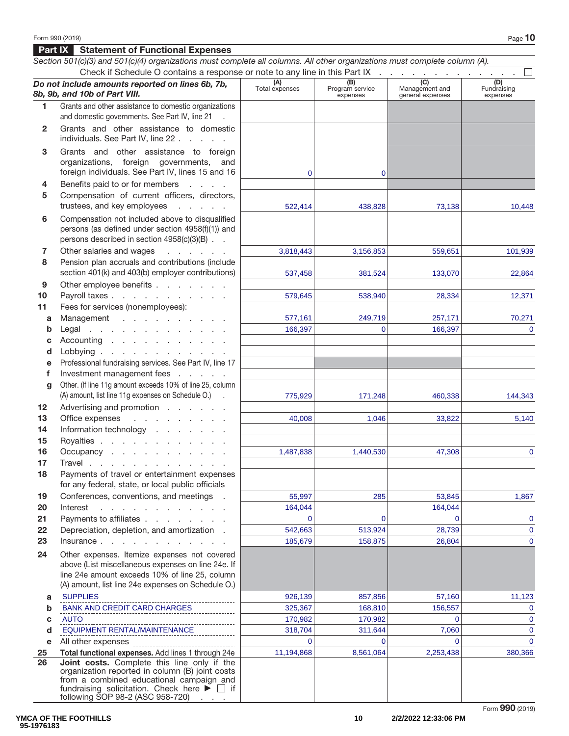## Part IX Statement of Functional Expenses

*Section 501(c)(3) and 501(c)(4) organizations must complete all columns. All other organizations must complete column (A).*

Check if Schedule O contains a response or note to any line in this Part IX . . . . . . . . . . . . . ☐

| ***Do not include amounts reported on lines 6b, 7b, 8b, 9b, and 10b of Part VIII.*** | (A) Total expenses | (B) Program service expenses | (C) Management and general expenses | (D) Fundraising expenses |
|---|---|---|---|---|
| 1 Grants and other assistance to domestic organizations and domestic governments. See Part IV, line 21 | | | | |
| 2 Grants and other assistance to domestic individuals. See Part IV, line 22 | | | | |
| 3 Grants and other assistance to foreign organizations, foreign governments, and foreign individuals. See Part IV, lines 15 and 16 | 0 | 0 | | |
| 4 Benefits paid to or for members | | | | |
| 5 Compensation of current officers, directors, trustees, and key employees | 522,414 | 438,828 | 73,138 | 10,448 |
| 6 Compensation not included above to disqualified persons (as defined under section 4958(f)(1)) and persons described in section 4958(c)(3)(B) | | | | |
| 7 Other salaries and wages | 3,818,443 | 3,156,853 | 559,651 | 101,939 |
| 8 Pension plan accruals and contributions (include section 401(k) and 403(b) employer contributions) | 537,458 | 381,524 | 133,070 | 22,864 |
| 9 Other employee benefits | | | | |
| 10 Payroll taxes | 579,645 | 538,940 | 28,334 | 12,371 |
| 11 Fees for services (nonemployees): | | | | |
| a Management | 577,161 | 249,719 | 257,171 | 70,271 |
| b Legal | 166,397 | 0 | 166,397 | 0 |
| c Accounting | | | | |
| d Lobbying | | | | |
| e Professional fundraising services. See Part IV, line 17 | | | | |
| f Investment management fees | | | | |
| g Other. (If line 11g amount exceeds 10% of line 25, column (A) amount, list line 11g expenses on Schedule O.) | 775,929 | 171,248 | 460,338 | 144,343 |
| 12 Advertising and promotion | | | | |
| 13 Office expenses | 40,008 | 1,046 | 33,822 | 5,140 |
| 14 Information technology | | | | |
| 15 Royalties | | | | |
| 16 Occupancy | 1,487,838 | 1,440,530 | 47,308 | 0 |
| 17 Travel | | | | |
| 18 Payments of travel or entertainment expenses for any federal, state, or local public officials | | | | |
| 19 Conferences, conventions, and meetings | 55,997 | 285 | 53,845 | 1,867 |
| 20 Interest | 164,044 | | 164,044 | |
| 21 Payments to affiliates | 0 | 0 | 0 | 0 |
| 22 Depreciation, depletion, and amortization | 542,663 | 513,924 | 28,739 | 0 |
| 23 Insurance | 185,679 | 158,875 | 26,804 | 0 |
| 24 Other expenses. Itemize expenses not covered above (List miscellaneous expenses on line 24e. If line 24e amount exceeds 10% of line 25, column (A) amount, list line 24e expenses on Schedule O.) | | | | |
| a SUPPLIES | 926,139 | 857,856 | 57,160 | 11,123 |
| b BANK AND CREDIT CARD CHARGES | 325,367 | 168,810 | 156,557 | 0 |
| c AUTO | 170,982 | 170,982 | 0 | 0 |
| d EQUIPMENT RENTAL/MAINTENANCE | 318,704 | 311,644 | 7,060 | 0 |
| e All other expenses | 0 | 0 | 0 | 0 |
| **25 Total functional expenses.** Add lines 1 through 24e | 11,194,868 | 8,561,064 | 2,253,438 | 380,366 |
| **26 Joint costs.** Complete this line only if the organization reported in column (B) joint costs from a combined educational campaign and fundraising solicitation. Check here ▶ ☐ if following SOP 98-2 (ASC 958-720) | | | | |

YMCA OF THE FOOTHILLS
95-1976183

2/2/2022 12:33:06 PM

Form **990** (2019)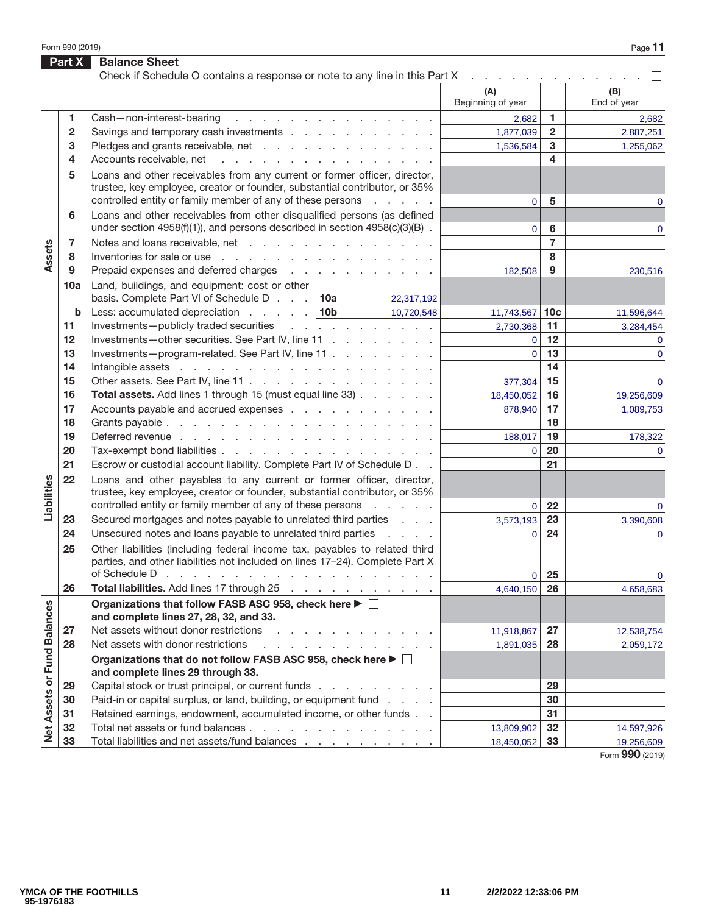Form 990 (2019)

## Part X Balance Sheet

Check if Schedule O contains a response or note to any line in this Part X . . . . . . . . . . . . . ☐

| Section | Line | Description | | | (A) Beginning of year | | (B) End of year |
|---|---|---|---|---|---|---|---|
| Assets | 1 | Cash—non-interest-bearing | | | 2,682 | 1 | 2,682 |
| | 2 | Savings and temporary cash investments | | | 1,877,039 | 2 | 2,887,251 |
| | 3 | Pledges and grants receivable, net | | | 1,536,584 | 3 | 1,255,062 |
| | 4 | Accounts receivable, net | | | | 4 | |
| | 5 | Loans and other receivables from any current or former officer, director, trustee, key employee, creator or founder, substantial contributor, or 35% controlled entity or family member of any of these persons | | | 0 | 5 | 0 |
| | 6 | Loans and other receivables from other disqualified persons (as defined under section 4958(f)(1)), and persons described in section 4958(c)(3)(B) | | | 0 | 6 | 0 |
| | 7 | Notes and loans receivable, net | | | | 7 | |
| | 8 | Inventories for sale or use | | | | 8 | |
| | 9 | Prepaid expenses and deferred charges | | | 182,508 | 9 | 230,516 |
| | 10a | Land, buildings, and equipment: cost or other basis. Complete Part VI of Schedule D | 10a | 22,317,192 | | | |
| | b | Less: accumulated depreciation | 10b | 10,720,548 | 11,743,567 | 10c | 11,596,644 |
| | 11 | Investments—publicly traded securities | | | 2,730,368 | 11 | 3,284,454 |
| | 12 | Investments—other securities. See Part IV, line 11 | | | 0 | 12 | 0 |
| | 13 | Investments—program-related. See Part IV, line 11 | | | 0 | 13 | 0 |
| | 14 | Intangible assets | | | | 14 | |
| | 15 | Other assets. See Part IV, line 11 | | | 377,304 | 15 | 0 |
| | 16 | **Total assets.** Add lines 1 through 15 (must equal line 33) | | | 18,450,052 | 16 | 19,256,609 |
| Liabilities | 17 | Accounts payable and accrued expenses | | | 878,940 | 17 | 1,089,753 |
| | 18 | Grants payable | | | | 18 | |
| | 19 | Deferred revenue | | | 188,017 | 19 | 178,322 |
| | 20 | Tax-exempt bond liabilities | | | 0 | 20 | 0 |
| | 21 | Escrow or custodial account liability. Complete Part IV of Schedule D | | | | 21 | |
| | 22 | Loans and other payables to any current or former officer, director, trustee, key employee, creator or founder, substantial contributor, or 35% controlled entity or family member of any of these persons | | | 0 | 22 | 0 |
| | 23 | Secured mortgages and notes payable to unrelated third parties | | | 3,573,193 | 23 | 3,390,608 |
| | 24 | Unsecured notes and loans payable to unrelated third parties | | | 0 | 24 | 0 |
| | 25 | Other liabilities (including federal income tax, payables to related third parties, and other liabilities not included on lines 17–24). Complete Part X of Schedule D | | | 0 | 25 | 0 |
| | 26 | **Total liabilities.** Add lines 17 through 25 | | | 4,640,150 | 26 | 4,658,683 |
| Net Assets or Fund Balances | | **Organizations that follow FASB ASC 958, check here ▶ ☐ and complete lines 27, 28, 32, and 33.** | | | | | |
| | 27 | Net assets without donor restrictions | | | 11,918,867 | 27 | 12,538,754 |
| | 28 | Net assets with donor restrictions | | | 1,891,035 | 28 | 2,059,172 |
| | | **Organizations that do not follow FASB ASC 958, check here ▶ ☐ and complete lines 29 through 33.** | | | | | |
| | 29 | Capital stock or trust principal, or current funds | | | | 29 | |
| | 30 | Paid-in or capital surplus, or land, building, or equipment fund | | | | 30 | |
| | 31 | Retained earnings, endowment, accumulated income, or other funds | | | | 31 | |
| | 32 | Total net assets or fund balances | | | 13,809,902 | 32 | 14,597,926 |
| | 33 | Total liabilities and net assets/fund balances | | | 18,450,052 | 33 | 19,256,609 |

Form **990** (2019)

YMCA OF THE FOOTHILLS
95-1976183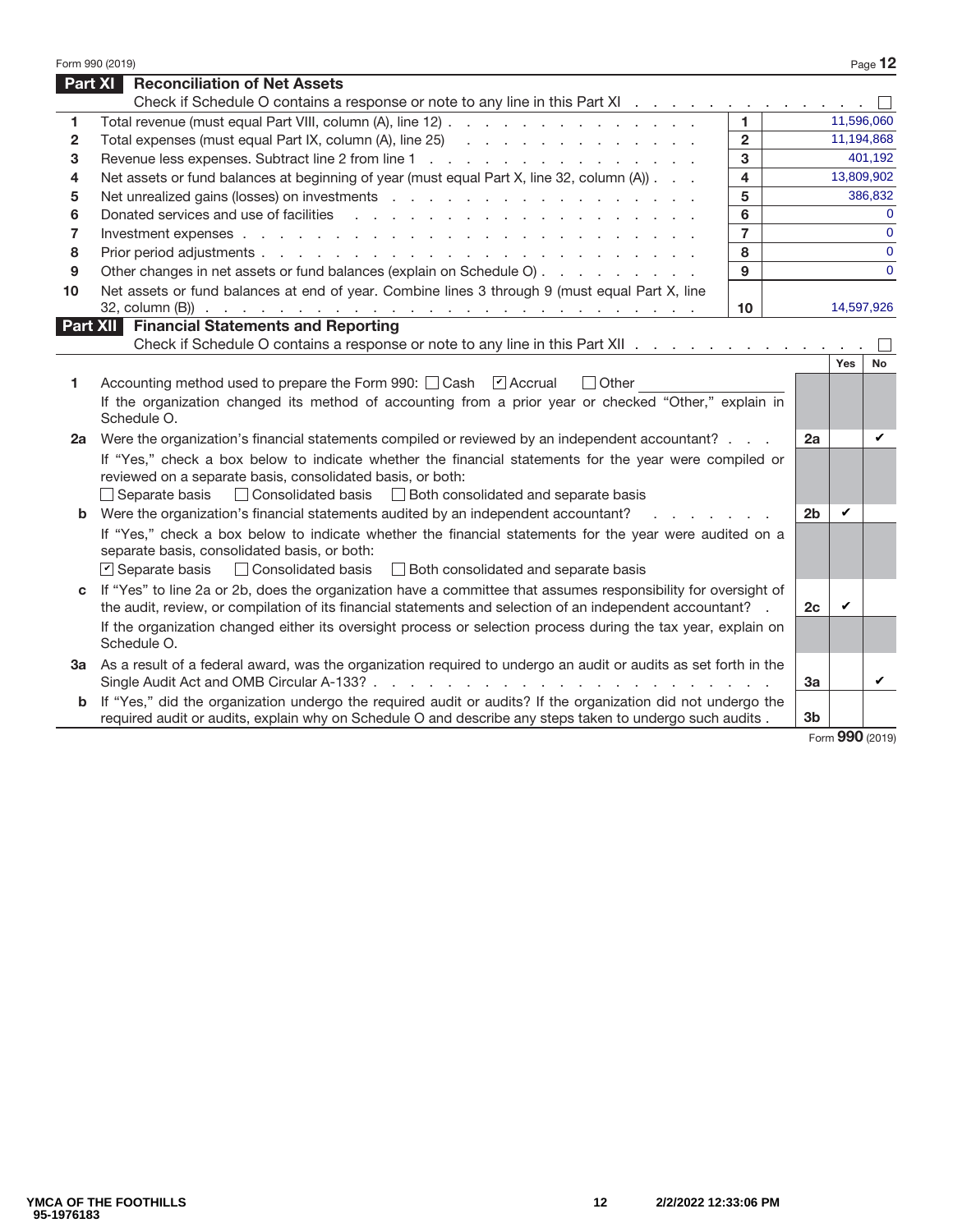Form 990 (2019)

## Part XI Reconciliation of Net Assets

Check if Schedule O contains a response or note to any line in this Part XI . . . . . ☐

| | | Line | Amount |
|---|---|---|---|
| 1 | Total revenue (must equal Part VIII, column (A), line 12) | 1 | 11,596,060 |
| 2 | Total expenses (must equal Part IX, column (A), line 25) | 2 | 11,194,868 |
| 3 | Revenue less expenses. Subtract line 2 from line 1 | 3 | 401,192 |
| 4 | Net assets or fund balances at beginning of year (must equal Part X, line 32, column (A)) | 4 | 13,809,902 |
| 5 | Net unrealized gains (losses) on investments | 5 | 386,832 |
| 6 | Donated services and use of facilities | 6 | 0 |
| 7 | Investment expenses | 7 | 0 |
| 8 | Prior period adjustments | 8 | 0 |
| 9 | Other changes in net assets or fund balances (explain on Schedule O) | 9 | 0 |
| 10 | Net assets or fund balances at end of year. Combine lines 3 through 9 (must equal Part X, line 32, column (B)) | 10 | 14,597,926 |

## Part XII Financial Statements and Reporting

Check if Schedule O contains a response or note to any line in this Part XII . . . . . ☐

| | | Line | Yes | No |
|---|---|---|---|---|
| 1 | Accounting method used to prepare the Form 990: ☐ Cash ☑ Accrual ☐ Other<br>If the organization changed its method of accounting from a prior year or checked "Other," explain in Schedule O. | | | |
| 2a | Were the organization's financial statements compiled or reviewed by an independent accountant? | 2a | | ✔ |
| | If "Yes," check a box below to indicate whether the financial statements for the year were compiled or reviewed on a separate basis, consolidated basis, or both:<br>☐ Separate basis ☐ Consolidated basis ☐ Both consolidated and separate basis | | | |
| b | Were the organization's financial statements audited by an independent accountant? | 2b | ✔ | |
| | If "Yes," check a box below to indicate whether the financial statements for the year were audited on a separate basis, consolidated basis, or both:<br>☑ Separate basis ☐ Consolidated basis ☐ Both consolidated and separate basis | | | |
| c | If "Yes" to line 2a or 2b, does the organization have a committee that assumes responsibility for oversight of the audit, review, or compilation of its financial statements and selection of an independent accountant?<br>If the organization changed either its oversight process or selection process during the tax year, explain on Schedule O. | 2c | ✔ | |
| 3a | As a result of a federal award, was the organization required to undergo an audit or audits as set forth in the Single Audit Act and OMB Circular A-133? | 3a | | ✔ |
| b | If "Yes," did the organization undergo the required audit or audits? If the organization did not undergo the required audit or audits, explain why on Schedule O and describe any steps taken to undergo such audits. | 3b | | |

Form **990** (2019)

YMCA OF THE FOOTHILLS
95-1976183
2/2/2022 12:33:06 PM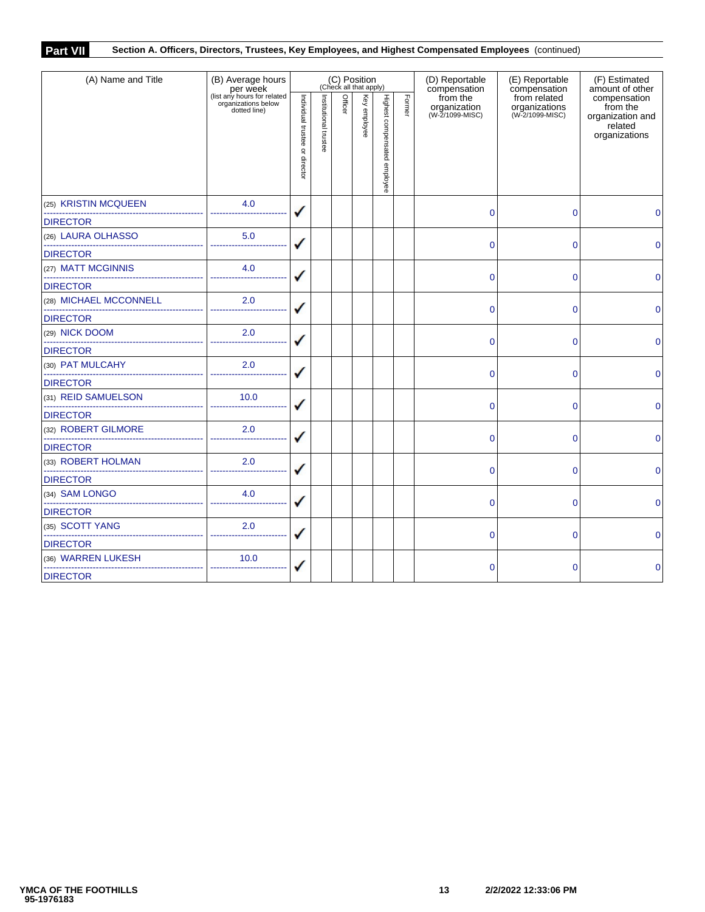**Part VII** **Section A. Officers, Directors, Trustees, Key Employees, and Highest Compensated Employees** (continued)

| (A) Name and Title | (B) Average hours per week (list any hours for related organizations below dotted line) | (C) Position (Check all that apply) Individual trustee or director | Institutional trustee | Officer | Key employee | Highest compensated employee | Former | (D) Reportable compensation from the organization (W-2/1099-MISC) | (E) Reportable compensation from related organizations (W-2/1099-MISC) | (F) Estimated amount of other compensation from the organization and related organizations |
|---|---|---|---|---|---|---|---|---|---|---|
| (25) KRISTIN MCQUEEN<br>DIRECTOR | 4.0 | ✓ | | | | | | 0 | 0 | 0 |
| (26) LAURA OLHASSO<br>DIRECTOR | 5.0 | ✓ | | | | | | 0 | 0 | 0 |
| (27) MATT MCGINNIS<br>DIRECTOR | 4.0 | ✓ | | | | | | 0 | 0 | 0 |
| (28) MICHAEL MCCONNELL<br>DIRECTOR | 2.0 | ✓ | | | | | | 0 | 0 | 0 |
| (29) NICK DOOM<br>DIRECTOR | 2.0 | ✓ | | | | | | 0 | 0 | 0 |
| (30) PAT MULCAHY<br>DIRECTOR | 2.0 | ✓ | | | | | | 0 | 0 | 0 |
| (31) REID SAMUELSON<br>DIRECTOR | 10.0 | ✓ | | | | | | 0 | 0 | 0 |
| (32) ROBERT GILMORE<br>DIRECTOR | 2.0 | ✓ | | | | | | 0 | 0 | 0 |
| (33) ROBERT HOLMAN<br>DIRECTOR | 2.0 | ✓ | | | | | | 0 | 0 | 0 |
| (34) SAM LONGO<br>DIRECTOR | 4.0 | ✓ | | | | | | 0 | 0 | 0 |
| (35) SCOTT YANG<br>DIRECTOR | 2.0 | ✓ | | | | | | 0 | 0 | 0 |
| (36) WARREN LUKESH<br>DIRECTOR | 10.0 | ✓ | | | | | | 0 | 0 | 0 |

YMCA OF THE FOOTHILLS
95-1976183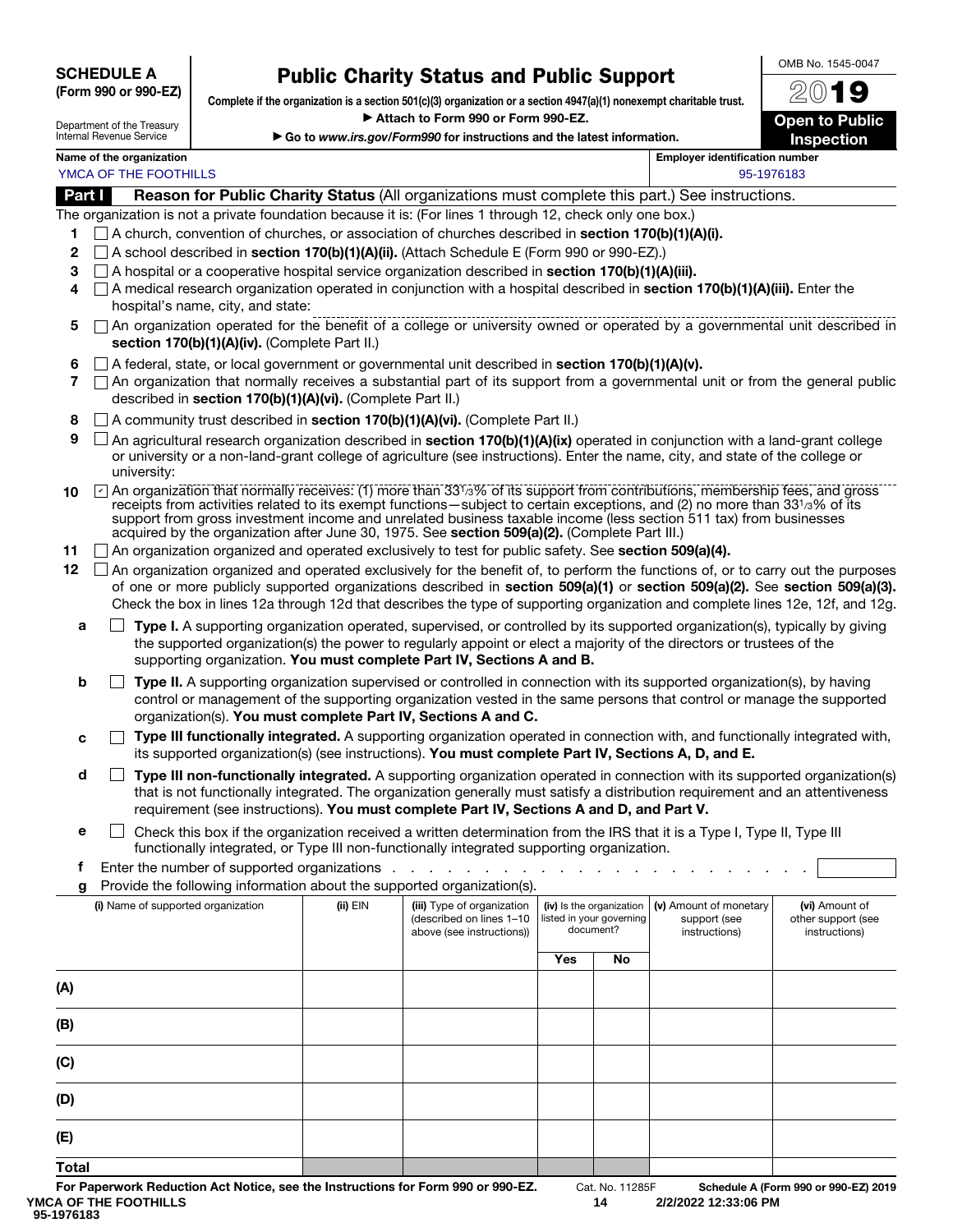**SCHEDULE A**
**(Form 990 or 990-EZ)**

Department of the Treasury
Internal Revenue Service

# Public Charity Status and Public Support

**Complete if the organization is a section 501(c)(3) organization or a section 4947(a)(1) nonexempt charitable trust.**
▶ **Attach to Form 990 or Form 990-EZ.**
▶ **Go to *www.irs.gov/Form990* for instructions and the latest information.**

OMB No. 1545-0047
2019
**Open to Public Inspection**

**Name of the organization**
YMCA OF THE FOOTHILLS

**Employer identification number**
95-1976183

## Part I Reason for Public Charity Status (All organizations must complete this part.) See instructions.

The organization is not a private foundation because it is: (For lines 1 through 12, check only one box.)

1 ☐ A church, convention of churches, or association of churches described in **section 170(b)(1)(A)(i).**

2 ☐ A school described in **section 170(b)(1)(A)(ii).** (Attach Schedule E (Form 990 or 990-EZ).)

3 ☐ A hospital or a cooperative hospital service organization described in **section 170(b)(1)(A)(iii).**

4 ☐ A medical research organization operated in conjunction with a hospital described in **section 170(b)(1)(A)(iii).** Enter the hospital's name, city, and state:

5 ☐ An organization operated for the benefit of a college or university owned or operated by a governmental unit described in **section 170(b)(1)(A)(iv).** (Complete Part II.)

6 ☐ A federal, state, or local government or governmental unit described in **section 170(b)(1)(A)(v).**

7 ☐ An organization that normally receives a substantial part of its support from a governmental unit or from the general public described in **section 170(b)(1)(A)(vi).** (Complete Part II.)

8 ☐ A community trust described in **section 170(b)(1)(A)(vi).** (Complete Part II.)

9 ☐ An agricultural research organization described in **section 170(b)(1)(A)(ix)** operated in conjunction with a land-grant college or university or a non-land-grant college of agriculture (see instructions). Enter the name, city, and state of the college or university:

10 ☑ An organization that normally receives: (1) more than 33 1/3% of its support from contributions, membership fees, and gross receipts from activities related to its exempt functions—subject to certain exceptions, and (2) no more than 33 1/3% of its support from gross investment income and unrelated business taxable income (less section 511 tax) from businesses acquired by the organization after June 30, 1975. See **section 509(a)(2).** (Complete Part III.)

11 ☐ An organization organized and operated exclusively to test for public safety. See **section 509(a)(4).**

12 ☐ An organization organized and operated exclusively for the benefit of, to perform the functions of, or to carry out the purposes of one or more publicly supported organizations described in **section 509(a)(1)** or **section 509(a)(2).** See **section 509(a)(3).** Check the box in lines 12a through 12d that describes the type of supporting organization and complete lines 12e, 12f, and 12g.

a ☐ **Type I.** A supporting organization operated, supervised, or controlled by its supported organization(s), typically by giving the supported organization(s) the power to regularly appoint or elect a majority of the directors or trustees of the supporting organization. **You must complete Part IV, Sections A and B.**

b ☐ **Type II.** A supporting organization supervised or controlled in connection with its supported organization(s), by having control or management of the supporting organization vested in the same persons that control or manage the supported organization(s). **You must complete Part IV, Sections A and C.**

c ☐ **Type III functionally integrated.** A supporting organization operated in connection with, and functionally integrated with, its supported organization(s) (see instructions). **You must complete Part IV, Sections A, D, and E.**

d ☐ **Type III non-functionally integrated.** A supporting organization operated in connection with its supported organization(s) that is not functionally integrated. The organization generally must satisfy a distribution requirement and an attentiveness requirement (see instructions). **You must complete Part IV, Sections A and D, and Part V.**

e ☐ Check this box if the organization received a written determination from the IRS that it is a Type I, Type II, Type III functionally integrated, or Type III non-functionally integrated supporting organization.

f Enter the number of supported organizations . . . . . . . . . . . . . . . . . . . . . . . . .

g Provide the following information about the supported organization(s).

| | (i) Name of supported organization | (ii) EIN | (iii) Type of organization (described on lines 1–10 above (see instructions)) | (iv) Is the organization listed in your governing document? | | (v) Amount of monetary support (see instructions) | (vi) Amount of other support (see instructions) |
|---|---|---|---|---|---|---|---|
| | | | | Yes | No | | |
| (A) | | | | | | | |
| (B) | | | | | | | |
| (C) | | | | | | | |
| (D) | | | | | | | |
| (E) | | | | | | | |
| Total | | | | | | | |

**For Paperwork Reduction Act Notice, see the Instructions for Form 990 or 990-EZ.** Cat. No. 11285F **Schedule A (Form 990 or 990-EZ) 2019**

YMCA OF THE FOOTHILLS
95-1976183
2/2/2022 12:33:06 PM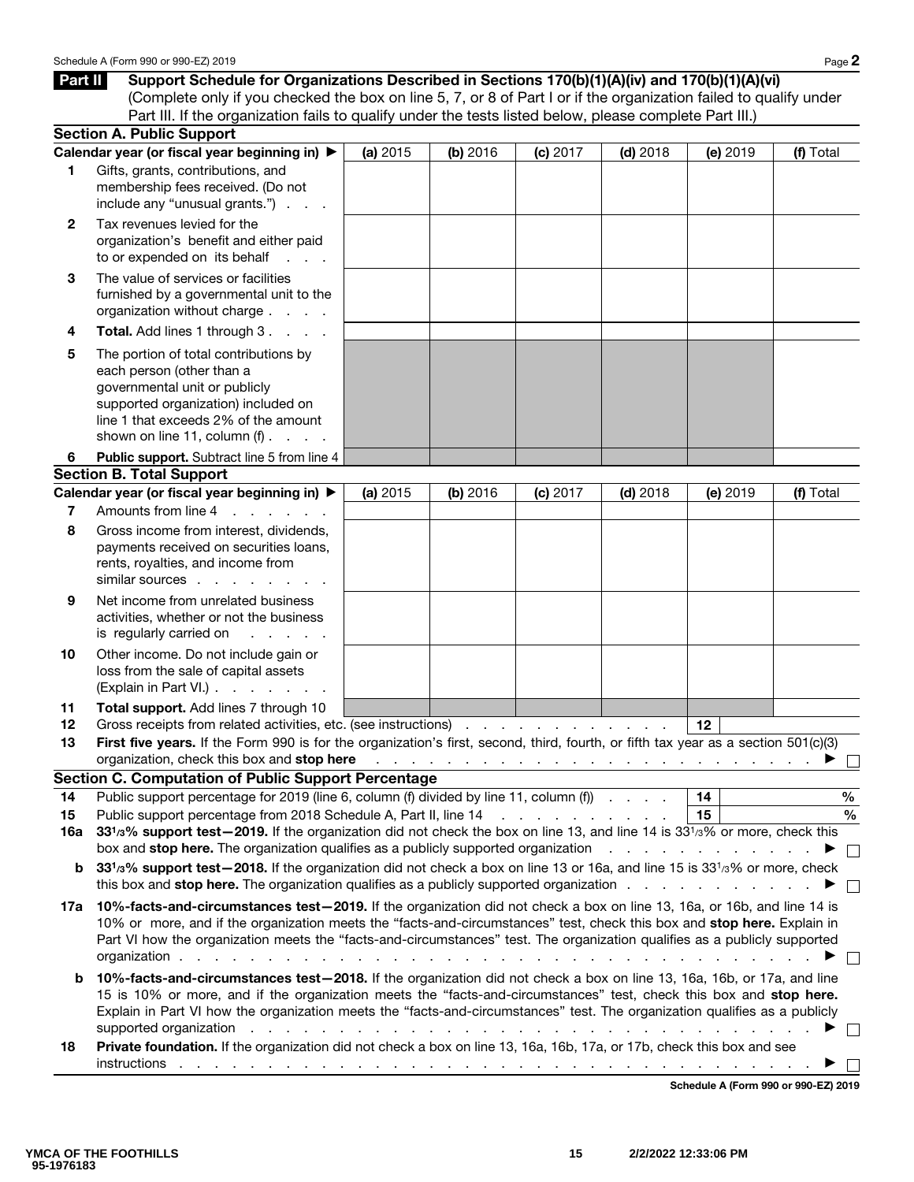## Part II Support Schedule for Organizations Described in Sections 170(b)(1)(A)(iv) and 170(b)(1)(A)(vi)

(Complete only if you checked the box on line 5, 7, or 8 of Part I or if the organization failed to qualify under Part III. If the organization fails to qualify under the tests listed below, please complete Part III.)

### Section A. Public Support

| Calendar year (or fiscal year beginning in) ▶ | (a) 2015 | (b) 2016 | (c) 2017 | (d) 2018 | (e) 2019 | (f) Total |
|---|---|---|---|---|---|---|
| **1** Gifts, grants, contributions, and membership fees received. (Do not include any "unusual grants.") | | | | | | |
| **2** Tax revenues levied for the organization's benefit and either paid to or expended on its behalf | | | | | | |
| **3** The value of services or facilities furnished by a governmental unit to the organization without charge | | | | | | |
| **4** **Total.** Add lines 1 through 3 | | | | | | |
| **5** The portion of total contributions by each person (other than a governmental unit or publicly supported organization) included on line 1 that exceeds 2% of the amount shown on line 11, column (f) | | | | | | |
| **6** **Public support.** Subtract line 5 from line 4 | | | | | | |

### Section B. Total Support

| Calendar year (or fiscal year beginning in) ▶ | (a) 2015 | (b) 2016 | (c) 2017 | (d) 2018 | (e) 2019 | (f) Total |
|---|---|---|---|---|---|---|
| **7** Amounts from line 4 | | | | | | |
| **8** Gross income from interest, dividends, payments received on securities loans, rents, royalties, and income from similar sources | | | | | | |
| **9** Net income from unrelated business activities, whether or not the business is regularly carried on | | | | | | |
| **10** Other income. Do not include gain or loss from the sale of capital assets (Explain in Part VI.) | | | | | | |
| **11** **Total support.** Add lines 7 through 10 | | | | | | |

**12** Gross receipts from related activities, etc. (see instructions) . . . **12** ____

**13** **First five years.** If the Form 990 is for the organization's first, second, third, fourth, or fifth tax year as a section 501(c)(3) organization, check this box and **stop here** . . . ▶ ☐

### Section C. Computation of Public Support Percentage

**14** Public support percentage for 2019 (line 6, column (f) divided by line 11, column (f)) . . . **14** ____ %

**15** Public support percentage from 2018 Schedule A, Part II, line 14 . . . **15** ____ %

**16a** **33 1/3% support test—2019.** If the organization did not check the box on line 13, and line 14 is 33 1/3% or more, check this box and **stop here.** The organization qualifies as a publicly supported organization . . . ▶ ☐

**b** **33 1/3% support test—2018.** If the organization did not check a box on line 13 or 16a, and line 15 is 33 1/3% or more, check this box and **stop here.** The organization qualifies as a publicly supported organization . . . ▶ ☐

**17a** **10%-facts-and-circumstances test—2019.** If the organization did not check a box on line 13, 16a, or 16b, and line 14 is 10% or more, and if the organization meets the "facts-and-circumstances" test, check this box and **stop here.** Explain in Part VI how the organization meets the "facts-and-circumstances" test. The organization qualifies as a publicly supported organization . . . ▶ ☐

**b** **10%-facts-and-circumstances test—2018.** If the organization did not check a box on line 13, 16a, 16b, or 17a, and line 15 is 10% or more, and if the organization meets the "facts-and-circumstances" test, check this box and **stop here.** Explain in Part VI how the organization meets the "facts-and-circumstances" test. The organization qualifies as a publicly supported organization . . . ▶ ☐

**18** **Private foundation.** If the organization did not check a box on line 13, 16a, 16b, 17a, or 17b, check this box and see instructions . . . ▶ ☐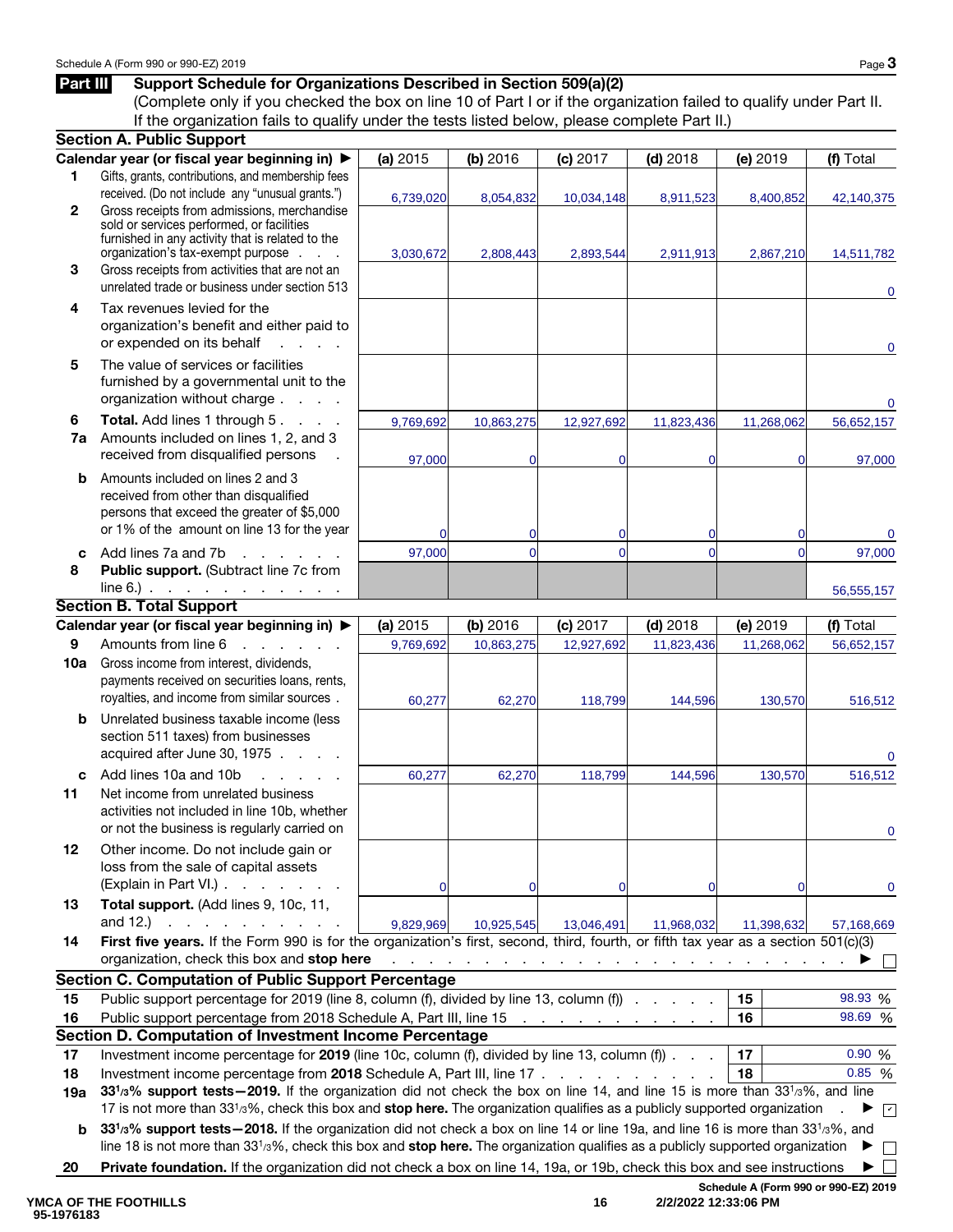Schedule A (Form 990 or 990-EZ) 2019 Page **3**

## Part III Support Schedule for Organizations Described in Section 509(a)(2)

(Complete only if you checked the box on line 10 of Part I or if the organization failed to qualify under Part II. If the organization fails to qualify under the tests listed below, please complete Part II.)

### Section A. Public Support

| | Calendar year (or fiscal year beginning in) ▶ | (a) 2015 | (b) 2016 | (c) 2017 | (d) 2018 | (e) 2019 | (f) Total |
|---|---|---|---|---|---|---|---|
| 1 | Gifts, grants, contributions, and membership fees received. (Do not include any "unusual grants.") | 6,739,020 | 8,054,832 | 10,034,148 | 8,911,523 | 8,400,852 | 42,140,375 |
| 2 | Gross receipts from admissions, merchandise sold or services performed, or facilities furnished in any activity that is related to the organization's tax-exempt purpose | 3,030,672 | 2,808,443 | 2,893,544 | 2,911,913 | 2,867,210 | 14,511,782 |
| 3 | Gross receipts from activities that are not an unrelated trade or business under section 513 | | | | | | 0 |
| 4 | Tax revenues levied for the organization's benefit and either paid to or expended on its behalf | | | | | | 0 |
| 5 | The value of services or facilities furnished by a governmental unit to the organization without charge | | | | | | 0 |
| 6 | **Total.** Add lines 1 through 5 | 9,769,692 | 10,863,275 | 12,927,692 | 11,823,436 | 11,268,062 | 56,652,157 |
| 7a | Amounts included on lines 1, 2, and 3 received from disqualified persons | 97,000 | 0 | 0 | 0 | 0 | 97,000 |
| b | Amounts included on lines 2 and 3 received from other than disqualified persons that exceed the greater of $5,000 or 1% of the amount on line 13 for the year | 0 | 0 | 0 | 0 | 0 | 0 |
| c | Add lines 7a and 7b | 97,000 | 0 | 0 | 0 | 0 | 97,000 |
| 8 | **Public support.** (Subtract line 7c from line 6.) | | | | | | 56,555,157 |

### Section B. Total Support

| | Calendar year (or fiscal year beginning in) ▶ | (a) 2015 | (b) 2016 | (c) 2017 | (d) 2018 | (e) 2019 | (f) Total |
|---|---|---|---|---|---|---|---|
| 9 | Amounts from line 6 | 9,769,692 | 10,863,275 | 12,927,692 | 11,823,436 | 11,268,062 | 56,652,157 |
| 10a | Gross income from interest, dividends, payments received on securities loans, rents, royalties, and income from similar sources | 60,277 | 62,270 | 118,799 | 144,596 | 130,570 | 516,512 |
| b | Unrelated business taxable income (less section 511 taxes) from businesses acquired after June 30, 1975 | | | | | | 0 |
| c | Add lines 10a and 10b | 60,277 | 62,270 | 118,799 | 144,596 | 130,570 | 516,512 |
| 11 | Net income from unrelated business activities not included in line 10b, whether or not the business is regularly carried on | | | | | | 0 |
| 12 | Other income. Do not include gain or loss from the sale of capital assets (Explain in Part VI.) | 0 | 0 | 0 | 0 | 0 | 0 |
| 13 | **Total support.** (Add lines 9, 10c, 11, and 12.) | 9,829,969 | 10,925,545 | 13,046,491 | 11,968,032 | 11,398,632 | 57,168,669 |

**14** **First five years.** If the Form 990 is for the organization's first, second, third, fourth, or fifth tax year as a section 501(c)(3) organization, check this box and **stop here** ▶ ☐

### Section C. Computation of Public Support Percentage

| | | | |
|---|---|---|---|
| 15 | Public support percentage for 2019 (line 8, column (f), divided by line 13, column (f)) | 15 | 98.93 % |
| 16 | Public support percentage from 2018 Schedule A, Part III, line 15 | 16 | 98.69 % |

### Section D. Computation of Investment Income Percentage

| | | | |
|---|---|---|---|
| 17 | Investment income percentage for **2019** (line 10c, column (f), divided by line 13, column (f)) | 17 | 0.90 % |
| 18 | Investment income percentage from **2018** Schedule A, Part III, line 17 | 18 | 0.85 % |

**19a** **33 1/3% support tests—2019.** If the organization did not check the box on line 14, and line 15 is more than 33 1/3%, and line 17 is not more than 33 1/3%, check this box and **stop here.** The organization qualifies as a publicly supported organization ▶ ☑

**b** **33 1/3% support tests—2018.** If the organization did not check a box on line 14 or line 19a, and line 16 is more than 33 1/3%, and line 18 is not more than 33 1/3%, check this box and **stop here.** The organization qualifies as a publicly supported organization ▶ ☐

**20** **Private foundation.** If the organization did not check a box on line 14, 19a, or 19b, check this box and see instructions ▶ ☐

Schedule A (Form 990 or 990-EZ) 2019

YMCA OF THE FOOTHILLS
95-1976183

2/2/2022 12:33:06 PM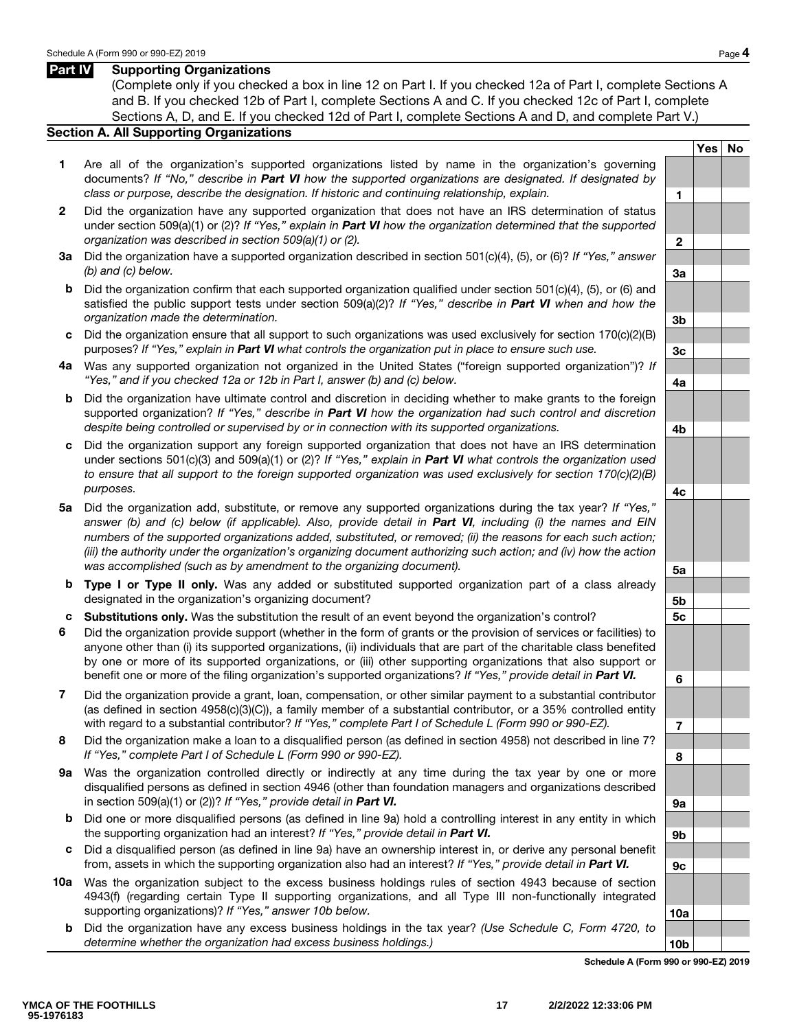## Part IV Supporting Organizations

(Complete only if you checked a box in line 12 on Part I. If you checked 12a of Part I, complete Sections A and B. If you checked 12b of Part I, complete Sections A and C. If you checked 12c of Part I, complete Sections A, D, and E. If you checked 12d of Part I, complete Sections A and D, and complete Part V.)

### Section A. All Supporting Organizations

| | | Line | Yes | No |
|---|---|---|---|---|
| **1** | Are all of the organization's supported organizations listed by name in the organization's governing documents? *If "No," describe in **Part VI** how the supported organizations are designated. If designated by class or purpose, describe the designation. If historic and continuing relationship, explain.* | 1 | | |
| **2** | Did the organization have any supported organization that does not have an IRS determination of status under section 509(a)(1) or (2)? *If "Yes," explain in **Part VI** how the organization determined that the supported organization was described in section 509(a)(1) or (2).* | 2 | | |
| **3a** | Did the organization have a supported organization described in section 501(c)(4), (5), or (6)? *If "Yes," answer (b) and (c) below.* | 3a | | |
| **b** | Did the organization confirm that each supported organization qualified under section 501(c)(4), (5), or (6) and satisfied the public support tests under section 509(a)(2)? *If "Yes," describe in **Part VI** when and how the organization made the determination.* | 3b | | |
| **c** | Did the organization ensure that all support to such organizations was used exclusively for section 170(c)(2)(B) purposes? *If "Yes," explain in **Part VI** what controls the organization put in place to ensure such use.* | 3c | | |
| **4a** | Was any supported organization not organized in the United States ("foreign supported organization")? *If "Yes," and if you checked 12a or 12b in Part I, answer (b) and (c) below.* | 4a | | |
| **b** | Did the organization have ultimate control and discretion in deciding whether to make grants to the foreign supported organization? *If "Yes," describe in **Part VI** how the organization had such control and discretion despite being controlled or supervised by or in connection with its supported organizations.* | 4b | | |
| **c** | Did the organization support any foreign supported organization that does not have an IRS determination under sections 501(c)(3) and 509(a)(1) or (2)? *If "Yes," explain in **Part VI** what controls the organization used to ensure that all support to the foreign supported organization was used exclusively for section 170(c)(2)(B) purposes.* | 4c | | |
| **5a** | Did the organization add, substitute, or remove any supported organizations during the tax year? *If "Yes," answer (b) and (c) below (if applicable). Also, provide detail in **Part VI**, including (i) the names and EIN numbers of the supported organizations added, substituted, or removed; (ii) the reasons for each such action; (iii) the authority under the organization's organizing document authorizing such action; and (iv) how the action was accomplished (such as by amendment to the organizing document).* | 5a | | |
| **b** | **Type I or Type II only.** Was any added or substituted supported organization part of a class already designated in the organization's organizing document? | 5b | | |
| **c** | **Substitutions only.** Was the substitution the result of an event beyond the organization's control? | 5c | | |
| **6** | Did the organization provide support (whether in the form of grants or the provision of services or facilities) to anyone other than (i) its supported organizations, (ii) individuals that are part of the charitable class benefited by one or more of its supported organizations, or (iii) other supporting organizations that also support or benefit one or more of the filing organization's supported organizations? *If "Yes," provide detail in **Part VI.*** | 6 | | |
| **7** | Did the organization provide a grant, loan, compensation, or other similar payment to a substantial contributor (as defined in section 4958(c)(3)(C)), a family member of a substantial contributor, or a 35% controlled entity with regard to a substantial contributor? *If "Yes," complete Part I of Schedule L (Form 990 or 990-EZ).* | 7 | | |
| **8** | Did the organization make a loan to a disqualified person (as defined in section 4958) not described in line 7? *If "Yes," complete Part I of Schedule L (Form 990 or 990-EZ).* | 8 | | |
| **9a** | Was the organization controlled directly or indirectly at any time during the tax year by one or more disqualified persons as defined in section 4946 (other than foundation managers and organizations described in section 509(a)(1) or (2))? *If "Yes," provide detail in **Part VI.*** | 9a | | |
| **b** | Did one or more disqualified persons (as defined in line 9a) hold a controlling interest in any entity in which the supporting organization had an interest? *If "Yes," provide detail in **Part VI.*** | 9b | | |
| **c** | Did a disqualified person (as defined in line 9a) have an ownership interest in, or derive any personal benefit from, assets in which the supporting organization also had an interest? *If "Yes," provide detail in **Part VI.*** | 9c | | |
| **10a** | Was the organization subject to the excess business holdings rules of section 4943 because of section 4943(f) (regarding certain Type II supporting organizations, and all Type III non-functionally integrated supporting organizations)? *If "Yes," answer 10b below.* | 10a | | |
| **b** | Did the organization have any excess business holdings in the tax year? *(Use Schedule C, Form 4720, to determine whether the organization had excess business holdings.)* | 10b | | |

YMCA OF THE FOOTHILLS
95-1976183

2/2/2022 12:33:06 PM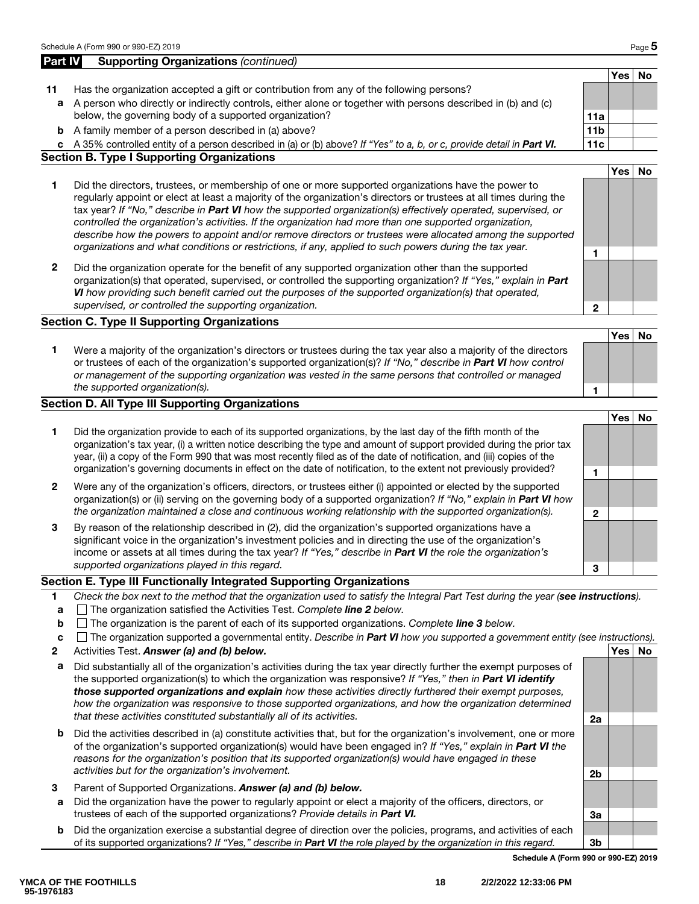## Part IV Supporting Organizations *(continued)*

| | | | Yes | No |
|---|---|---|---|---|
| **11** | Has the organization accepted a gift or contribution from any of the following persons? | | | |
| **a** | A person who directly or indirectly controls, either alone or together with persons described in (b) and (c) below, the governing body of a supported organization? | **11a** | | |
| **b** | A family member of a person described in (a) above? | **11b** | | |
| **c** | A 35% controlled entity of a person described in (a) or (b) above? *If "Yes" to a, b, or c, provide detail in* ***Part VI.*** | **11c** | | |

### Section B. Type I Supporting Organizations

| | | | Yes | No |
|---|---|---|---|---|
| **1** | Did the directors, trustees, or membership of one or more supported organizations have the power to regularly appoint or elect at least a majority of the organization's directors or trustees at all times during the tax year? *If "No," describe in* ***Part VI*** *how the supported organization(s) effectively operated, supervised, or controlled the organization's activities. If the organization had more than one supported organization, describe how the powers to appoint and/or remove directors or trustees were allocated among the supported organizations and what conditions or restrictions, if any, applied to such powers during the tax year.* | **1** | | |
| **2** | Did the organization operate for the benefit of any supported organization other than the supported organization(s) that operated, supervised, or controlled the supporting organization? *If "Yes," explain in* ***Part VI*** *how providing such benefit carried out the purposes of the supported organization(s) that operated, supervised, or controlled the supporting organization.* | **2** | | |

### Section C. Type II Supporting Organizations

| | | | Yes | No |
|---|---|---|---|---|
| **1** | Were a majority of the organization's directors or trustees during the tax year also a majority of the directors or trustees of each of the organization's supported organization(s)? *If "No," describe in* ***Part VI*** *how control or management of the supporting organization was vested in the same persons that controlled or managed the supported organization(s).* | **1** | | |

### Section D. All Type III Supporting Organizations

| | | | Yes | No |
|---|---|---|---|---|
| **1** | Did the organization provide to each of its supported organizations, by the last day of the fifth month of the organization's tax year, (i) a written notice describing the type and amount of support provided during the prior tax year, (ii) a copy of the Form 990 that was most recently filed as of the date of notification, and (iii) copies of the organization's governing documents in effect on the date of notification, to the extent not previously provided? | **1** | | |
| **2** | Were any of the organization's officers, directors, or trustees either (i) appointed or elected by the supported organization(s) or (ii) serving on the governing body of a supported organization? *If "No," explain in* ***Part VI*** *how the organization maintained a close and continuous working relationship with the supported organization(s).* | **2** | | |
| **3** | By reason of the relationship described in (2), did the organization's supported organizations have a significant voice in the organization's investment policies and in directing the use of the organization's income or assets at all times during the tax year? *If "Yes," describe in* ***Part VI*** *the role the organization's supported organizations played in this regard.* | **3** | | |

### Section E. Type III Functionally Integrated Supporting Organizations

**1** *Check the box next to the method that the organization used to satisfy the Integral Part Test during the year (**see instructions**).*

- **a** ☐ The organization satisfied the Activities Test. *Complete **line 2** below.*
- **b** ☐ The organization is the parent of each of its supported organizations. *Complete **line 3** below.*
- **c** ☐ The organization supported a governmental entity. *Describe in **Part VI** how you supported a government entity (see instructions).*

| | | | Yes | No |
|---|---|---|---|---|
| **2** | Activities Test. ***Answer (a) and (b) below.*** | | | |
| **a** | Did substantially all of the organization's activities during the tax year directly further the exempt purposes of the supported organization(s) to which the organization was responsive? *If "Yes," then in* ***Part VI identify those supported organizations and explain*** *how these activities directly furthered their exempt purposes, how the organization was responsive to those supported organizations, and how the organization determined that these activities constituted substantially all of its activities.* | **2a** | | |
| **b** | Did the activities described in (a) constitute activities that, but for the organization's involvement, one or more of the organization's supported organization(s) would have been engaged in? *If "Yes," explain in* ***Part VI*** *the reasons for the organization's position that its supported organization(s) would have engaged in these activities but for the organization's involvement.* | **2b** | | |
| **3** | Parent of Supported Organizations. ***Answer (a) and (b) below.*** | | | |
| **a** | Did the organization have the power to regularly appoint or elect a majority of the officers, directors, or trustees of each of the supported organizations? *Provide details in* ***Part VI.*** | **3a** | | |
| **b** | Did the organization exercise a substantial degree of direction over the policies, programs, and activities of each of its supported organizations? *If "Yes," describe in* ***Part VI*** *the role played by the organization in this regard.* | **3b** | | |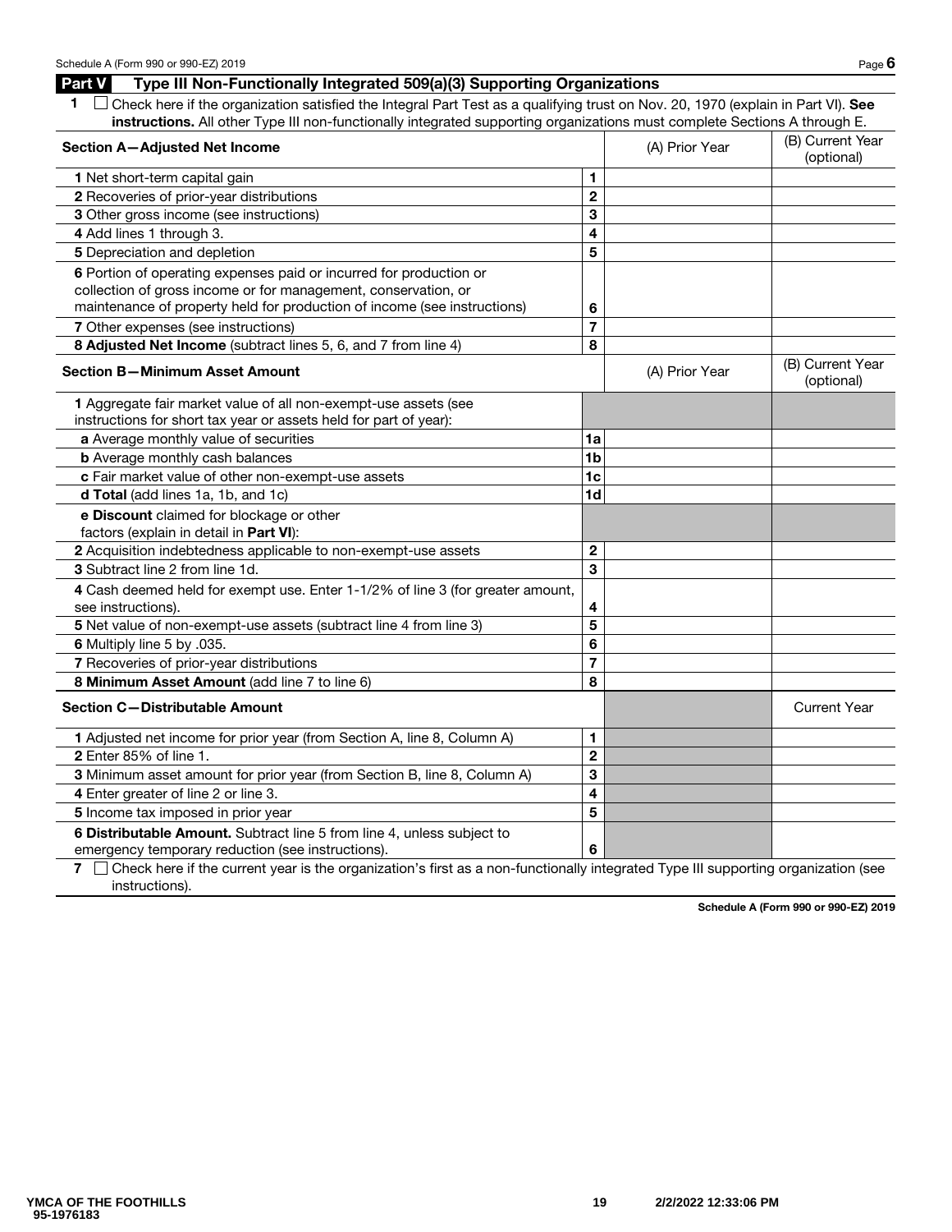## Part V Type III Non-Functionally Integrated 509(a)(3) Supporting Organizations

**1** ☐ Check here if the organization satisfied the Integral Part Test as a qualifying trust on Nov. 20, 1970 (explain in Part VI). **See instructions.** All other Type III non-functionally integrated supporting organizations must complete Sections A through E.

| Section A—Adjusted Net Income | | (A) Prior Year | (B) Current Year (optional) |
|---|---|---|---|
| 1 Net short-term capital gain | 1 | | |
| 2 Recoveries of prior-year distributions | 2 | | |
| 3 Other gross income (see instructions) | 3 | | |
| 4 Add lines 1 through 3. | 4 | | |
| 5 Depreciation and depletion | 5 | | |
| 6 Portion of operating expenses paid or incurred for production or collection of gross income or for management, conservation, or maintenance of property held for production of income (see instructions) | 6 | | |
| 7 Other expenses (see instructions) | 7 | | |
| 8 **Adjusted Net Income** (subtract lines 5, 6, and 7 from line 4) | 8 | | |

| Section B—Minimum Asset Amount | | (A) Prior Year | (B) Current Year (optional) |
|---|---|---|---|
| 1 Aggregate fair market value of all non-exempt-use assets (see instructions for short tax year or assets held for part of year): | | | |
| **a** Average monthly value of securities | 1a | | |
| **b** Average monthly cash balances | 1b | | |
| **c** Fair market value of other non-exempt-use assets | 1c | | |
| **d Total** (add lines 1a, 1b, and 1c) | 1d | | |
| **e Discount** claimed for blockage or other factors (explain in detail in **Part VI**): | | | |
| 2 Acquisition indebtedness applicable to non-exempt-use assets | 2 | | |
| 3 Subtract line 2 from line 1d. | 3 | | |
| 4 Cash deemed held for exempt use. Enter 1-1/2% of line 3 (for greater amount, see instructions). | 4 | | |
| 5 Net value of non-exempt-use assets (subtract line 4 from line 3) | 5 | | |
| 6 Multiply line 5 by .035. | 6 | | |
| 7 Recoveries of prior-year distributions | 7 | | |
| 8 **Minimum Asset Amount** (add line 7 to line 6) | 8 | | |

| Section C—Distributable Amount | | | Current Year |
|---|---|---|---|
| 1 Adjusted net income for prior year (from Section A, line 8, Column A) | 1 | | |
| 2 Enter 85% of line 1. | 2 | | |
| 3 Minimum asset amount for prior year (from Section B, line 8, Column A) | 3 | | |
| 4 Enter greater of line 2 or line 3. | 4 | | |
| 5 Income tax imposed in prior year | 5 | | |
| 6 **Distributable Amount.** Subtract line 5 from line 4, unless subject to emergency temporary reduction (see instructions). | 6 | | |

**7** ☐ Check here if the current year is the organization's first as a non-functionally integrated Type III supporting organization (see instructions).

**Schedule A (Form 990 or 990-EZ) 2019**

**YMCA OF THE FOOTHILLS**
**95-1976183**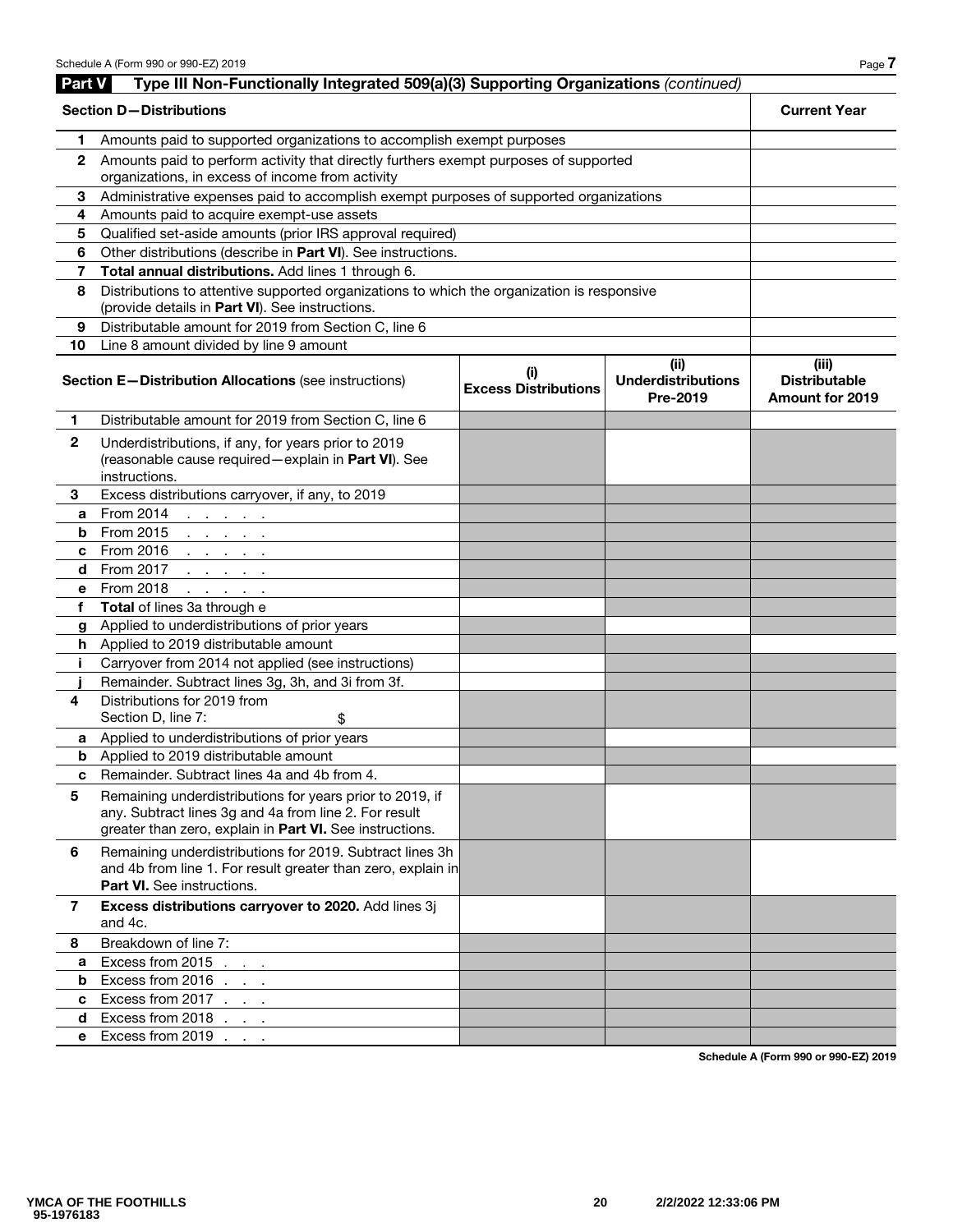## Part V Type III Non-Functionally Integrated 509(a)(3) Supporting Organizations *(continued)*

| Section D—Distributions | | Current Year |
|---|---|---|
| **1** | Amounts paid to supported organizations to accomplish exempt purposes | |
| **2** | Amounts paid to perform activity that directly furthers exempt purposes of supported organizations, in excess of income from activity | |
| **3** | Administrative expenses paid to accomplish exempt purposes of supported organizations | |
| **4** | Amounts paid to acquire exempt-use assets | |
| **5** | Qualified set-aside amounts (prior IRS approval required) | |
| **6** | Other distributions (describe in **Part VI**). See instructions. | |
| **7** | **Total annual distributions.** Add lines 1 through 6. | |
| **8** | Distributions to attentive supported organizations to which the organization is responsive (provide details in **Part VI**). See instructions. | |
| **9** | Distributable amount for 2019 from Section C, line 6 | |
| **10** | Line 8 amount divided by line 9 amount | |

| | Section E—Distribution Allocations (see instructions) | (i) Excess Distributions | (ii) Underdistributions Pre-2019 | (iii) Distributable Amount for 2019 |
|---|---|---|---|---|
| **1** | Distributable amount for 2019 from Section C, line 6 | | | |
| **2** | Underdistributions, if any, for years prior to 2019 (reasonable cause required—explain in **Part VI**). See instructions. | | | |
| **3** | Excess distributions carryover, if any, to 2019 | | | |
| **a** | From 2014 | | | |
| **b** | From 2015 | | | |
| **c** | From 2016 | | | |
| **d** | From 2017 | | | |
| **e** | From 2018 | | | |
| **f** | **Total** of lines 3a through e | | | |
| **g** | Applied to underdistributions of prior years | | | |
| **h** | Applied to 2019 distributable amount | | | |
| **i** | Carryover from 2014 not applied (see instructions) | | | |
| **j** | Remainder. Subtract lines 3g, 3h, and 3i from 3f. | | | |
| **4** | Distributions for 2019 from Section D, line 7: $ | | | |
| **a** | Applied to underdistributions of prior years | | | |
| **b** | Applied to 2019 distributable amount | | | |
| **c** | Remainder. Subtract lines 4a and 4b from 4. | | | |
| **5** | Remaining underdistributions for years prior to 2019, if any. Subtract lines 3g and 4a from line 2. For result greater than zero, explain in **Part VI.** See instructions. | | | |
| **6** | Remaining underdistributions for 2019. Subtract lines 3h and 4b from line 1. For result greater than zero, explain in **Part VI.** See instructions. | | | |
| **7** | **Excess distributions carryover to 2020.** Add lines 3j and 4c. | | | |
| **8** | Breakdown of line 7: | | | |
| **a** | Excess from 2015 | | | |
| **b** | Excess from 2016 | | | |
| **c** | Excess from 2017 | | | |
| **d** | Excess from 2018 | | | |
| **e** | Excess from 2019 | | | |

**Schedule A (Form 990 or 990-EZ) 2019**

YMCA OF THE FOOTHILLS
95-1976183

2/2/2022 12:33:06 PM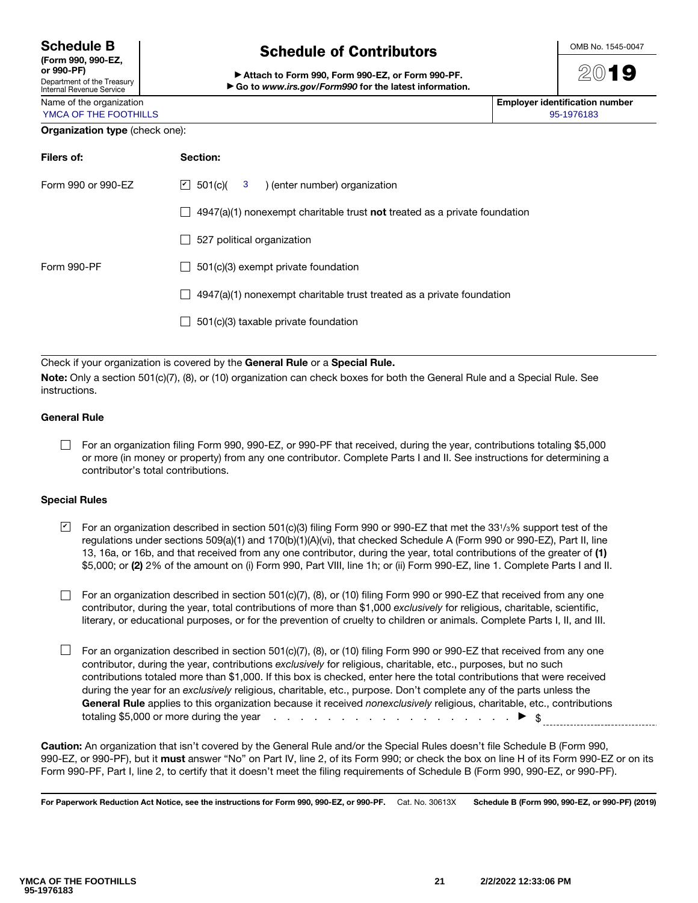**Schedule B**
**(Form 990, 990-EZ, or 990-PF)**
Department of the Treasury
Internal Revenue Service

# Schedule of Contributors

▶ **Attach to Form 990, Form 990-EZ, or Form 990-PF.**
▶ **Go to *www.irs.gov/Form990* for the latest information.**

OMB No. 1545-0047

**2019**

| Name of the organization | Employer identification number |
|---|---|
| YMCA OF THE FOOTHILLS | 95-1976183 |

**Organization type** (check one):

| Filers of: | Section: |
|---|---|
| Form 990 or 990-EZ | ☑ 501(c)( 3 ) (enter number) organization |
| | ☐ 4947(a)(1) nonexempt charitable trust **not** treated as a private foundation |
| | ☐ 527 political organization |
| Form 990-PF | ☐ 501(c)(3) exempt private foundation |
| | ☐ 4947(a)(1) nonexempt charitable trust treated as a private foundation |
| | ☐ 501(c)(3) taxable private foundation |

Check if your organization is covered by the **General Rule** or a **Special Rule.**

**Note:** Only a section 501(c)(7), (8), or (10) organization can check boxes for both the General Rule and a Special Rule. See instructions.

### General Rule

☐ For an organization filing Form 990, 990-EZ, or 990-PF that received, during the year, contributions totaling $5,000 or more (in money or property) from any one contributor. Complete Parts I and II. See instructions for determining a contributor's total contributions.

### Special Rules

☑ For an organization described in section 501(c)(3) filing Form 990 or 990-EZ that met the 33 1/3% support test of the regulations under sections 509(a)(1) and 170(b)(1)(A)(vi), that checked Schedule A (Form 990 or 990-EZ), Part II, line 13, 16a, or 16b, and that received from any one contributor, during the year, total contributions of the greater of **(1)** $5,000; or **(2)** 2% of the amount on (i) Form 990, Part VIII, line 1h; or (ii) Form 990-EZ, line 1. Complete Parts I and II.

☐ For an organization described in section 501(c)(7), (8), or (10) filing Form 990 or 990-EZ that received from any one contributor, during the year, total contributions of more than $1,000 *exclusively* for religious, charitable, scientific, literary, or educational purposes, or for the prevention of cruelty to children or animals. Complete Parts I, II, and III.

☐ For an organization described in section 501(c)(7), (8), or (10) filing Form 990 or 990-EZ that received from any one contributor, during the year, contributions *exclusively* for religious, charitable, etc., purposes, but no such contributions totaled more than $1,000. If this box is checked, enter here the total contributions that were received during the year for an *exclusively* religious, charitable, etc., purpose. Don't complete any of the parts unless the **General Rule** applies to this organization because it received *nonexclusively* religious, charitable, etc., contributions totaling $5,000 or more during the year . . . . . . . . . . . . . . . . . . . . ▶ $ ____________

**Caution:** An organization that isn't covered by the General Rule and/or the Special Rules doesn't file Schedule B (Form 990, 990-EZ, or 990-PF), but it **must** answer "No" on Part IV, line 2, of its Form 990; or check the box on line H of its Form 990-EZ or on its Form 990-PF, Part I, line 2, to certify that it doesn't meet the filing requirements of Schedule B (Form 990, 990-EZ, or 990-PF).

**For Paperwork Reduction Act Notice, see the instructions for Form 990, 990-EZ, or 990-PF.** Cat. No. 30613X **Schedule B (Form 990, 990-EZ, or 990-PF) (2019)**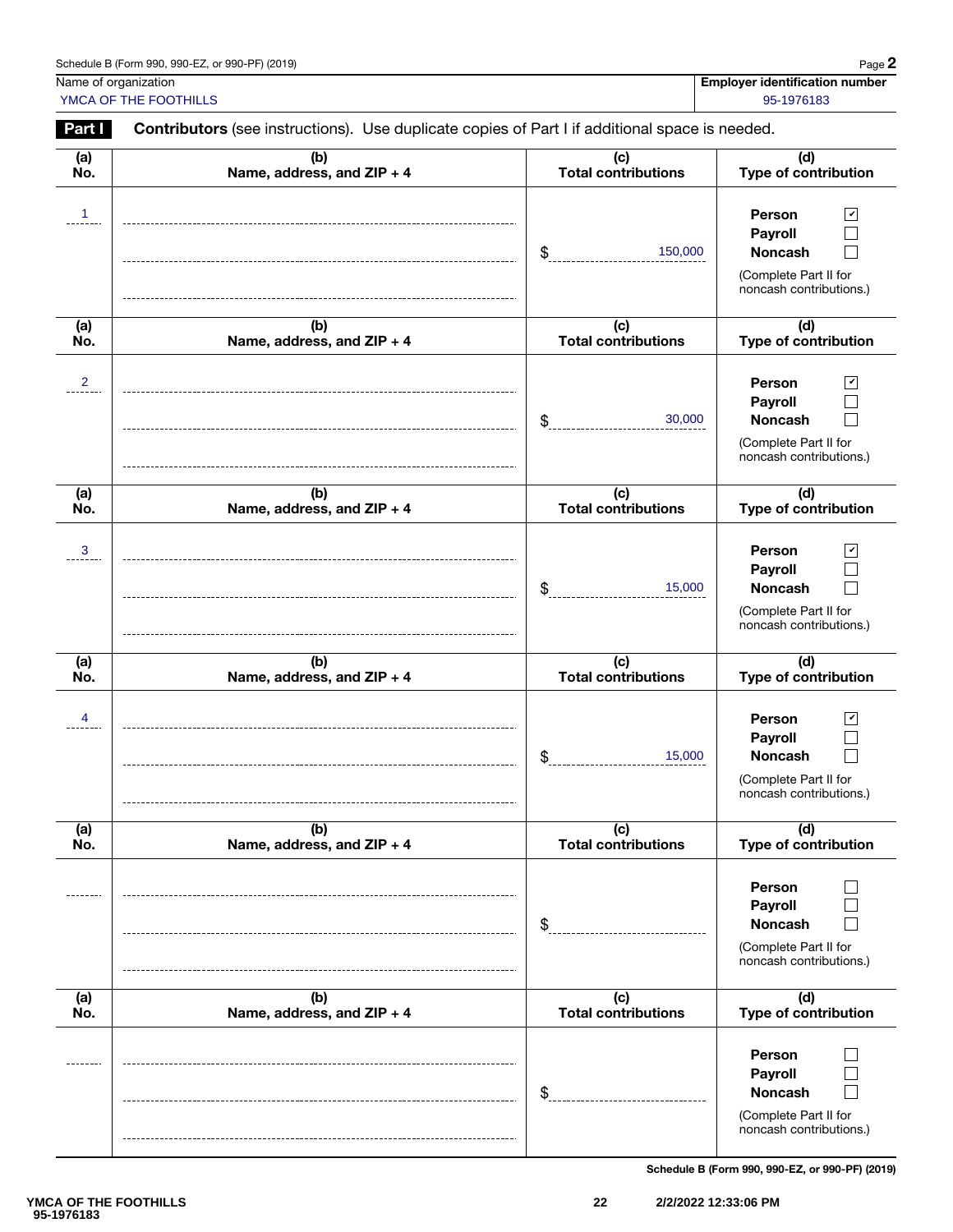Schedule B (Form 990, 990-EZ, or 990-PF) (2019) Page **2**

Name of organization: YMCA OF THE FOOTHILLS

**Employer identification number:** 95-1976183

**Part I** **Contributors** (see instructions). Use duplicate copies of Part I if additional space is needed.

| (a) No. | (b) Name, address, and ZIP + 4 | (c) Total contributions | (d) Type of contribution |
|---|---|---|---|
| 1 | | $ 150,000 | Person ☑ Payroll ☐ Noncash ☐ (Complete Part II for noncash contributions.) |
| 2 | | $ 30,000 | Person ☑ Payroll ☐ Noncash ☐ (Complete Part II for noncash contributions.) |
| 3 | | $ 15,000 | Person ☑ Payroll ☐ Noncash ☐ (Complete Part II for noncash contributions.) |
| 4 | | $ 15,000 | Person ☑ Payroll ☐ Noncash ☐ (Complete Part II for noncash contributions.) |
| | | $ | Person ☐ Payroll ☐ Noncash ☐ (Complete Part II for noncash contributions.) |
| | | $ | Person ☐ Payroll ☐ Noncash ☐ (Complete Part II for noncash contributions.) |

Schedule B (Form 990, 990-EZ, or 990-PF) (2019)

YMCA OF THE FOOTHILLS
95-1976183

2/2/2022 12:33:06 PM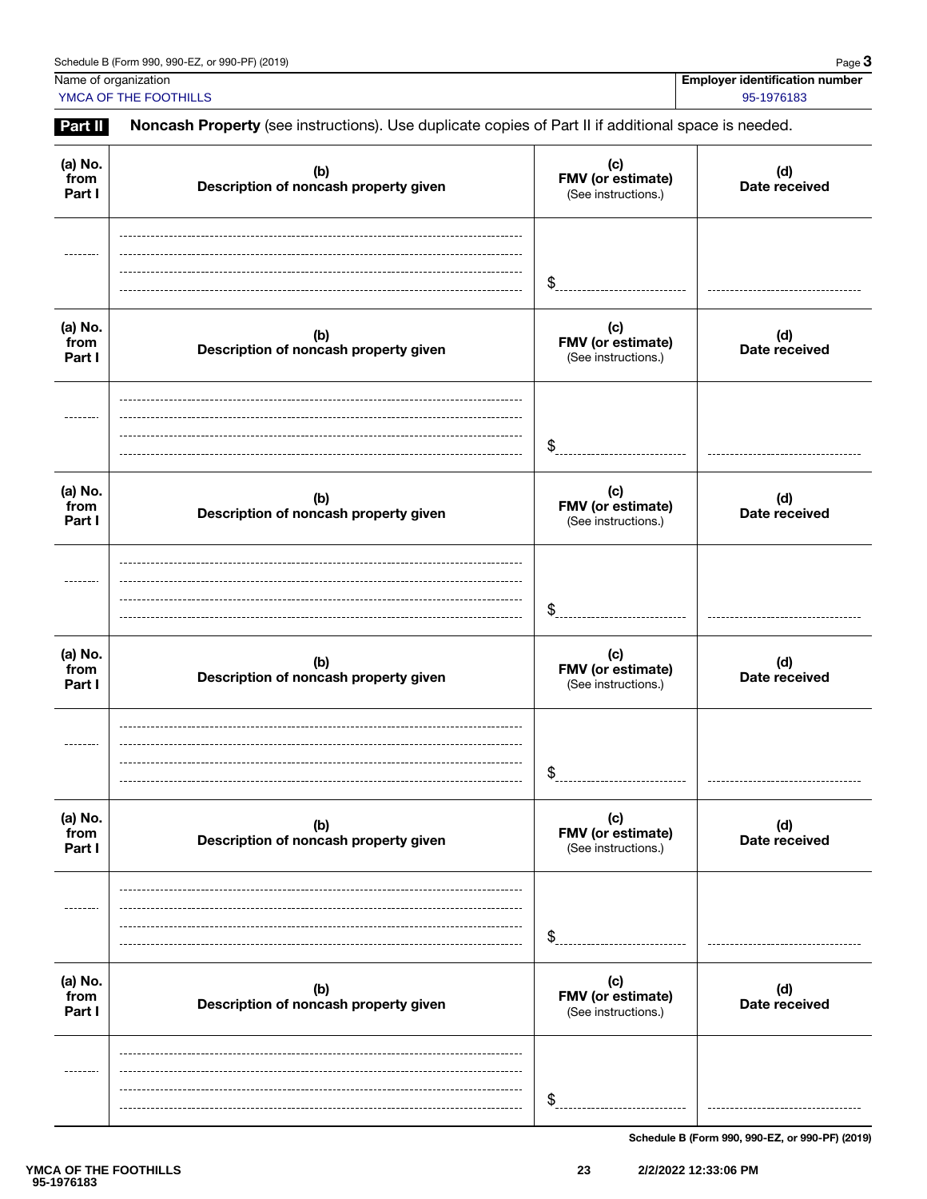Schedule B (Form 990, 990-EZ, or 990-PF) (2019)

Name of organization: YMCA OF THE FOOTHILLS

Employer identification number: 95-1976183

**Part II** **Noncash Property** (see instructions). Use duplicate copies of Part II if additional space is needed.

| (a) No. from Part I | (b) Description of noncash property given | (c) FMV (or estimate) (See instructions.) | (d) Date received |
|---|---|---|---|
| | | $ | |

| (a) No. from Part I | (b) Description of noncash property given | (c) FMV (or estimate) (See instructions.) | (d) Date received |
|---|---|---|---|
| | | $ | |

| (a) No. from Part I | (b) Description of noncash property given | (c) FMV (or estimate) (See instructions.) | (d) Date received |
|---|---|---|---|
| | | $ | |

| (a) No. from Part I | (b) Description of noncash property given | (c) FMV (or estimate) (See instructions.) | (d) Date received |
|---|---|---|---|
| | | $ | |

| (a) No. from Part I | (b) Description of noncash property given | (c) FMV (or estimate) (See instructions.) | (d) Date received |
|---|---|---|---|
| | | $ | |

| (a) No. from Part I | (b) Description of noncash property given | (c) FMV (or estimate) (See instructions.) | (d) Date received |
|---|---|---|---|
| | | $ | |

Schedule B (Form 990, 990-EZ, or 990-PF) (2019)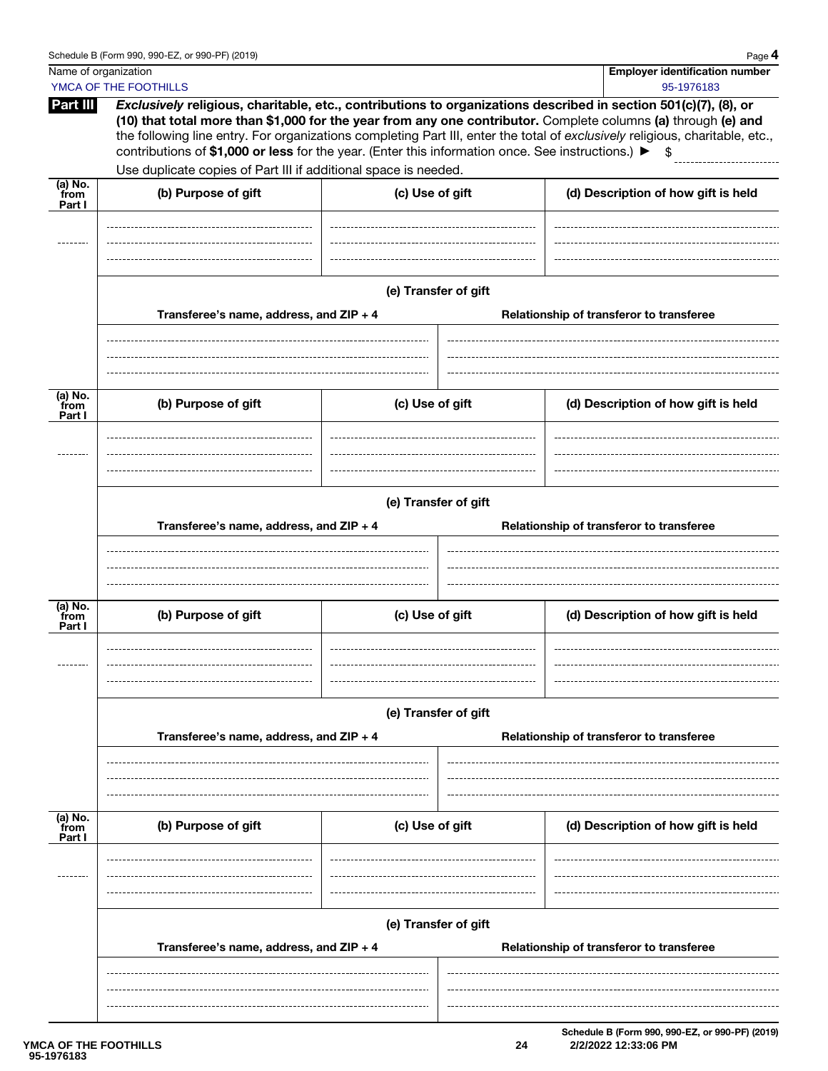Name of organization: YMCA OF THE FOOTHILLS

Employer identification number: 95-1976183

**Part III** ***Exclusively*** **religious, charitable, etc., contributions to organizations described in section 501(c)(7), (8), or (10) that total more than $1,000 for the year from any one contributor.** Complete columns **(a)** through **(e) and** the following line entry. For organizations completing Part III, enter the total of *exclusively* religious, charitable, etc., contributions of **$1,000 or less** for the year. (Enter this information once. See instructions.) ▶ $

Use duplicate copies of Part III if additional space is needed.

| (a) No. from Part I | (b) Purpose of gift | (c) Use of gift | (d) Description of how gift is held |
|---|---|---|---|
| | | | |

| (e) Transfer of gift | |
|---|---|
| Transferee's name, address, and ZIP + 4 | Relationship of transferor to transferee |
| | |

| (a) No. from Part I | (b) Purpose of gift | (c) Use of gift | (d) Description of how gift is held |
|---|---|---|---|
| | | | |

| (e) Transfer of gift | |
|---|---|
| Transferee's name, address, and ZIP + 4 | Relationship of transferor to transferee |
| | |

| (a) No. from Part I | (b) Purpose of gift | (c) Use of gift | (d) Description of how gift is held |
|---|---|---|---|
| | | | |

| (e) Transfer of gift | |
|---|---|
| Transferee's name, address, and ZIP + 4 | Relationship of transferor to transferee |
| | |

| (a) No. from Part I | (b) Purpose of gift | (c) Use of gift | (d) Description of how gift is held |
|---|---|---|---|
| | | | |

| (e) Transfer of gift | |
|---|---|
| Transferee's name, address, and ZIP + 4 | Relationship of transferor to transferee |
| | |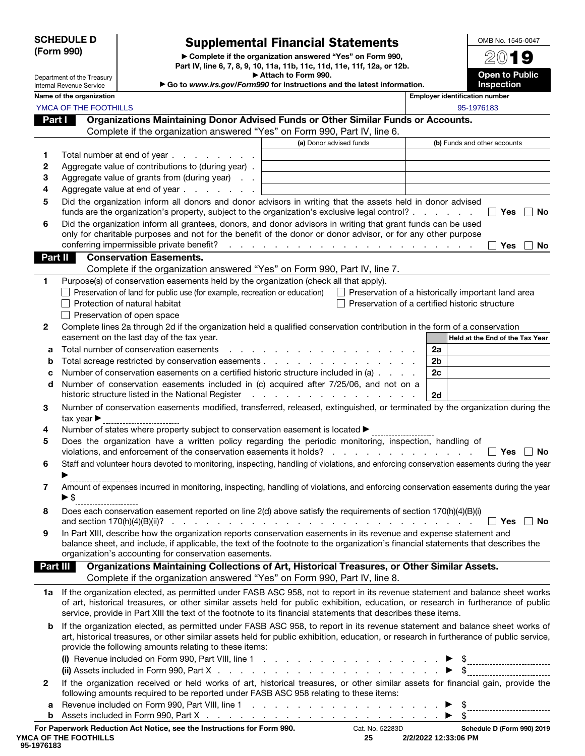**SCHEDULE D (Form 990)**

Department of the Treasury
Internal Revenue Service

# Supplemental Financial Statements

▶ Complete if the organization answered "Yes" on Form 990, Part IV, line 6, 7, 8, 9, 10, 11a, 11b, 11c, 11d, 11e, 11f, 12a, or 12b.
▶ Attach to Form 990.
▶ Go to www.irs.gov/Form990 for instructions and the latest information.

OMB No. 1545-0047

2019

**Open to Public Inspection**

Name of the organization: YMCA OF THE FOOTHILLS

Employer identification number: 95-1976183

## Part I Organizations Maintaining Donor Advised Funds or Other Similar Funds or Accounts.

Complete if the organization answered "Yes" on Form 990, Part IV, line 6.

| | | (a) Donor advised funds | (b) Funds and other accounts |
|---|---|---|---|
| 1 | Total number at end of year | | |
| 2 | Aggregate value of contributions to (during year) | | |
| 3 | Aggregate value of grants from (during year) | | |
| 4 | Aggregate value at end of year | | |

5 Did the organization inform all donors and donor advisors in writing that the assets held in donor advised funds are the organization's property, subject to the organization's exclusive legal control? ☐ Yes ☐ No

6 Did the organization inform all grantees, donors, and donor advisors in writing that grant funds can be used only for charitable purposes and not for the benefit of the donor or donor advisor, or for any other purpose conferring impermissible private benefit? ☐ Yes ☐ No

## Part II Conservation Easements.

Complete if the organization answered "Yes" on Form 990, Part IV, line 7.

1 Purpose(s) of conservation easements held by the organization (check all that apply).

- ☐ Preservation of land for public use (for example, recreation or education)
- ☐ Preservation of a historically important land area
- ☐ Protection of natural habitat
- ☐ Preservation of a certified historic structure
- ☐ Preservation of open space

2 Complete lines 2a through 2d if the organization held a qualified conservation contribution in the form of a conservation easement on the last day of the tax year.

| | | | Held at the End of the Tax Year |
|---|---|---|---|
| a | Total number of conservation easements | 2a | |
| b | Total acreage restricted by conservation easements | 2b | |
| c | Number of conservation easements on a certified historic structure included in (a) | 2c | |
| d | Number of conservation easements included in (c) acquired after 7/25/06, and not on a historic structure listed in the National Register | 2d | |

3 Number of conservation easements modified, transferred, released, extinguished, or terminated by the organization during the tax year ▶

4 Number of states where property subject to conservation easement is located ▶

5 Does the organization have a written policy regarding the periodic monitoring, inspection, handling of violations, and enforcement of the conservation easements it holds? ☐ Yes ☐ No

6 Staff and volunteer hours devoted to monitoring, inspecting, handling of violations, and enforcing conservation easements during the year ▶

7 Amount of expenses incurred in monitoring, inspecting, handling of violations, and enforcing conservation easements during the year ▶ $

8 Does each conservation easement reported on line 2(d) above satisfy the requirements of section 170(h)(4)(B)(i) and section 170(h)(4)(B)(ii)? ☐ Yes ☐ No

9 In Part XIII, describe how the organization reports conservation easements in its revenue and expense statement and balance sheet, and include, if applicable, the text of the footnote to the organization's financial statements that describes the organization's accounting for conservation easements.

## Part III Organizations Maintaining Collections of Art, Historical Treasures, or Other Similar Assets.

Complete if the organization answered "Yes" on Form 990, Part IV, line 8.

1a If the organization elected, as permitted under FASB ASC 958, not to report in its revenue statement and balance sheet works of art, historical treasures, or other similar assets held for public exhibition, education, or research in furtherance of public service, provide in Part XIII the text of the footnote to its financial statements that describes these items.

b If the organization elected, as permitted under FASB ASC 958, to report in its revenue statement and balance sheet works of art, historical treasures, or other similar assets held for public exhibition, education, or research in furtherance of public service, provide the following amounts relating to these items:

(i) Revenue included on Form 990, Part VIII, line 1 ▶ $

(ii) Assets included in Form 990, Part X ▶ $

2 If the organization received or held works of art, historical treasures, or other similar assets for financial gain, provide the following amounts required to be reported under FASB ASC 958 relating to these items:

a Revenue included on Form 990, Part VIII, line 1 ▶ $

b Assets included in Form 990, Part X ▶ $

For Paperwork Reduction Act Notice, see the Instructions for Form 990. Cat. No. 52283D **Schedule D (Form 990) 2019**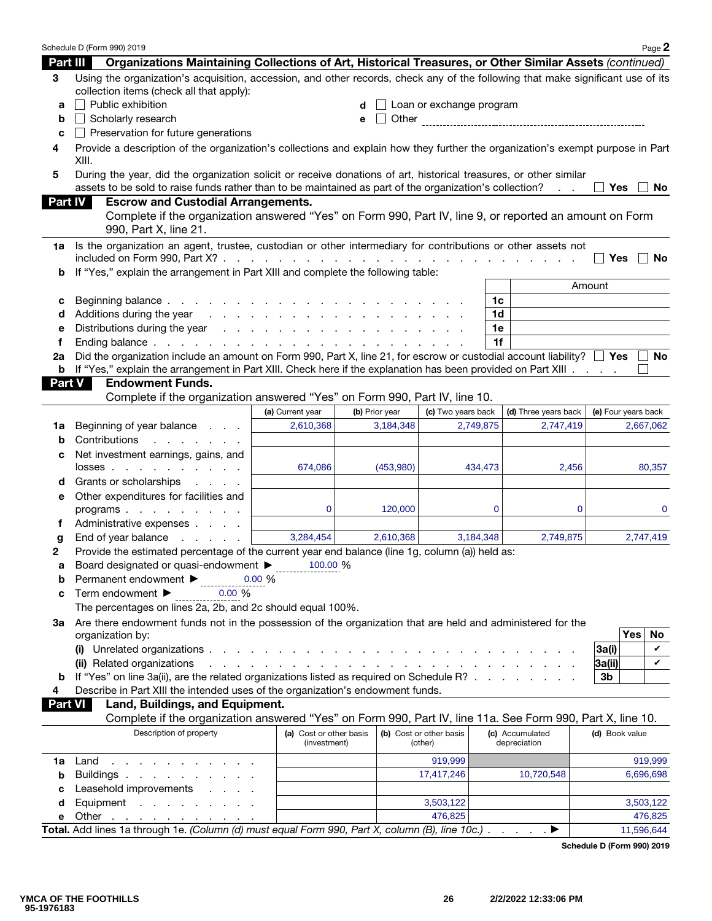Schedule D (Form 990) 2019 Page **2**

## Part III Organizations Maintaining Collections of Art, Historical Treasures, or Other Similar Assets *(continued)*

**3** Using the organization's acquisition, accession, and other records, check any of the following that make significant use of its collection items (check all that apply):

- **a** ☐ Public exhibition
- **b** ☐ Scholarly research
- **c** ☐ Preservation for future generations
- **d** ☐ Loan or exchange program
- **e** ☐ Other

**4** Provide a description of the organization's collections and explain how they further the organization's exempt purpose in Part XIII.

**5** During the year, did the organization solicit or receive donations of art, historical treasures, or other similar assets to be sold to raise funds rather than to be maintained as part of the organization's collection? ☐ Yes ☐ No

## Part IV Escrow and Custodial Arrangements.

Complete if the organization answered "Yes" on Form 990, Part IV, line 9, or reported an amount on Form 990, Part X, line 21.

**1a** Is the organization an agent, trustee, custodian or other intermediary for contributions or other assets not included on Form 990, Part X? ☐ Yes ☐ No

**b** If "Yes," explain the arrangement in Part XIII and complete the following table:

| | | | Amount |
|---|---|---|---|
| c | Beginning balance | 1c | |
| d | Additions during the year | 1d | |
| e | Distributions during the year | 1e | |
| f | Ending balance | 1f | |

**2a** Did the organization include an amount on Form 990, Part X, line 21, for escrow or custodial account liability? ☐ Yes ☐ No

**b** If "Yes," explain the arrangement in Part XIII. Check here if the explanation has been provided on Part XIII ☐

## Part V Endowment Funds.

Complete if the organization answered "Yes" on Form 990, Part IV, line 10.

| | | (a) Current year | (b) Prior year | (c) Two years back | (d) Three years back | (e) Four years back |
|---|---|---|---|---|---|---|
| 1a | Beginning of year balance | 2,610,368 | 3,184,348 | 2,749,875 | 2,747,419 | 2,667,062 |
| b | Contributions | | | | | |
| c | Net investment earnings, gains, and losses | 674,086 | (453,980) | 434,473 | 2,456 | 80,357 |
| d | Grants or scholarships | | | | | |
| e | Other expenditures for facilities and programs | 0 | 120,000 | 0 | 0 | 0 |
| f | Administrative expenses | | | | | |
| g | End of year balance | 3,284,454 | 2,610,368 | 3,184,348 | 2,749,875 | 2,747,419 |

**2** Provide the estimated percentage of the current year end balance (line 1g, column (a)) held as:

- **a** Board designated or quasi-endowment ► 100.00 %
- **b** Permanent endowment ► 0.00 %
- **c** Term endowment ► 0.00 %

The percentages on lines 2a, 2b, and 2c should equal 100%.

**3a** Are there endowment funds not in the possession of the organization that are held and administered for the organization by:

| | | | Yes | No |
|---|---|---|---|---|
| | (i) Unrelated organizations | 3a(i) | | ✔ |
| | (ii) Related organizations | 3a(ii) | | ✔ |
| b | If "Yes" on line 3a(ii), are the related organizations listed as required on Schedule R? | 3b | | |

**4** Describe in Part XIII the intended uses of the organization's endowment funds.

## Part VI Land, Buildings, and Equipment.

Complete if the organization answered "Yes" on Form 990, Part IV, line 11a. See Form 990, Part X, line 10.

| | Description of property | (a) Cost or other basis (investment) | (b) Cost or other basis (other) | (c) Accumulated depreciation | (d) Book value |
|---|---|---|---|---|---|
| 1a | Land | | 919,999 | | 919,999 |
| b | Buildings | | 17,417,246 | 10,720,548 | 6,696,698 |
| c | Leasehold improvements | | | | |
| d | Equipment | | 3,503,122 | | 3,503,122 |
| e | Other | | 476,825 | | 476,825 |
| **Total.** | Add lines 1a through 1e. *(Column (d) must equal Form 990, Part X, column (B), line 10c.)* ► | | | | 11,596,644 |

Schedule D (Form 990) 2019

YMCA OF THE FOOTHILLS
95-1976183
2/2/2022 12:33:06 PM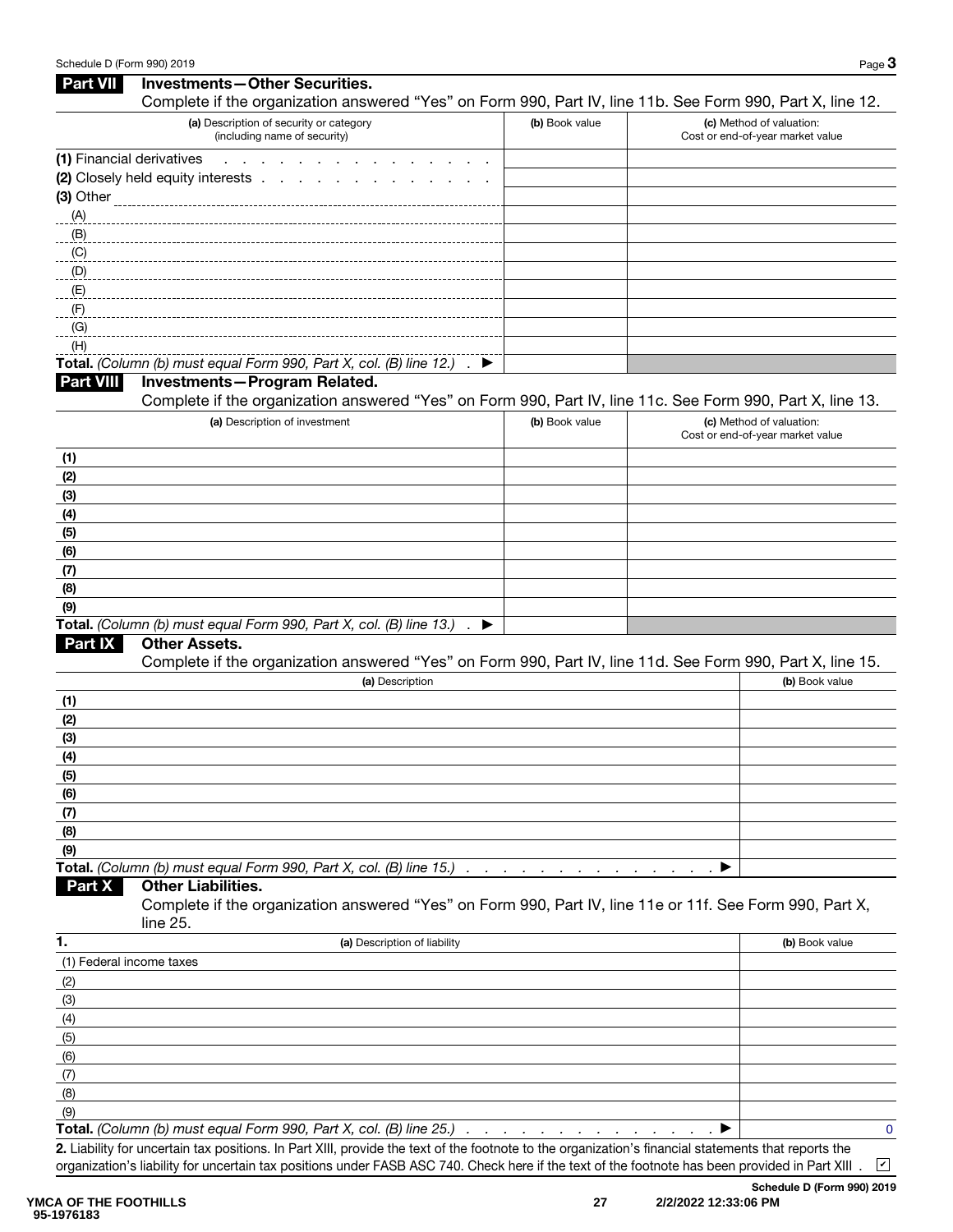## Part VII Investments—Other Securities.

Complete if the organization answered "Yes" on Form 990, Part IV, line 11b. See Form 990, Part X, line 12.

| (a) Description of security or category (including name of security) | (b) Book value | (c) Method of valuation: Cost or end-of-year market value |
|---|---|---|
| (1) Financial derivatives | | |
| (2) Closely held equity interests | | |
| (3) Other | | |
| (A) | | |
| (B) | | |
| (C) | | |
| (D) | | |
| (E) | | |
| (F) | | |
| (G) | | |
| (H) | | |
| **Total.** *(Column (b) must equal Form 990, Part X, col. (B) line 12.)* ▶ | | |

## Part VIII Investments—Program Related.

Complete if the organization answered "Yes" on Form 990, Part IV, line 11c. See Form 990, Part X, line 13.

| (a) Description of investment | (b) Book value | (c) Method of valuation: Cost or end-of-year market value |
|---|---|---|
| (1) | | |
| (2) | | |
| (3) | | |
| (4) | | |
| (5) | | |
| (6) | | |
| (7) | | |
| (8) | | |
| (9) | | |
| **Total.** *(Column (b) must equal Form 990, Part X, col. (B) line 13.)* ▶ | | |

## Part IX Other Assets.

Complete if the organization answered "Yes" on Form 990, Part IV, line 11d. See Form 990, Part X, line 15.

| (a) Description | (b) Book value |
|---|---|
| (1) | |
| (2) | |
| (3) | |
| (4) | |
| (5) | |
| (6) | |
| (7) | |
| (8) | |
| (9) | |
| **Total.** *(Column (b) must equal Form 990, Part X, col. (B) line 15.)* ▶ | |

## Part X Other Liabilities.

Complete if the organization answered "Yes" on Form 990, Part IV, line 11e or 11f. See Form 990, Part X, line 25.

| 1. (a) Description of liability | (b) Book value |
|---|---|
| (1) Federal income taxes | |
| (2) | |
| (3) | |
| (4) | |
| (5) | |
| (6) | |
| (7) | |
| (8) | |
| (9) | |
| **Total.** *(Column (b) must equal Form 990, Part X, col. (B) line 25.)* ▶ | 0 |

**2.** Liability for uncertain tax positions. In Part XIII, provide the text of the footnote to the organization's financial statements that reports the organization's liability for uncertain tax positions under FASB ASC 740. Check here if the text of the footnote has been provided in Part XIII . ☑

YMCA OF THE FOOTHILLS
95-1976183

2/2/2022 12:33:06 PM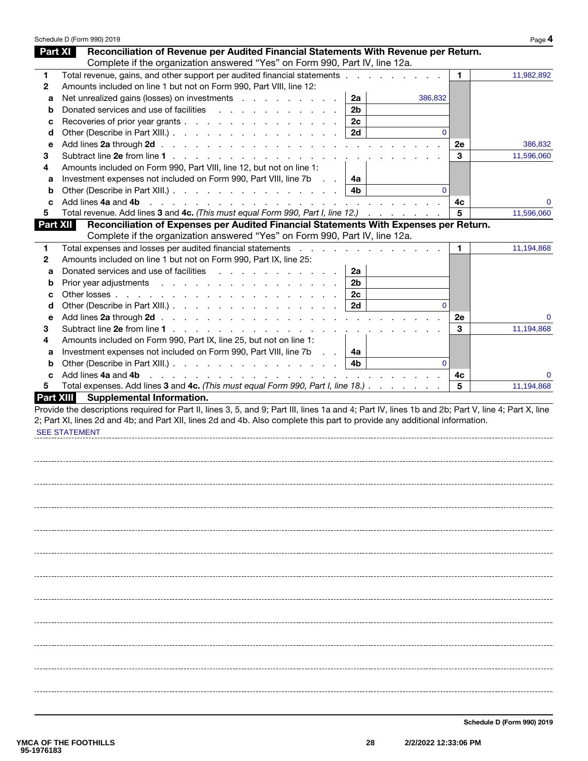## Part XI Reconciliation of Revenue per Audited Financial Statements With Revenue per Return.

Complete if the organization answered "Yes" on Form 990, Part IV, line 12a.

| | | | | | |
|---|---|---|---|---|---|
| **1** | Total revenue, gains, and other support per audited financial statements | | | **1** | 11,982,892 |
| **2** | Amounts included on line 1 but not on Form 990, Part VIII, line 12: | | | | |
| **a** | Net unrealized gains (losses) on investments | **2a** | 386,832 | | |
| **b** | Donated services and use of facilities | **2b** | | | |
| **c** | Recoveries of prior year grants | **2c** | | | |
| **d** | Other (Describe in Part XIII.) | **2d** | 0 | | |
| **e** | Add lines **2a** through **2d** | | | **2e** | 386,832 |
| **3** | Subtract line **2e** from line **1** | | | **3** | 11,596,060 |
| **4** | Amounts included on Form 990, Part VIII, line 12, but not on line 1: | | | | |
| **a** | Investment expenses not included on Form 990, Part VIII, line 7b | **4a** | | | |
| **b** | Other (Describe in Part XIII.) | **4b** | 0 | | |
| **c** | Add lines **4a** and **4b** | | | **4c** | 0 |
| **5** | Total revenue. Add lines **3** and **4c.** *(This must equal Form 990, Part I, line 12.)* | | | **5** | 11,596,060 |

## Part XII Reconciliation of Expenses per Audited Financial Statements With Expenses per Return.

Complete if the organization answered "Yes" on Form 990, Part IV, line 12a.

| | | | | | |
|---|---|---|---|---|---|
| **1** | Total expenses and losses per audited financial statements | | | **1** | 11,194,868 |
| **2** | Amounts included on line 1 but not on Form 990, Part IX, line 25: | | | | |
| **a** | Donated services and use of facilities | **2a** | | | |
| **b** | Prior year adjustments | **2b** | | | |
| **c** | Other losses | **2c** | | | |
| **d** | Other (Describe in Part XIII.) | **2d** | 0 | | |
| **e** | Add lines **2a** through **2d** | | | **2e** | 0 |
| **3** | Subtract line **2e** from line **1** | | | **3** | 11,194,868 |
| **4** | Amounts included on Form 990, Part IX, line 25, but not on line 1: | | | | |
| **a** | Investment expenses not included on Form 990, Part VIII, line 7b | **4a** | | | |
| **b** | Other (Describe in Part XIII.) | **4b** | 0 | | |
| **c** | Add lines **4a** and **4b** | | | **4c** | 0 |
| **5** | Total expenses. Add lines **3** and **4c.** *(This must equal Form 990, Part I, line 18.)* | | | **5** | 11,194,868 |

## Part XIII Supplemental Information.

Provide the descriptions required for Part II, lines 3, 5, and 9; Part III, lines 1a and 4; Part IV, lines 1b and 2b; Part V, line 4; Part X, line 2; Part XI, lines 2d and 4b; and Part XII, lines 2d and 4b. Also complete this part to provide any additional information.

SEE STATEMENT

**Schedule D (Form 990) 2019**

YMCA OF THE FOOTHILLS
95-1976183

2/2/2022 12:33:06 PM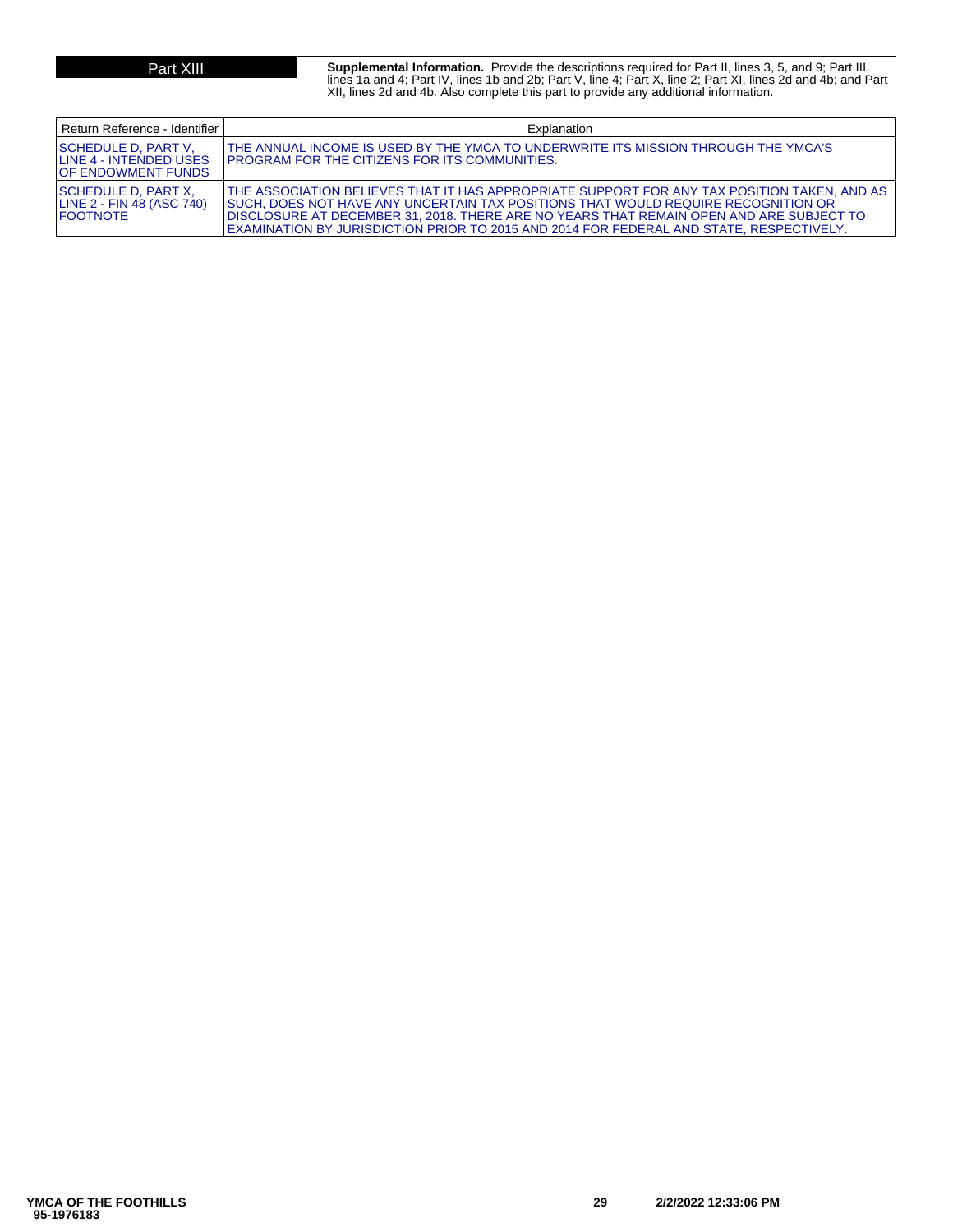## Part XIII

**Supplemental Information.** Provide the descriptions required for Part II, lines 3, 5, and 9; Part III, lines 1a and 4; Part IV, lines 1b and 2b; Part V, line 4; Part X, line 2; Part XI, lines 2d and 4b; and Part XII, lines 2d and 4b. Also complete this part to provide any additional information.

| Return Reference - Identifier | Explanation |
|---|---|
| SCHEDULE D, PART V, LINE 4 - INTENDED USES OF ENDOWMENT FUNDS | THE ANNUAL INCOME IS USED BY THE YMCA TO UNDERWRITE ITS MISSION THROUGH THE YMCA'S PROGRAM FOR THE CITIZENS FOR ITS COMMUNITIES. |
| SCHEDULE D, PART X, LINE 2 - FIN 48 (ASC 740) FOOTNOTE | THE ASSOCIATION BELIEVES THAT IT HAS APPROPRIATE SUPPORT FOR ANY TAX POSITION TAKEN, AND AS SUCH, DOES NOT HAVE ANY UNCERTAIN TAX POSITIONS THAT WOULD REQUIRE RECOGNITION OR DISCLOSURE AT DECEMBER 31, 2018. THERE ARE NO YEARS THAT REMAIN OPEN AND ARE SUBJECT TO EXAMINATION BY JURISDICTION PRIOR TO 2015 AND 2014 FOR FEDERAL AND STATE, RESPECTIVELY. |

YMCA OF THE FOOTHILLS
95-1976183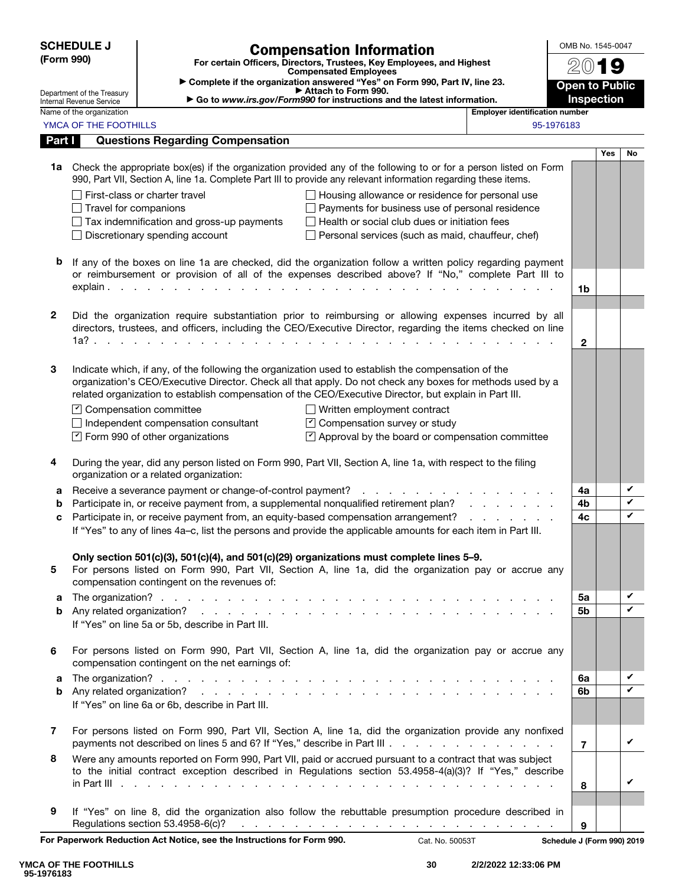**SCHEDULE J (Form 990)**

Department of the Treasury
Internal Revenue Service

# Compensation Information

**For certain Officers, Directors, Trustees, Key Employees, and Highest Compensated Employees**

▶ Complete if the organization answered "Yes" on Form 990, Part IV, line 23.
▶ Attach to Form 990.
▶ Go to *www.irs.gov/Form990* for instructions and the latest information.

OMB No. 1545-0047

**2019**

**Open to Public Inspection**

Name of the organization: YMCA OF THE FOOTHILLS

Employer identification number: 95-1976183

## Part I Questions Regarding Compensation

| | | | Yes | No |
|---|---|---|---|---|
| **1a** | Check the appropriate box(es) if the organization provided any of the following to or for a person listed on Form 990, Part VII, Section A, line 1a. Complete Part III to provide any relevant information regarding these items.<br>☐ First-class or charter travel<br>☐ Travel for companions<br>☐ Tax indemnification and gross-up payments<br>☐ Discretionary spending account<br>☐ Housing allowance or residence for personal use<br>☐ Payments for business use of personal residence<br>☐ Health or social club dues or initiation fees<br>☐ Personal services (such as maid, chauffeur, chef) | | | |
| **b** | If any of the boxes on line 1a are checked, did the organization follow a written policy regarding payment or reimbursement or provision of all of the expenses described above? If "No," complete Part III to explain | **1b** | | |
| **2** | Did the organization require substantiation prior to reimbursing or allowing expenses incurred by all directors, trustees, and officers, including the CEO/Executive Director, regarding the items checked on line 1a? | **2** | | |
| **3** | Indicate which, if any, of the following the organization used to establish the compensation of the organization's CEO/Executive Director. Check all that apply. Do not check any boxes for methods used by a related organization to establish compensation of the CEO/Executive Director, but explain in Part III.<br>☑ Compensation committee<br>☐ Independent compensation consultant<br>☑ Form 990 of other organizations<br>☐ Written employment contract<br>☑ Compensation survey or study<br>☑ Approval by the board or compensation committee | | | |
| **4** | During the year, did any person listed on Form 990, Part VII, Section A, line 1a, with respect to the filing organization or a related organization: | | | |
| **a** | Receive a severance payment or change-of-control payment? | **4a** | | ✔ |
| **b** | Participate in, or receive payment from, a supplemental nonqualified retirement plan? | **4b** | | ✔ |
| **c** | Participate in, or receive payment from, an equity-based compensation arrangement?<br>If "Yes" to any of lines 4a–c, list the persons and provide the applicable amounts for each item in Part III. | **4c** | | ✔ |
| | **Only section 501(c)(3), 501(c)(4), and 501(c)(29) organizations must complete lines 5–9.** | | | |
| **5** | For persons listed on Form 990, Part VII, Section A, line 1a, did the organization pay or accrue any compensation contingent on the revenues of: | | | |
| **a** | The organization? | **5a** | | ✔ |
| **b** | Any related organization?<br>If "Yes" on line 5a or 5b, describe in Part III. | **5b** | | ✔ |
| **6** | For persons listed on Form 990, Part VII, Section A, line 1a, did the organization pay or accrue any compensation contingent on the net earnings of: | | | |
| **a** | The organization? | **6a** | | ✔ |
| **b** | Any related organization?<br>If "Yes" on line 6a or 6b, describe in Part III. | **6b** | | ✔ |
| **7** | For persons listed on Form 990, Part VII, Section A, line 1a, did the organization provide any nonfixed payments not described on lines 5 and 6? If "Yes," describe in Part III | **7** | | ✔ |
| **8** | Were any amounts reported on Form 990, Part VII, paid or accrued pursuant to a contract that was subject to the initial contract exception described in Regulations section 53.4958-4(a)(3)? If "Yes," describe in Part III | **8** | | ✔ |
| **9** | If "Yes" on line 8, did the organization also follow the rebuttable presumption procedure described in Regulations section 53.4958-6(c)? | **9** | | |

**For Paperwork Reduction Act Notice, see the Instructions for Form 990.** Cat. No. 50053T **Schedule J (Form 990) 2019**

YMCA OF THE FOOTHILLS
95-1976183
2/2/2022 12:33:06 PM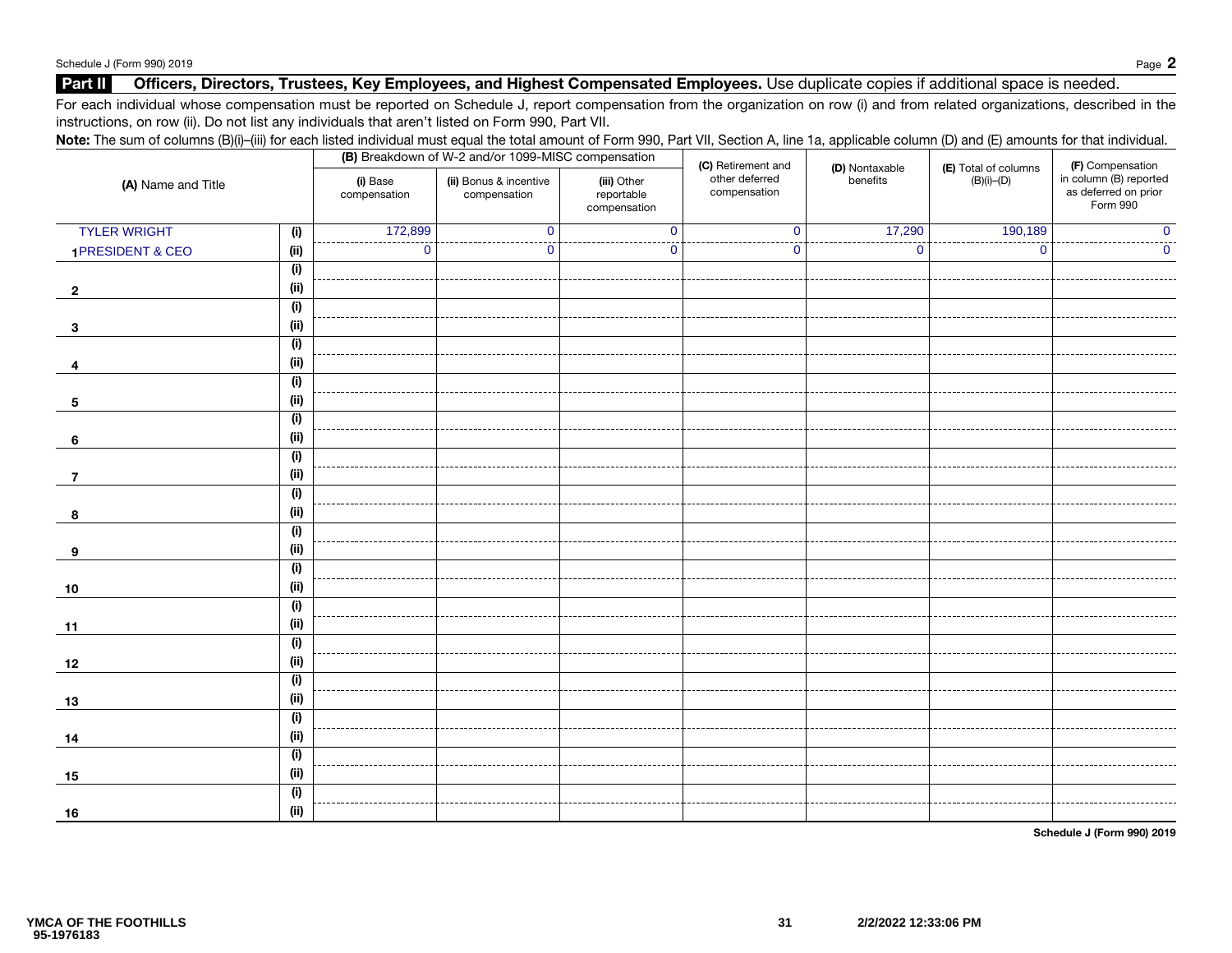## Part II Officers, Directors, Trustees, Key Employees, and Highest Compensated Employees. Use duplicate copies if additional space is needed.

For each individual whose compensation must be reported on Schedule J, report compensation from the organization on row (i) and from related organizations, described in the instructions, on row (ii). Do not list any individuals that aren't listed on Form 990, Part VII.

**Note:** The sum of columns (B)(i)–(iii) for each listed individual must equal the total amount of Form 990, Part VII, Section A, line 1a, applicable column (D) and (E) amounts for that individual.

| (A) Name and Title | | (B) Breakdown of W-2 and/or 1099-MISC compensation | | | (C) Retirement and other deferred compensation | (D) Nontaxable benefits | (E) Total of columns (B)(i)–(D) | (F) Compensation in column (B) reported as deferred on prior Form 990 |
|---|---|---|---|---|---|---|---|---|
| | | (i) Base compensation | (ii) Bonus & incentive compensation | (iii) Other reportable compensation | | | | |
| 1 TYLER WRIGHT | (i) | 172,899 | 0 | 0 | 0 | 17,290 | 190,189 | 0 |
| PRESIDENT & CEO | (ii) | 0 | 0 | 0 | 0 | 0 | 0 | 0 |
| 2 | (i) | | | | | | | |
| | (ii) | | | | | | | |
| 3 | (i) | | | | | | | |
| | (ii) | | | | | | | |
| 4 | (i) | | | | | | | |
| | (ii) | | | | | | | |
| 5 | (i) | | | | | | | |
| | (ii) | | | | | | | |
| 6 | (i) | | | | | | | |
| | (ii) | | | | | | | |
| 7 | (i) | | | | | | | |
| | (ii) | | | | | | | |
| 8 | (i) | | | | | | | |
| | (ii) | | | | | | | |
| 9 | (i) | | | | | | | |
| | (ii) | | | | | | | |
| 10 | (i) | | | | | | | |
| | (ii) | | | | | | | |
| 11 | (i) | | | | | | | |
| | (ii) | | | | | | | |
| 12 | (i) | | | | | | | |
| | (ii) | | | | | | | |
| 13 | (i) | | | | | | | |
| | (ii) | | | | | | | |
| 14 | (i) | | | | | | | |
| | (ii) | | | | | | | |
| 15 | (i) | | | | | | | |
| | (ii) | | | | | | | |
| 16 | (i) | | | | | | | |
| | (ii) | | | | | | | |

**Schedule J (Form 990) 2019**

YMCA OF THE FOOTHILLS
95-1976183

2/2/2022 12:33:06 PM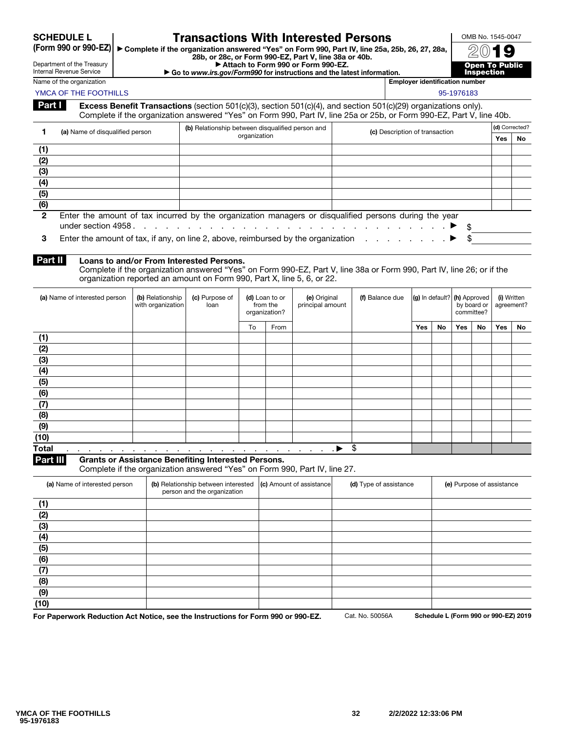**SCHEDULE L (Form 990 or 990-EZ)**

Department of the Treasury
Internal Revenue Service

# Transactions With Interested Persons

▶ Complete if the organization answered "Yes" on Form 990, Part IV, line 25a, 25b, 26, 27, 28a, 28b, or 28c, or Form 990-EZ, Part V, line 38a or 40b.
▶ Attach to Form 990 or Form 990-EZ.
▶ Go to *www.irs.gov/Form990* for instructions and the latest information.

OMB No. 1545-0047

**2019**

**Open To Public Inspection**

Name of the organization: YMCA OF THE FOOTHILLS

Employer identification number: 95-1976183

## Part I Excess Benefit Transactions (section 501(c)(3), section 501(c)(4), and section 501(c)(29) organizations only).

Complete if the organization answered "Yes" on Form 990, Part IV, line 25a or 25b, or Form 990-EZ, Part V, line 40b.

| 1 | (a) Name of disqualified person | (b) Relationship between disqualified person and organization | (c) Description of transaction | (d) Corrected? | |
|---|---|---|---|---|---|
| | | | | Yes | No |
| (1) | | | | | |
| (2) | | | | | |
| (3) | | | | | |
| (4) | | | | | |
| (5) | | | | | |
| (6) | | | | | |

**2** Enter the amount of tax incurred by the organization managers or disqualified persons during the year under section 4958 . . . ▶ $

**3** Enter the amount of tax, if any, on line 2, above, reimbursed by the organization . . . ▶ $

## Part II Loans to and/or From Interested Persons.

Complete if the organization answered "Yes" on Form 990-EZ, Part V, line 38a or Form 990, Part IV, line 26; or if the organization reported an amount on Form 990, Part X, line 5, 6, or 22.

| | (a) Name of interested person | (b) Relationship with organization | (c) Purpose of loan | (d) Loan to or from the organization? | | (e) Original principal amount | (f) Balance due | (g) In default? | | (h) Approved by board or committee? | | (i) Written agreement? | |
|---|---|---|---|---|---|---|---|---|---|---|---|---|---|
| | | | | To | From | | | Yes | No | Yes | No | Yes | No |
| (1) | | | | | | | | | | | | | |
| (2) | | | | | | | | | | | | | |
| (3) | | | | | | | | | | | | | |
| (4) | | | | | | | | | | | | | |
| (5) | | | | | | | | | | | | | |
| (6) | | | | | | | | | | | | | |
| (7) | | | | | | | | | | | | | |
| (8) | | | | | | | | | | | | | |
| (9) | | | | | | | | | | | | | |
| (10) | | | | | | | | | | | | | |
| **Total** | | | | | | ▶ | $ | | | | | | |

## Part III Grants or Assistance Benefiting Interested Persons.

Complete if the organization answered "Yes" on Form 990, Part IV, line 27.

| | (a) Name of interested person | (b) Relationship between interested person and the organization | (c) Amount of assistance | (d) Type of assistance | (e) Purpose of assistance |
|---|---|---|---|---|---|
| (1) | | | | | |
| (2) | | | | | |
| (3) | | | | | |
| (4) | | | | | |
| (5) | | | | | |
| (6) | | | | | |
| (7) | | | | | |
| (8) | | | | | |
| (9) | | | | | |
| (10) | | | | | |

**For Paperwork Reduction Act Notice, see the Instructions for Form 990 or 990-EZ.** Cat. No. 50056A **Schedule L (Form 990 or 990-EZ) 2019**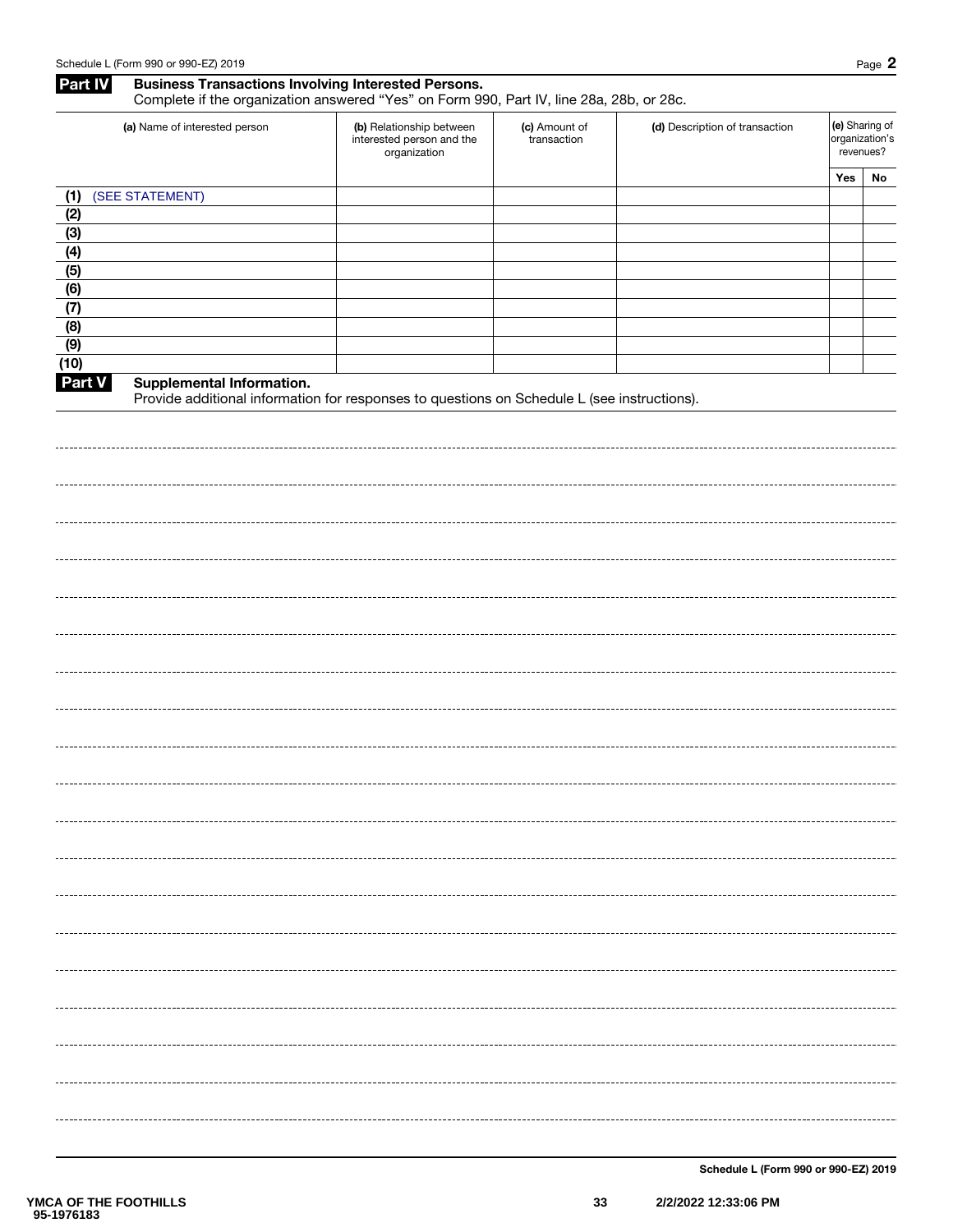## Part IV Business Transactions Involving Interested Persons.

Complete if the organization answered "Yes" on Form 990, Part IV, line 28a, 28b, or 28c.

| (a) Name of interested person | (b) Relationship between interested person and the organization | (c) Amount of transaction | (d) Description of transaction | (e) Sharing of organization's revenues? | |
|---|---|---|---|---|---|
| | | | | Yes | No |
| (1) (SEE STATEMENT) | | | | | |
| (2) | | | | | |
| (3) | | | | | |
| (4) | | | | | |
| (5) | | | | | |
| (6) | | | | | |
| (7) | | | | | |
| (8) | | | | | |
| (9) | | | | | |
| (10) | | | | | |

## Part V Supplemental Information.

Provide additional information for responses to questions on Schedule L (see instructions).

YMCA OF THE FOOTHILLS
95-1976183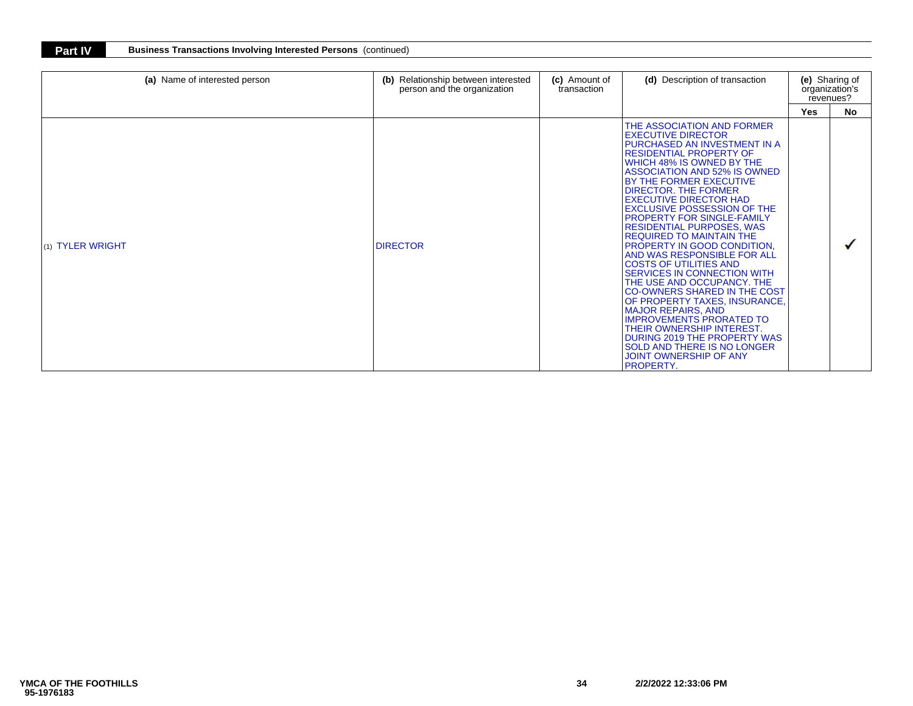## Part IV Business Transactions Involving Interested Persons (continued)

| (a) Name of interested person | (b) Relationship between interested person and the organization | (c) Amount of transaction | (d) Description of transaction | (e) Sharing of organization's revenues? | |
|---|---|---|---|---|---|
| | | | | Yes | No |
| (1) TYLER WRIGHT | DIRECTOR | | THE ASSOCIATION AND FORMER EXECUTIVE DIRECTOR PURCHASED AN INVESTMENT IN A RESIDENTIAL PROPERTY OF WHICH 48% IS OWNED BY THE ASSOCIATION AND 52% IS OWNED BY THE FORMER EXECUTIVE DIRECTOR. THE FORMER EXECUTIVE DIRECTOR HAD EXCLUSIVE POSSESSION OF THE PROPERTY FOR SINGLE-FAMILY RESIDENTIAL PURPOSES, WAS REQUIRED TO MAINTAIN THE PROPERTY IN GOOD CONDITION, AND WAS RESPONSIBLE FOR ALL COSTS OF UTILITIES AND SERVICES IN CONNECTION WITH THE USE AND OCCUPANCY. THE CO-OWNERS SHARED IN THE COST OF PROPERTY TAXES, INSURANCE, MAJOR REPAIRS, AND IMPROVEMENTS PRORATED TO THEIR OWNERSHIP INTEREST. DURING 2019 THE PROPERTY WAS SOLD AND THERE IS NO LONGER JOINT OWNERSHIP OF ANY PROPERTY. | | ✓ |

YMCA OF THE FOOTHILLS
95-1976183

2/2/2022 12:33:06 PM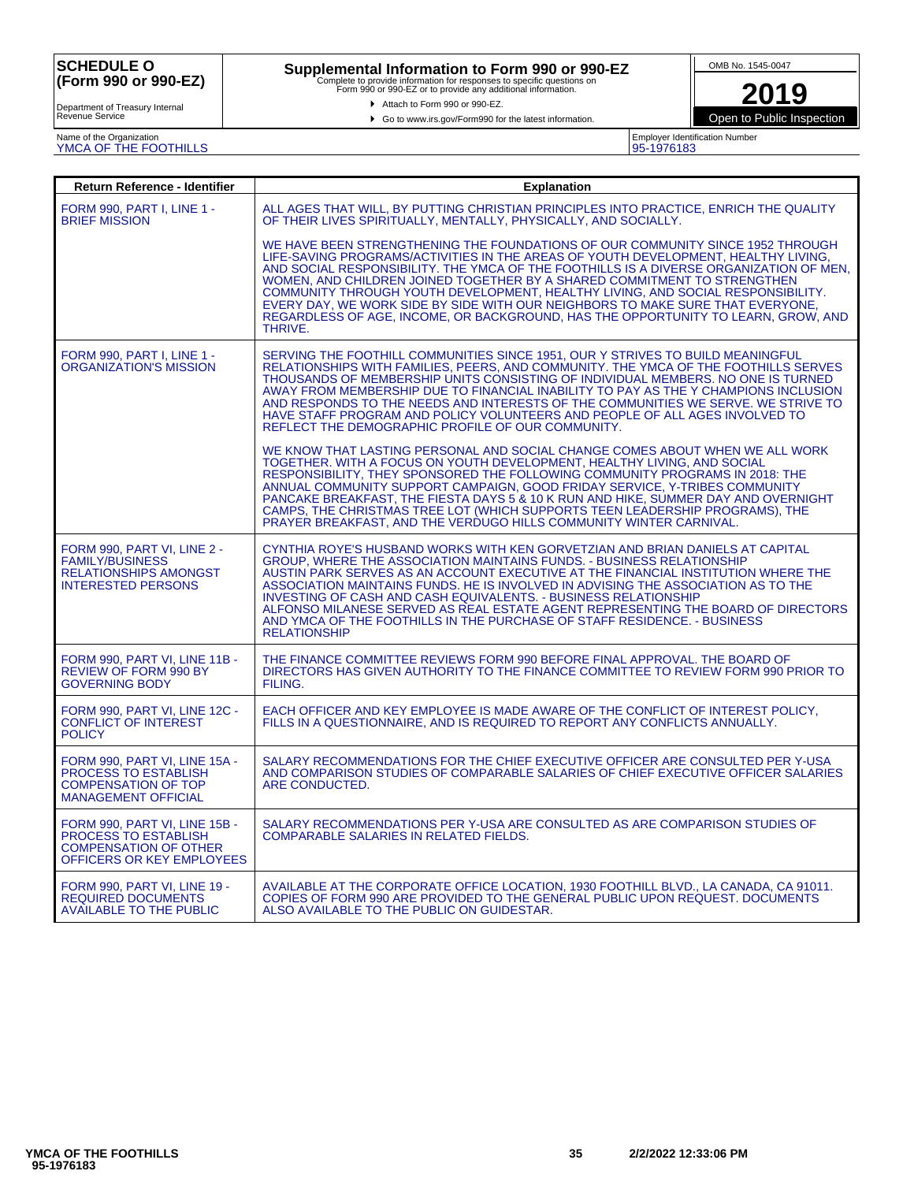**SCHEDULE O (Form 990 or 990-EZ)**

Department of Treasury Internal Revenue Service

# Supplemental Information to Form 990 or 990-EZ

Complete to provide information for responses to specific questions on Form 990 or 990-EZ or to provide any additional information.

▶ Attach to Form 990 or 990-EZ.

▶ Go to www.irs.gov/Form990 for the latest information.

OMB No. 1545-0047

**2019**

Open to Public Inspection

Name of the Organization: YMCA OF THE FOOTHILLS

Employer Identification Number: 95-1976183

| Return Reference - Identifier | Explanation |
|---|---|
| FORM 990, PART I, LINE 1 - BRIEF MISSION | ALL AGES THAT WILL, BY PUTTING CHRISTIAN PRINCIPLES INTO PRACTICE, ENRICH THE QUALITY OF THEIR LIVES SPIRITUALLY, MENTALLY, PHYSICALLY, AND SOCIALLY.<br><br>WE HAVE BEEN STRENGTHENING THE FOUNDATIONS OF OUR COMMUNITY SINCE 1952 THROUGH LIFE-SAVING PROGRAMS/ACTIVITIES IN THE AREAS OF YOUTH DEVELOPMENT, HEALTHY LIVING, AND SOCIAL RESPONSIBILITY. THE YMCA OF THE FOOTHILLS IS A DIVERSE ORGANIZATION OF MEN, WOMEN, AND CHILDREN JOINED TOGETHER BY A SHARED COMMITMENT TO STRENGTHEN COMMUNITY THROUGH YOUTH DEVELOPMENT, HEALTHY LIVING, AND SOCIAL RESPONSIBILITY. EVERY DAY, WE WORK SIDE BY SIDE WITH OUR NEIGHBORS TO MAKE SURE THAT EVERYONE, REGARDLESS OF AGE, INCOME, OR BACKGROUND, HAS THE OPPORTUNITY TO LEARN, GROW, AND THRIVE. |
| FORM 990, PART I, LINE 1 - ORGANIZATION'S MISSION | SERVING THE FOOTHILL COMMUNITIES SINCE 1951, OUR Y STRIVES TO BUILD MEANINGFUL RELATIONSHIPS WITH FAMILIES, PEERS, AND COMMUNITY. THE YMCA OF THE FOOTHILLS SERVES THOUSANDS OF MEMBERSHIP UNITS CONSISTING OF INDIVIDUAL MEMBERS. NO ONE IS TURNED AWAY FROM MEMBERSHIP DUE TO FINANCIAL INABILITY TO PAY AS THE Y CHAMPIONS INCLUSION AND RESPONDS TO THE NEEDS AND INTERESTS OF THE COMMUNITIES WE SERVE. WE STRIVE TO HAVE STAFF PROGRAM AND POLICY VOLUNTEERS AND PEOPLE OF ALL AGES INVOLVED TO REFLECT THE DEMOGRAPHIC PROFILE OF OUR COMMUNITY.<br><br>WE KNOW THAT LASTING PERSONAL AND SOCIAL CHANGE COMES ABOUT WHEN WE ALL WORK TOGETHER. WITH A FOCUS ON YOUTH DEVELOPMENT, HEALTHY LIVING, AND SOCIAL RESPONSIBILITY, THEY SPONSORED THE FOLLOWING COMMUNITY PROGRAMS IN 2018: THE ANNUAL COMMUNITY SUPPORT CAMPAIGN, GOOD FRIDAY SERVICE, Y-TRIBES COMMUNITY PANCAKE BREAKFAST, THE FIESTA DAYS 5 & 10 K RUN AND HIKE, SUMMER DAY AND OVERNIGHT CAMPS, THE CHRISTMAS TREE LOT (WHICH SUPPORTS TEEN LEADERSHIP PROGRAMS), THE PRAYER BREAKFAST, AND THE VERDUGO HILLS COMMUNITY WINTER CARNIVAL. |
| FORM 990, PART VI, LINE 2 - FAMILY/BUSINESS RELATIONSHIPS AMONGST INTERESTED PERSONS | CYNTHIA ROYE'S HUSBAND WORKS WITH KEN GORVETZIAN AND BRIAN DANIELS AT CAPITAL GROUP, WHERE THE ASSOCIATION MAINTAINS FUNDS. - BUSINESS RELATIONSHIP<br>AUSTIN PARK SERVES AS AN ACCOUNT EXECUTIVE AT THE FINANCIAL INSTITUTION WHERE THE ASSOCIATION MAINTAINS FUNDS. HE IS INVOLVED IN ADVISING THE ASSOCIATION AS TO THE INVESTING OF CASH AND CASH EQUIVALENTS. - BUSINESS RELATIONSHIP<br>ALFONSO MILANESE SERVED AS REAL ESTATE AGENT REPRESENTING THE BOARD OF DIRECTORS AND YMCA OF THE FOOTHILLS IN THE PURCHASE OF STAFF RESIDENCE. - BUSINESS RELATIONSHIP |
| FORM 990, PART VI, LINE 11B - REVIEW OF FORM 990 BY GOVERNING BODY | THE FINANCE COMMITTEE REVIEWS FORM 990 BEFORE FINAL APPROVAL. THE BOARD OF DIRECTORS HAS GIVEN AUTHORITY TO THE FINANCE COMMITTEE TO REVIEW FORM 990 PRIOR TO FILING. |
| FORM 990, PART VI, LINE 12C - CONFLICT OF INTEREST POLICY | EACH OFFICER AND KEY EMPLOYEE IS MADE AWARE OF THE CONFLICT OF INTEREST POLICY, FILLS IN A QUESTIONNAIRE, AND IS REQUIRED TO REPORT ANY CONFLICTS ANNUALLY. |
| FORM 990, PART VI, LINE 15A - PROCESS TO ESTABLISH COMPENSATION OF TOP MANAGEMENT OFFICIAL | SALARY RECOMMENDATIONS FOR THE CHIEF EXECUTIVE OFFICER ARE CONSULTED PER Y-USA AND COMPARISON STUDIES OF COMPARABLE SALARIES OF CHIEF EXECUTIVE OFFICER SALARIES ARE CONDUCTED. |
| FORM 990, PART VI, LINE 15B - PROCESS TO ESTABLISH COMPENSATION OF OTHER OFFICERS OR KEY EMPLOYEES | SALARY RECOMMENDATIONS PER Y-USA ARE CONSULTED AS ARE COMPARISON STUDIES OF COMPARABLE SALARIES IN RELATED FIELDS. |
| FORM 990, PART VI, LINE 19 - REQUIRED DOCUMENTS AVAILABLE TO THE PUBLIC | AVAILABLE AT THE CORPORATE OFFICE LOCATION, 1930 FOOTHILL BLVD., LA CANADA, CA 91011. COPIES OF FORM 990 ARE PROVIDED TO THE GENERAL PUBLIC UPON REQUEST. DOCUMENTS ALSO AVAILABLE TO THE PUBLIC ON GUIDESTAR. |